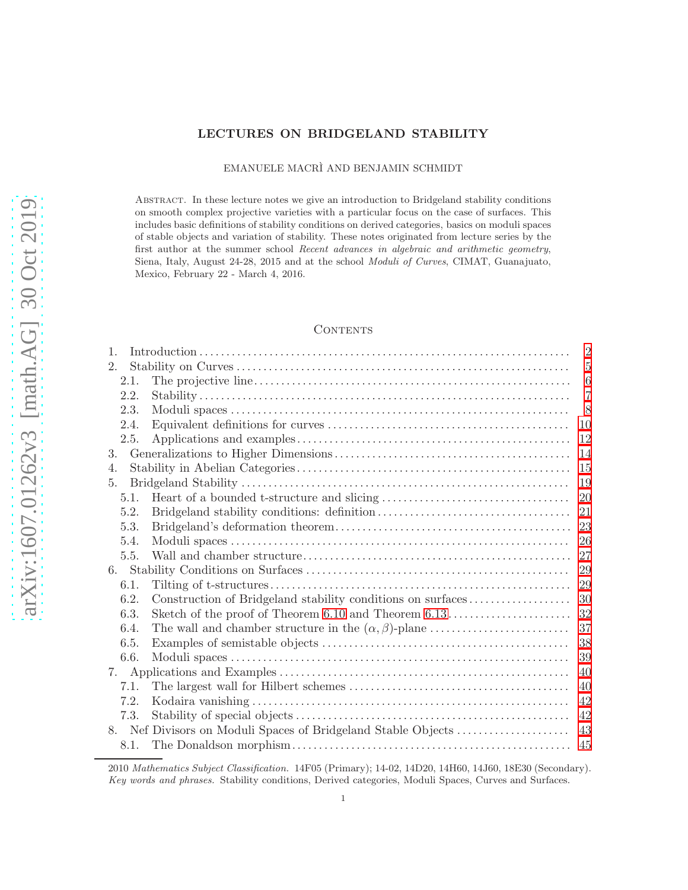# LECTURES ON BRIDGELAND STABILITY

EMANUELE MACRÌ AND BENJAMIN SCHMIDT

Abstract. In these lecture notes we give an introduction to Bridgeland stability conditions on smooth complex projective varieties with a particular focus on the case of surfaces. This includes basic definitions of stability conditions on derived categories, basics on moduli spaces of stable objects and variation of stability. These notes originated from lecture series by the first author at the summer school *Recent advances in algebraic and arithmetic geometry*, Siena, Italy, August 24-28, 2015 and at the school *Moduli of Curves*, CIMAT, Guanajuato, Mexico, February 22 - March 4, 2016.

## Contents

1. Introduction ... 2
2. Stability on Curves ... 5
   - 2.1. The projective line ... 6
   - 2.2. Stability ... 7
   - 2.3. Moduli spaces ... 8
   - 2.4. Equivalent definitions for curves ... 10
   - 2.5. Applications and examples ... 12
3. Generalizations to Higher Dimensions ... 14
4. Stability in Abelian Categories ... 15
5. Bridgeland Stability ... 19
   - 5.1. Heart of a bounded t-structure and slicing ... 20
   - 5.2. Bridgeland stability conditions: definition ... 21
   - 5.3. Bridgeland's deformation theorem ... 23
   - 5.4. Moduli spaces ... 26
   - 5.5. Wall and chamber structure ... 27
6. Stability Conditions on Surfaces ... 29
   - 6.1. Tilting of t-structures ... 29
   - 6.2. Construction of Bridgeland stability conditions on surfaces ... 30
   - 6.3. Sketch of the proof of Theorem 6.10 and Theorem 6.13 ... 32
   - 6.4. The wall and chamber structure in the $(\alpha, \beta)$-plane ... 37
   - 6.5. Examples of semistable objects ... 38
   - 6.6. Moduli spaces ... 39
7. Applications and Examples ... 40
   - 7.1. The largest wall for Hilbert schemes ... 40
   - 7.2. Kodaira vanishing ... 42
   - 7.3. Stability of special objects ... 42
8. Nef Divisors on Moduli Spaces of Bridgeland Stable Objects ... 43
   - 8.1. The Donaldson morphism ... 45

2010 *Mathematics Subject Classification.* 14F05 (Primary); 14-02, 14D20, 14H60, 14J60, 18E30 (Secondary).
*Key words and phrases.* Stability conditions, Derived categories, Moduli Spaces, Curves and Surfaces.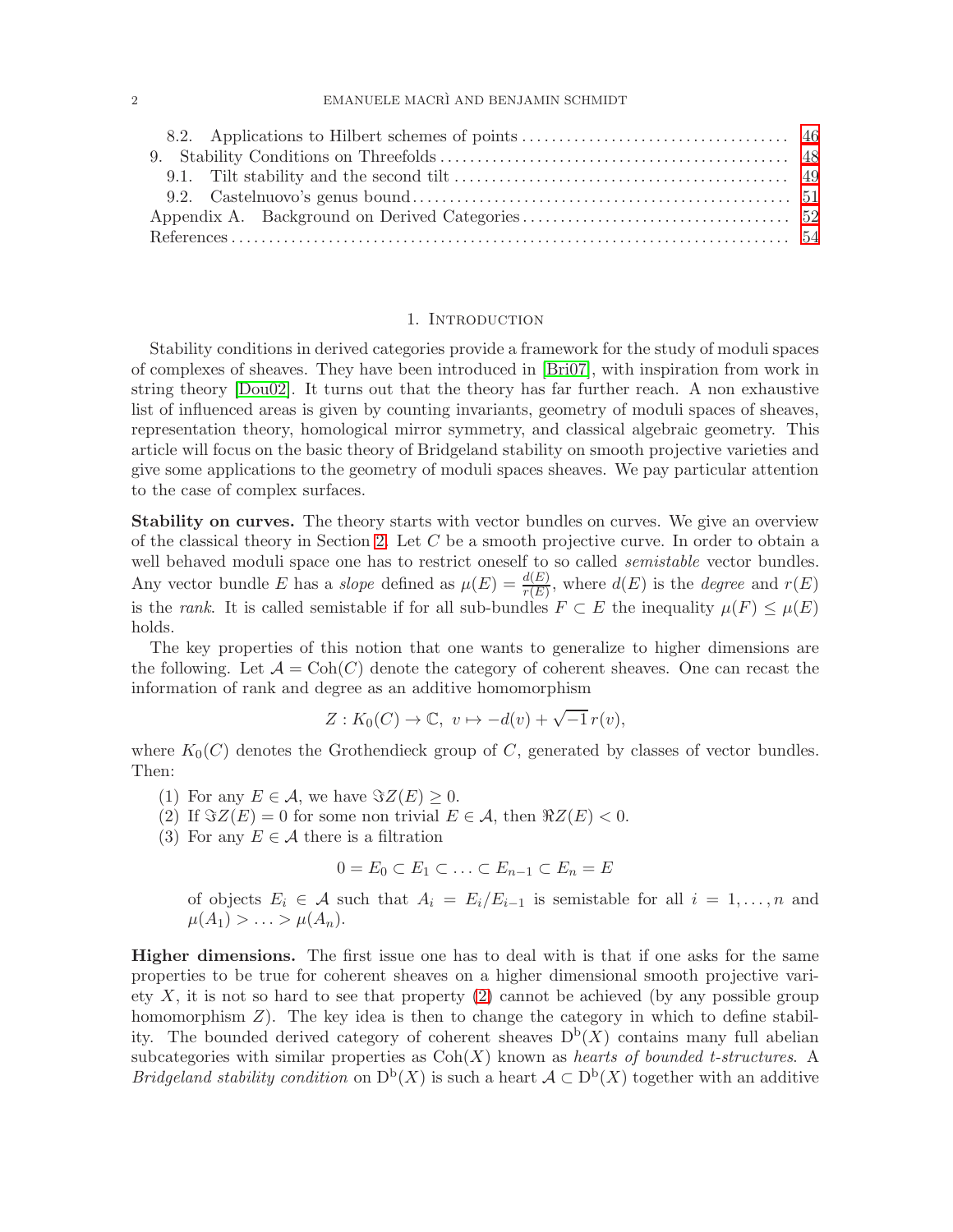8.2. Applications to Hilbert schemes of points ... 46
9. Stability Conditions on Threefolds ... 48
9.1. Tilt stability and the second tilt ... 49
9.2. Castelnuovo's genus bound ... 51
Appendix A. Background on Derived Categories ... 52
References ... 54

# 1. Introduction

Stability conditions in derived categories provide a framework for the study of moduli spaces of complexes of sheaves. They have been introduced in [Bri07], with inspiration from work in string theory [Dou02]. It turns out that the theory has far further reach. A non exhaustive list of influenced areas is given by counting invariants, geometry of moduli spaces of sheaves, representation theory, homological mirror symmetry, and classical algebraic geometry. This article will focus on the basic theory of Bridgeland stability on smooth projective varieties and give some applications to the geometry of moduli spaces sheaves. We pay particular attention to the case of complex surfaces.

**Stability on curves.** The theory starts with vector bundles on curves. We give an overview of the classical theory in Section 2. Let $C$ be a smooth projective curve. In order to obtain a well behaved moduli space one has to restrict oneself to so called *semistable* vector bundles. Any vector bundle $E$ has a *slope* defined as $\mu(E) = \frac{d(E)}{r(E)}$, where $d(E)$ is the *degree* and $r(E)$ is the *rank*. It is called semistable if for all sub-bundles $F \subset E$ the inequality $\mu(F) \leq \mu(E)$ holds.

The key properties of this notion that one wants to generalize to higher dimensions are the following. Let $\mathcal{A} = \mathrm{Coh}(C)$ denote the category of coherent sheaves. One can recast the information of rank and degree as an additive homomorphism

$$Z : K_0(C) \to \mathbb{C},\ v \mapsto -d(v) + \sqrt{-1}\, r(v),$$

where $K_0(C)$ denotes the Grothendieck group of $C$, generated by classes of vector bundles. Then:

(1) For any $E \in \mathcal{A}$, we have $\Im Z(E) \geq 0$.
(2) If $\Im Z(E) = 0$ for some non trivial $E \in \mathcal{A}$, then $\Re Z(E) < 0$.
(3) For any $E \in \mathcal{A}$ there is a filtration

$$0 = E_0 \subset E_1 \subset \ldots \subset E_{n-1} \subset E_n = E$$

of objects $E_i \in \mathcal{A}$ such that $A_i = E_i/E_{i-1}$ is semistable for all $i = 1, \ldots, n$ and $\mu(A_1) > \ldots > \mu(A_n)$.

**Higher dimensions.** The first issue one has to deal with is that if one asks for the same properties to be true for coherent sheaves on a higher dimensional smooth projective variety $X$, it is not so hard to see that property (2) cannot be achieved (by any possible group homomorphism $Z$). The key idea is then to change the category in which to define stability. The bounded derived category of coherent sheaves $\mathrm{D}^{\mathrm{b}}(X)$ contains many full abelian subcategories with similar properties as $\mathrm{Coh}(X)$ known as *hearts of bounded t-structures*. A *Bridgeland stability condition* on $\mathrm{D}^{\mathrm{b}}(X)$ is such a heart $\mathcal{A} \subset \mathrm{D}^{\mathrm{b}}(X)$ together with an additive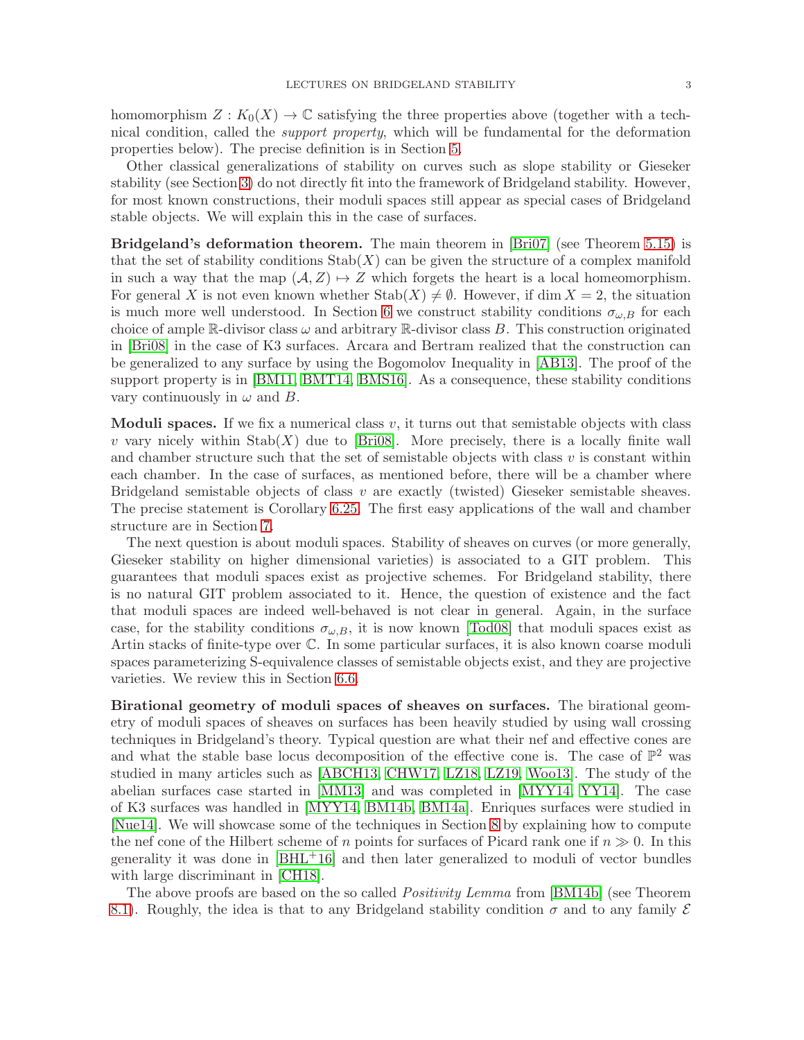homomorphism $Z : K_0(X) \to \mathbb{C}$ satisfying the three properties above (together with a technical condition, called the *support property*, which will be fundamental for the deformation properties below). The precise definition is in Section 5.

Other classical generalizations of stability on curves such as slope stability or Gieseker stability (see Section 3) do not directly fit into the framework of Bridgeland stability. However, for most known constructions, their moduli spaces still appear as special cases of Bridgeland stable objects. We will explain this in the case of surfaces.

**Bridgeland's deformation theorem.** The main theorem in [Bri07] (see Theorem 5.15) is that the set of stability conditions $\mathrm{Stab}(X)$ can be given the structure of a complex manifold in such a way that the map $(\mathcal{A}, Z) \mapsto Z$ which forgets the heart is a local homeomorphism. For general $X$ is not even known whether $\mathrm{Stab}(X) \neq \emptyset$. However, if $\dim X = 2$, the situation is much more well understood. In Section 6 we construct stability conditions $\sigma_{\omega,B}$ for each choice of ample $\mathbb{R}$-divisor class $\omega$ and arbitrary $\mathbb{R}$-divisor class $B$. This construction originated in [Bri08] in the case of K3 surfaces. Arcara and Bertram realized that the construction can be generalized to any surface by using the Bogomolov Inequality in [AB13]. The proof of the support property is in [BM11, BMT14, BMS16]. As a consequence, these stability conditions vary continuously in $\omega$ and $B$.

**Moduli spaces.** If we fix a numerical class $v$, it turns out that semistable objects with class $v$ vary nicely within $\mathrm{Stab}(X)$ due to [Bri08]. More precisely, there is a locally finite wall and chamber structure such that the set of semistable objects with class $v$ is constant within each chamber. In the case of surfaces, as mentioned before, there will be a chamber where Bridgeland semistable objects of class $v$ are exactly (twisted) Gieseker semistable sheaves. The precise statement is Corollary 6.25. The first easy applications of the wall and chamber structure are in Section 7.

The next question is about moduli spaces. Stability of sheaves on curves (or more generally, Gieseker stability on higher dimensional varieties) is associated to a GIT problem. This guarantees that moduli spaces exist as projective schemes. For Bridgeland stability, there is no natural GIT problem associated to it. Hence, the question of existence and the fact that moduli spaces are indeed well-behaved is not clear in general. Again, in the surface case, for the stability conditions $\sigma_{\omega,B}$, it is now known [Tod08] that moduli spaces exist as Artin stacks of finite-type over $\mathbb{C}$. In some particular surfaces, it is also known coarse moduli spaces parameterizing S-equivalence classes of semistable objects exist, and they are projective varieties. We review this in Section 6.6.

**Birational geometry of moduli spaces of sheaves on surfaces.** The birational geometry of moduli spaces of sheaves on surfaces has been heavily studied by using wall crossing techniques in Bridgeland's theory. Typical question are what their nef and effective cones are and what the stable base locus decomposition of the effective cone is. The case of $\mathbb{P}^2$ was studied in many articles such as [ABCH13, CHW17, LZ18, LZ19, Woo13]. The study of the abelian surfaces case started in [MM13] and was completed in [MYY14, YY14]. The case of K3 surfaces was handled in [MYY14, BM14b, BM14a]. Enriques surfaces were studied in [Nue14]. We will showcase some of the techniques in Section 8 by explaining how to compute the nef cone of the Hilbert scheme of $n$ points for surfaces of Picard rank one if $n \gg 0$. In this generality it was done in [BHL+16] and then later generalized to moduli of vector bundles with large discriminant in [CH18].

The above proofs are based on the so called *Positivity Lemma* from [BM14b] (see Theorem 8.1). Roughly, the idea is that to any Bridgeland stability condition $\sigma$ and to any family $\mathcal{E}$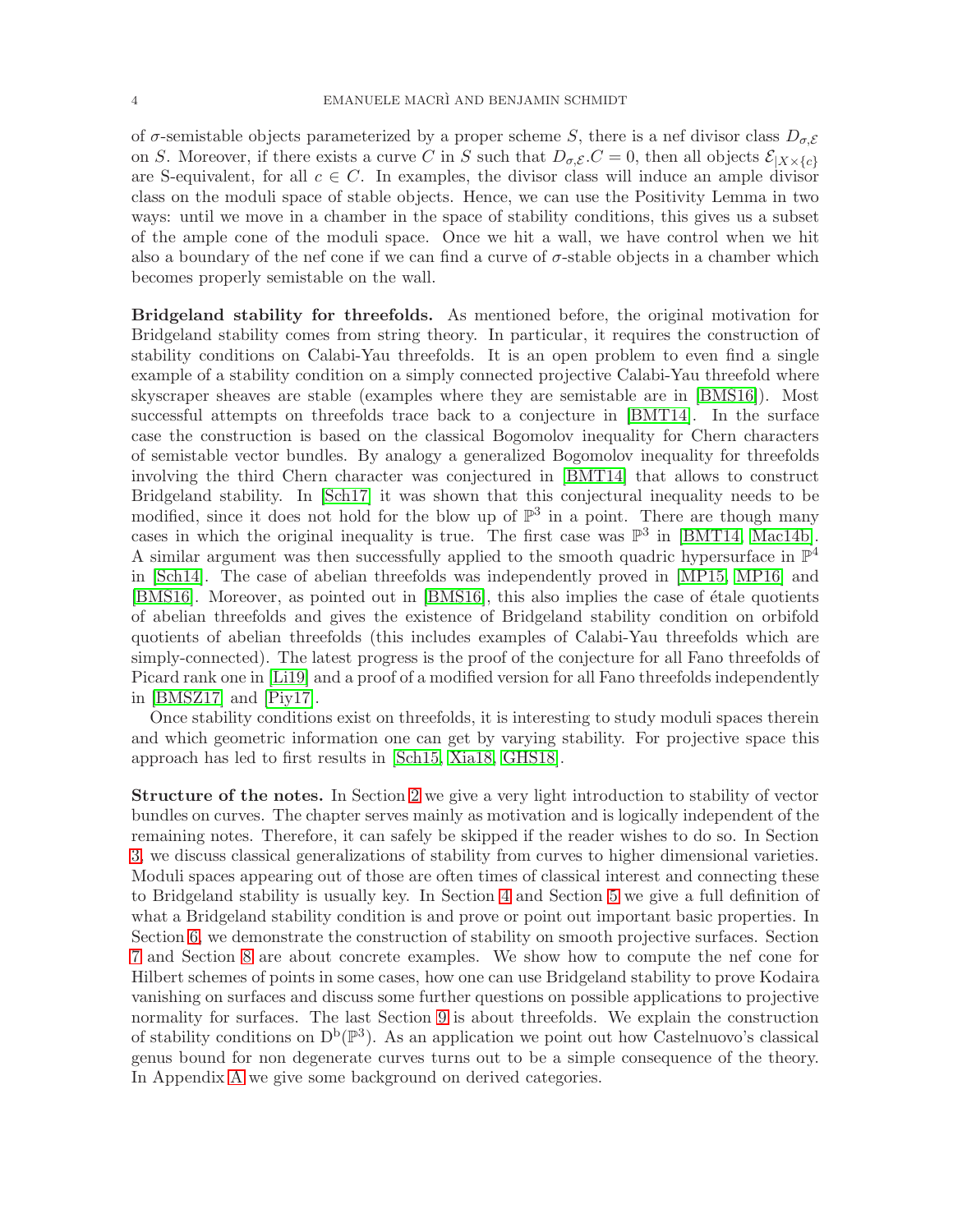of $\sigma$-semistable objects parameterized by a proper scheme $S$, there is a nef divisor class $D_{\sigma,\mathcal{E}}$ on $S$. Moreover, if there exists a curve $C$ in $S$ such that $D_{\sigma,\mathcal{E}}.C = 0$, then all objects $\mathcal{E}_{|X \times \{c\}}$ are S-equivalent, for all $c \in C$. In examples, the divisor class will induce an ample divisor class on the moduli space of stable objects. Hence, we can use the Positivity Lemma in two ways: until we move in a chamber in the space of stability conditions, this gives us a subset of the ample cone of the moduli space. Once we hit a wall, we have control when we hit also a boundary of the nef cone if we can find a curve of $\sigma$-stable objects in a chamber which becomes properly semistable on the wall.

**Bridgeland stability for threefolds.** As mentioned before, the original motivation for Bridgeland stability comes from string theory. In particular, it requires the construction of stability conditions on Calabi-Yau threefolds. It is an open problem to even find a single example of a stability condition on a simply connected projective Calabi-Yau threefold where skyscraper sheaves are stable (examples where they are semistable are in [BMS16]). Most successful attempts on threefolds trace back to a conjecture in [BMT14]. In the surface case the construction is based on the classical Bogomolov inequality for Chern characters of semistable vector bundles. By analogy a generalized Bogomolov inequality for threefolds involving the third Chern character was conjectured in [BMT14] that allows to construct Bridgeland stability. In [Sch17] it was shown that this conjectural inequality needs to be modified, since it does not hold for the blow up of $\mathbb{P}^3$ in a point. There are though many cases in which the original inequality is true. The first case was $\mathbb{P}^3$ in [BMT14, Mac14b]. A similar argument was then successfully applied to the smooth quadric hypersurface in $\mathbb{P}^4$ in [Sch14]. The case of abelian threefolds was independently proved in [MP15, MP16] and [BMS16]. Moreover, as pointed out in [BMS16], this also implies the case of étale quotients of abelian threefolds and gives the existence of Bridgeland stability condition on orbifold quotients of abelian threefolds (this includes examples of Calabi-Yau threefolds which are simply-connected). The latest progress is the proof of the conjecture for all Fano threefolds of Picard rank one in [Li19] and a proof of a modified version for all Fano threefolds independently in [BMSZ17] and [Piy17].

Once stability conditions exist on threefolds, it is interesting to study moduli spaces therein and which geometric information one can get by varying stability. For projective space this approach has led to first results in [Sch15, Xia18, GHS18].

**Structure of the notes.** In Section 2 we give a very light introduction to stability of vector bundles on curves. The chapter serves mainly as motivation and is logically independent of the remaining notes. Therefore, it can safely be skipped if the reader wishes to do so. In Section 3, we discuss classical generalizations of stability from curves to higher dimensional varieties. Moduli spaces appearing out of those are often times of classical interest and connecting these to Bridgeland stability is usually key. In Section 4 and Section 5 we give a full definition of what a Bridgeland stability condition is and prove or point out important basic properties. In Section 6, we demonstrate the construction of stability on smooth projective surfaces. Section 7 and Section 8 are about concrete examples. We show how to compute the nef cone for Hilbert schemes of points in some cases, how one can use Bridgeland stability to prove Kodaira vanishing on surfaces and discuss some further questions on possible applications to projective normality for surfaces. The last Section 9 is about threefolds. We explain the construction of stability conditions on $\mathrm{D}^{\mathrm{b}}(\mathbb{P}^3)$. As an application we point out how Castelnuovo's classical genus bound for non degenerate curves turns out to be a simple consequence of the theory. In Appendix A we give some background on derived categories.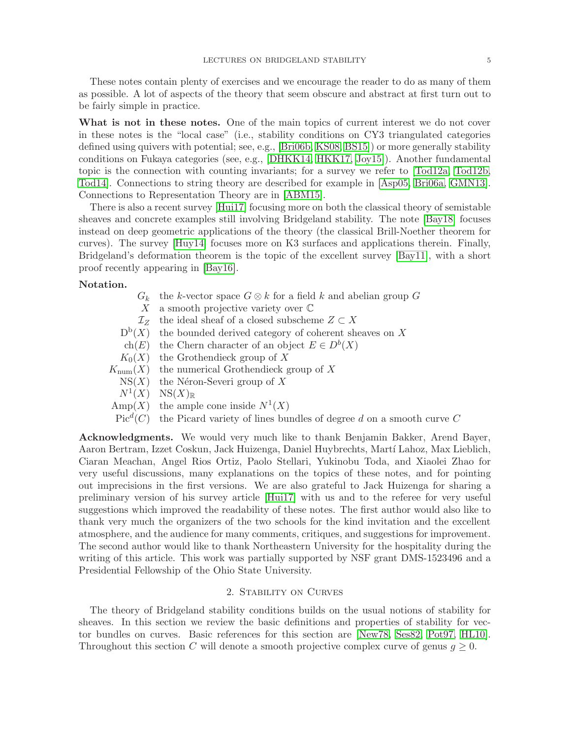These notes contain plenty of exercises and we encourage the reader to do as many of them as possible. A lot of aspects of the theory that seem obscure and abstract at first turn out to be fairly simple in practice.

**What is not in these notes.** One of the main topics of current interest we do not cover in these notes is the "local case" (i.e., stability conditions on CY3 triangulated categories defined using quivers with potential; see, e.g., [Bri06b, KS08, BS15]) or more generally stability conditions on Fukaya categories (see, e.g., [DHKK14, HKK17, Joy15]). Another fundamental topic is the connection with counting invariants; for a survey we refer to [Tod12a, Tod12b, Tod14]. Connections to string theory are described for example in [Asp05, Bri06a, GMN13]. Connections to Representation Theory are in [ABM15].

There is also a recent survey [Hui17] focusing more on both the classical theory of semistable sheaves and concrete examples still involving Bridgeland stability. The note [Bay18] focuses instead on deep geometric applications of the theory (the classical Brill-Noether theorem for curves). The survey [Huy14] focuses more on K3 surfaces and applications therein. Finally, Bridgeland's deformation theorem is the topic of the excellent survey [Bay11], with a short proof recently appearing in [Bay16].

**Notation.**

| | |
|---|---|
| $G_k$ | the $k$-vector space $G \otimes k$ for a field $k$ and abelian group $G$ |
| $X$ | a smooth projective variety over $\mathbb{C}$ |
| $\mathcal{I}_Z$ | the ideal sheaf of a closed subscheme $Z \subset X$ |
| $\mathrm{D}^{\mathrm{b}}(X)$ | the bounded derived category of coherent sheaves on $X$ |
| $\mathrm{ch}(E)$ | the Chern character of an object $E \in D^b(X)$ |
| $K_0(X)$ | the Grothendieck group of $X$ |
| $K_{\mathrm{num}}(X)$ | the numerical Grothendieck group of $X$ |
| $\mathrm{NS}(X)$ | the Néron-Severi group of $X$ |
| $N^1(X)$ | $\mathrm{NS}(X)_{\mathbb{R}}$ |
| $\mathrm{Amp}(X)$ | the ample cone inside $N^1(X)$ |
| $\mathrm{Pic}^d(C)$ | the Picard variety of lines bundles of degree $d$ on a smooth curve $C$ |

**Acknowledgments.** We would very much like to thank Benjamin Bakker, Arend Bayer, Aaron Bertram, Izzet Coskun, Jack Huizenga, Daniel Huybrechts, Martí Lahoz, Max Lieblich, Ciaran Meachan, Angel Rios Ortiz, Paolo Stellari, Yukinobu Toda, and Xiaolei Zhao for very useful discussions, many explanations on the topics of these notes, and for pointing out imprecisions in the first versions. We are also grateful to Jack Huizenga for sharing a preliminary version of his survey article [Hui17] with us and to the referee for very useful suggestions which improved the readability of these notes. The first author would also like to thank very much the organizers of the two schools for the kind invitation and the excellent atmosphere, and the audience for many comments, critiques, and suggestions for improvement. The second author would like to thank Northeastern University for the hospitality during the writing of this article. This work was partially supported by NSF grant DMS-1523496 and a Presidential Fellowship of the Ohio State University.

## 2. Stability on Curves

The theory of Bridgeland stability conditions builds on the usual notions of stability for sheaves. In this section we review the basic definitions and properties of stability for vector bundles on curves. Basic references for this section are [New78, Ses82, Pot97, HL10]. Throughout this section $C$ will denote a smooth projective complex curve of genus $g \geq 0$.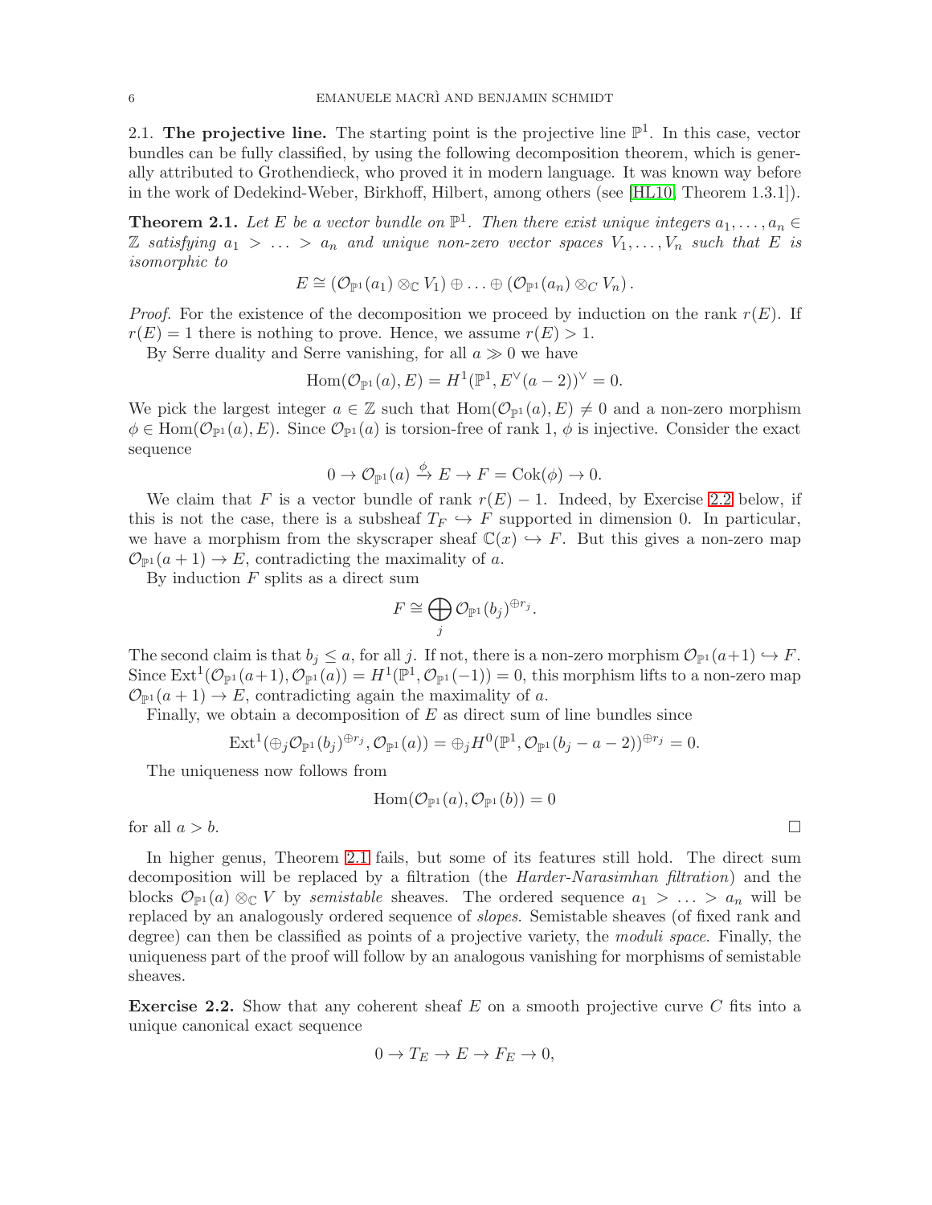### 2.1. The projective line.

The starting point is the projective line $\mathbb{P}^1$. In this case, vector bundles can be fully classified, by using the following decomposition theorem, which is generally attributed to Grothendieck, who proved it in modern language. It was known way before in the work of Dedekind-Weber, Birkhoff, Hilbert, among others (see [HL10, Theorem 1.3.1]).

**Theorem 2.1.** *Let $E$ be a vector bundle on $\mathbb{P}^1$. Then there exist unique integers $a_1, \ldots, a_n \in \mathbb{Z}$ satisfying $a_1 > \ldots > a_n$ and unique non-zero vector spaces $V_1, \ldots, V_n$ such that $E$ is isomorphic to*

$$E \cong (\mathcal{O}_{\mathbb{P}^1}(a_1) \otimes_{\mathbb{C}} V_1) \oplus \ldots \oplus (\mathcal{O}_{\mathbb{P}^1}(a_n) \otimes_C V_n).$$

*Proof.* For the existence of the decomposition we proceed by induction on the rank $r(E)$. If $r(E) = 1$ there is nothing to prove. Hence, we assume $r(E) > 1$.

By Serre duality and Serre vanishing, for all $a \gg 0$ we have

$$\operatorname{Hom}(\mathcal{O}_{\mathbb{P}^1}(a), E) = H^1(\mathbb{P}^1, E^\vee(a-2))^\vee = 0.$$

We pick the largest integer $a \in \mathbb{Z}$ such that $\operatorname{Hom}(\mathcal{O}_{\mathbb{P}^1}(a), E) \neq 0$ and a non-zero morphism $\phi \in \operatorname{Hom}(\mathcal{O}_{\mathbb{P}^1}(a), E)$. Since $\mathcal{O}_{\mathbb{P}^1}(a)$ is torsion-free of rank 1, $\phi$ is injective. Consider the exact sequence

$$0 \to \mathcal{O}_{\mathbb{P}^1}(a) \xrightarrow{\phi} E \to F = \operatorname{Cok}(\phi) \to 0.$$

We claim that $F$ is a vector bundle of rank $r(E) - 1$. Indeed, by Exercise 2.2 below, if this is not the case, there is a subsheaf $T_F \hookrightarrow F$ supported in dimension 0. In particular, we have a morphism from the skyscraper sheaf $\mathbb{C}(x) \hookrightarrow F$. But this gives a non-zero map $\mathcal{O}_{\mathbb{P}^1}(a+1) \to E$, contradicting the maximality of $a$.

By induction $F$ splits as a direct sum

$$F \cong \bigoplus_j \mathcal{O}_{\mathbb{P}^1}(b_j)^{\oplus r_j}.$$

The second claim is that $b_j \leq a$, for all $j$. If not, there is a non-zero morphism $\mathcal{O}_{\mathbb{P}^1}(a+1) \hookrightarrow F$. Since $\operatorname{Ext}^1(\mathcal{O}_{\mathbb{P}^1}(a+1), \mathcal{O}_{\mathbb{P}^1}(a)) = H^1(\mathbb{P}^1, \mathcal{O}_{\mathbb{P}^1}(-1)) = 0$, this morphism lifts to a non-zero map $\mathcal{O}_{\mathbb{P}^1}(a+1) \to E$, contradicting again the maximality of $a$.

Finally, we obtain a decomposition of $E$ as direct sum of line bundles since

$$\operatorname{Ext}^1(\oplus_j \mathcal{O}_{\mathbb{P}^1}(b_j)^{\oplus r_j}, \mathcal{O}_{\mathbb{P}^1}(a)) = \oplus_j H^0(\mathbb{P}^1, \mathcal{O}_{\mathbb{P}^1}(b_j - a - 2))^{\oplus r_j} = 0.$$

The uniqueness now follows from

$$\operatorname{Hom}(\mathcal{O}_{\mathbb{P}^1}(a), \mathcal{O}_{\mathbb{P}^1}(b)) = 0$$

for all $a > b$. $\square$

In higher genus, Theorem 2.1 fails, but some of its features still hold. The direct sum decomposition will be replaced by a filtration (the *Harder-Narasimhan filtration*) and the blocks $\mathcal{O}_{\mathbb{P}^1}(a) \otimes_{\mathbb{C}} V$ by *semistable* sheaves. The ordered sequence $a_1 > \ldots > a_n$ will be replaced by an analogously ordered sequence of *slopes*. Semistable sheaves (of fixed rank and degree) can then be classified as points of a projective variety, the *moduli space*. Finally, the uniqueness part of the proof will follow by an analogous vanishing for morphisms of semistable sheaves.

**Exercise 2.2.** Show that any coherent sheaf $E$ on a smooth projective curve $C$ fits into a unique canonical exact sequence

$$0 \to T_E \to E \to F_E \to 0,$$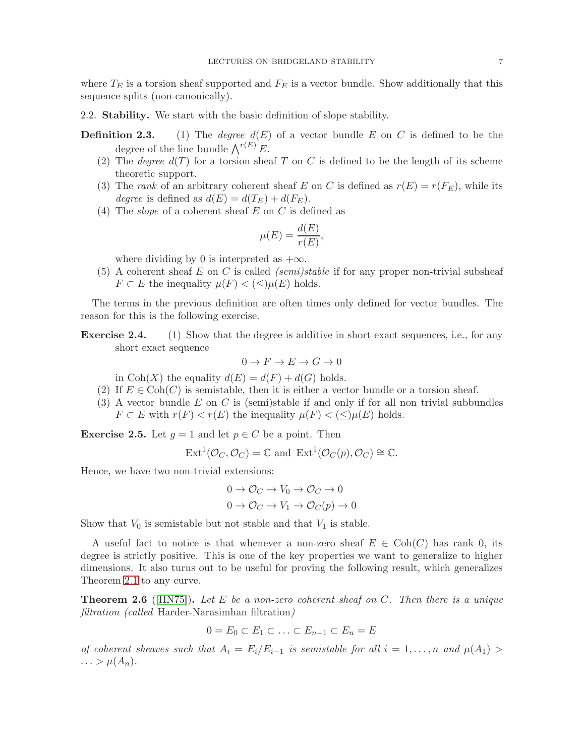where $T_E$ is a torsion sheaf supported and $F_E$ is a vector bundle. Show additionally that this sequence splits (non-canonically).

2.2. **Stability.** We start with the basic definition of slope stability.

**Definition 2.3.**
(1) The *degree* $d(E)$ of a vector bundle $E$ on $C$ is defined to be the degree of the line bundle $\bigwedge^{r(E)} E$.
(2) The *degree* $d(T)$ for a torsion sheaf $T$ on $C$ is defined to be the length of its scheme theoretic support.
(3) The *rank* of an arbitrary coherent sheaf $E$ on $C$ is defined as $r(E) = r(F_E)$, while its *degree* is defined as $d(E) = d(T_E) + d(F_E)$.
(4) The *slope* of a coherent sheaf $E$ on $C$ is defined as
$$\mu(E) = \frac{d(E)}{r(E)},$$
where dividing by 0 is interpreted as $+\infty$.
(5) A coherent sheaf $E$ on $C$ is called *(semi)stable* if for any proper non-trivial subsheaf $F \subset E$ the inequality $\mu(F) < (\leq)\mu(E)$ holds.

The terms in the previous definition are often times only defined for vector bundles. The reason for this is the following exercise.

**Exercise 2.4.**
(1) Show that the degree is additive in short exact sequences, i.e., for any short exact sequence
$$0 \to F \to E \to G \to 0$$
in $\mathrm{Coh}(X)$ the equality $d(E) = d(F) + d(G)$ holds.
(2) If $E \in \mathrm{Coh}(C)$ is semistable, then it is either a vector bundle or a torsion sheaf.
(3) A vector bundle $E$ on $C$ is (semi)stable if and only if for all non trivial subbundles $F \subset E$ with $r(F) < r(E)$ the inequality $\mu(F) < (\leq)\mu(E)$ holds.

**Exercise 2.5.** Let $g = 1$ and let $p \in C$ be a point. Then
$$\mathrm{Ext}^1(\mathcal{O}_C, \mathcal{O}_C) = \mathbb{C} \text{ and } \mathrm{Ext}^1(\mathcal{O}_C(p), \mathcal{O}_C) \cong \mathbb{C}.$$
Hence, we have two non-trivial extensions:
$$0 \to \mathcal{O}_C \to V_0 \to \mathcal{O}_C \to 0$$
$$0 \to \mathcal{O}_C \to V_1 \to \mathcal{O}_C(p) \to 0$$
Show that $V_0$ is semistable but not stable and that $V_1$ is stable.

A useful fact to notice is that whenever a non-zero sheaf $E \in \mathrm{Coh}(C)$ has rank 0, its degree is strictly positive. This is one of the key properties we want to generalize to higher dimensions. It also turns out to be useful for proving the following result, which generalizes Theorem 2.1 to any curve.

**Theorem 2.6** ([HN75]). *Let $E$ be a non-zero coherent sheaf on $C$. Then there is a unique filtration (called* Harder-Narasimhan filtration*)*
$$0 = E_0 \subset E_1 \subset \ldots \subset E_{n-1} \subset E_n = E$$
*of coherent sheaves such that $A_i = E_i/E_{i-1}$ is semistable for all $i = 1, \ldots, n$ and $\mu(A_1) > \ldots > \mu(A_n)$.*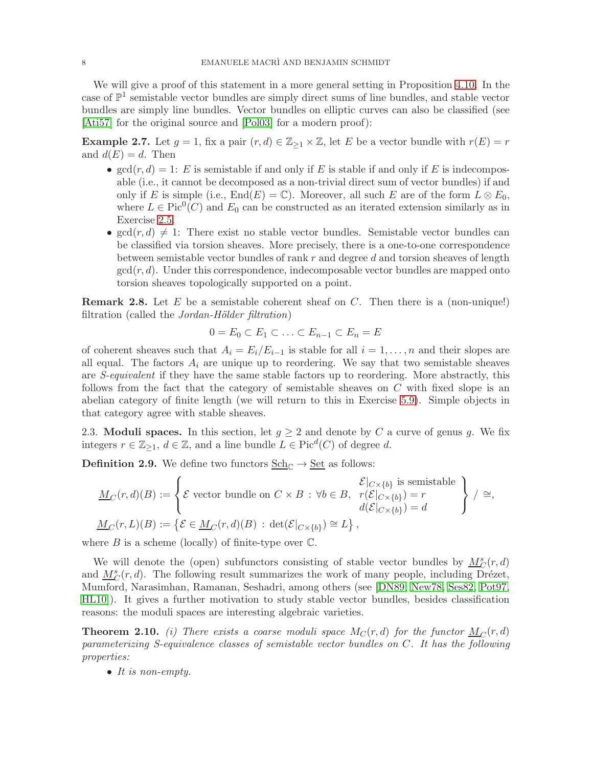We will give a proof of this statement in a more general setting in Proposition 4.10. In the case of $\mathbb{P}^1$ semistable vector bundles are simply direct sums of line bundles, and stable vector bundles are simply line bundles. Vector bundles on elliptic curves can also be classified (see [Ati57] for the original source and [Pol03] for a modern proof):

**Example 2.7.** Let $g = 1$, fix a pair $(r, d) \in \mathbb{Z}_{\geq 1} \times \mathbb{Z}$, let $E$ be a vector bundle with $r(E) = r$ and $d(E) = d$. Then

- $\gcd(r, d) = 1$: $E$ is semistable if and only if $E$ is stable if and only if $E$ is indecomposable (i.e., it cannot be decomposed as a non-trivial direct sum of vector bundles) if and only if $E$ is simple (i.e., $\mathrm{End}(E) = \mathbb{C}$). Moreover, all such $E$ are of the form $L \otimes E_0$, where $L \in \mathrm{Pic}^0(C)$ and $E_0$ can be constructed as an iterated extension similarly as in Exercise 2.5.
- $\gcd(r, d) \neq 1$: There exist no stable vector bundles. Semistable vector bundles can be classified via torsion sheaves. More precisely, there is a one-to-one correspondence between semistable vector bundles of rank $r$ and degree $d$ and torsion sheaves of length $\gcd(r, d)$. Under this correspondence, indecomposable vector bundles are mapped onto torsion sheaves topologically supported on a point.

**Remark 2.8.** Let $E$ be a semistable coherent sheaf on $C$. Then there is a (non-unique!) filtration (called the *Jordan-Hölder filtration*)

$$0 = E_0 \subset E_1 \subset \ldots \subset E_{n-1} \subset E_n = E$$

of coherent sheaves such that $A_i = E_i/E_{i-1}$ is stable for all $i = 1, \ldots, n$ and their slopes are all equal. The factors $A_i$ are unique up to reordering. We say that two semistable sheaves are *S-equivalent* if they have the same stable factors up to reordering. More abstractly, this follows from the fact that the category of semistable sheaves on $C$ with fixed slope is an abelian category of finite length (we will return to this in Exercise 5.9). Simple objects in that category agree with stable sheaves.

2.3. **Moduli spaces.** In this section, let $g \geq 2$ and denote by $C$ a curve of genus $g$. We fix integers $r \in \mathbb{Z}_{\geq 1}$, $d \in \mathbb{Z}$, and a line bundle $L \in \mathrm{Pic}^d(C)$ of degree $d$.

**Definition 2.9.** We define two functors $\underline{\mathrm{Sch}}_{\mathbb{C}} \to \underline{\mathrm{Set}}$ as follows:

$$\underline{M}_C(r, d)(B) := \left\{ \mathcal{E} \text{ vector bundle on } C \times B \,:\, \forall b \in B, \begin{array}{l} \mathcal{E}|_{C \times \{b\}} \text{ is semistable} \\ r(\mathcal{E}|_{C \times \{b\}}) = r \\ d(\mathcal{E}|_{C \times \{b\}}) = d \end{array} \right\} / \cong,$$

$$\underline{M}_C(r, L)(B) := \left\{ \mathcal{E} \in \underline{M}_C(r, d)(B) \,:\, \det(\mathcal{E}|_{C \times \{b\}}) \cong L \right\},$$

where $B$ is a scheme (locally) of finite-type over $\mathbb{C}$.

We will denote the (open) subfunctors consisting of stable vector bundles by $\underline{M}_C^s(r, d)$ and $\underline{M}_C^s(r, d)$. The following result summarizes the work of many people, including Drézet, Mumford, Narasimhan, Ramanan, Seshadri, among others (see [DN89, New78, Ses82, Pot97, HL10]). It gives a further motivation to study stable vector bundles, besides classification reasons: the moduli spaces are interesting algebraic varieties.

**Theorem 2.10.** *(i) There exists a coarse moduli space $M_C(r, d)$ for the functor $\underline{M}_C(r, d)$ parameterizing S-equivalence classes of semistable vector bundles on $C$. It has the following properties:*

- *It is non-empty.*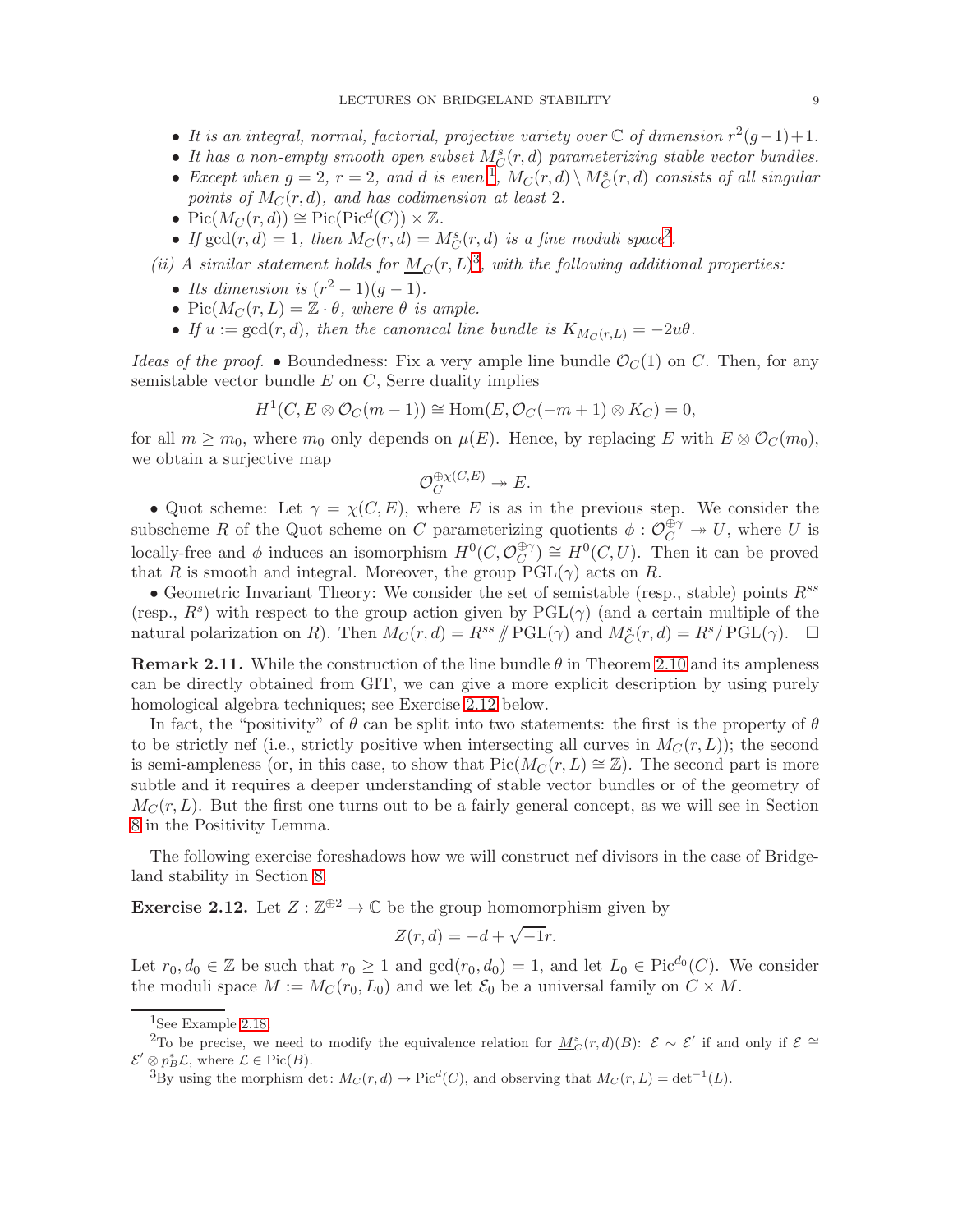- *It is an integral, normal, factorial, projective variety over $\mathbb{C}$ of dimension $r^2(g-1)+1$.*
- *It has a non-empty smooth open subset $M_C^s(r,d)$ parameterizing stable vector bundles.*
- *Except when $g=2$, $r=2$, and $d$ is even*[1]*, $M_C(r,d)\setminus M_C^s(r,d)$ consists of all singular points of $M_C(r,d)$, and has codimension at least 2.*
- $\mathrm{Pic}(M_C(r,d)) \cong \mathrm{Pic}(\mathrm{Pic}^d(C)) \times \mathbb{Z}$.
- *If $\gcd(r,d)=1$, then $M_C(r,d) = M_C^s(r,d)$ is a fine moduli space*[2].

*(ii) A similar statement holds for $\underline{M}_C(r,L)$*[3]*, with the following additional properties:*

- *Its dimension is $(r^2-1)(g-1)$.*
- $\mathrm{Pic}(M_C(r,L) = \mathbb{Z}\cdot\theta$*, where $\theta$ is ample.*
- *If $u := \gcd(r,d)$, then the canonical line bundle is $K_{M_C(r,L)} = -2u\theta$.*

*Ideas of the proof.* • Boundedness: Fix a very ample line bundle $\mathcal{O}_C(1)$ on $C$. Then, for any semistable vector bundle $E$ on $C$, Serre duality implies

$$H^1(C, E\otimes \mathcal{O}_C(m-1)) \cong \mathrm{Hom}(E, \mathcal{O}_C(-m+1)\otimes K_C) = 0,$$

for all $m \geq m_0$, where $m_0$ only depends on $\mu(E)$. Hence, by replacing $E$ with $E\otimes\mathcal{O}_C(m_0)$, we obtain a surjective map

$$\mathcal{O}_C^{\oplus\chi(C,E)} \twoheadrightarrow E.$$

• Quot scheme: Let $\gamma = \chi(C,E)$, where $E$ is as in the previous step. We consider the subscheme $R$ of the Quot scheme on $C$ parameterizing quotients $\phi : \mathcal{O}_C^{\oplus\gamma} \twoheadrightarrow U$, where $U$ is locally-free and $\phi$ induces an isomorphism $H^0(C, \mathcal{O}_C^{\oplus\gamma}) \cong H^0(C,U)$. Then it can be proved that $R$ is smooth and integral. Moreover, the group $\mathrm{PGL}(\gamma)$ acts on $R$.

• Geometric Invariant Theory: We consider the set of semistable (resp., stable) points $R^{ss}$ (resp., $R^s$) with respect to the group action given by $\mathrm{PGL}(\gamma)$ (and a certain multiple of the natural polarization on $R$). Then $M_C(r,d) = R^{ss} /\!\!/ \mathrm{PGL}(\gamma)$ and $M_C^s(r,d) = R^s/\mathrm{PGL}(\gamma)$. $\square$

**Remark 2.11.** While the construction of the line bundle $\theta$ in Theorem 2.10 and its ampleness can be directly obtained from GIT, we can give a more explicit description by using purely homological algebra techniques; see Exercise 2.12 below.

In fact, the "positivity" of $\theta$ can be split into two statements: the first is the property of $\theta$ to be strictly nef (i.e., strictly positive when intersecting all curves in $M_C(r,L)$); the second is semi-ampleness (or, in this case, to show that $\mathrm{Pic}(M_C(r,L) \cong \mathbb{Z})$. The second part is more subtle and it requires a deeper understanding of stable vector bundles or of the geometry of $M_C(r,L)$. But the first one turns out to be a fairly general concept, as we will see in Section 8 in the Positivity Lemma.

The following exercise foreshadows how we will construct nef divisors in the case of Bridgeland stability in Section 8.

**Exercise 2.12.** Let $Z : \mathbb{Z}^{\oplus 2} \to \mathbb{C}$ be the group homomorphism given by

$$Z(r,d) = -d + \sqrt{-1}r.$$

Let $r_0, d_0 \in \mathbb{Z}$ be such that $r_0 \geq 1$ and $\gcd(r_0,d_0)=1$, and let $L_0 \in \mathrm{Pic}^{d_0}(C)$. We consider the moduli space $M := M_C(r_0,L_0)$ and we let $\mathcal{E}_0$ be a universal family on $C\times M$.

---

[1] See Example 2.18.

[2] To be precise, we need to modify the equivalence relation for $\underline{M}_C^s(r,d)(B)$: $\mathcal{E}\sim\mathcal{E}'$ if and only if $\mathcal{E}\cong \mathcal{E}'\otimes p_B^*\mathcal{L}$, where $\mathcal{L}\in\mathrm{Pic}(B)$.

[3] By using the morphism $\det\colon M_C(r,d)\to \mathrm{Pic}^d(C)$, and observing that $M_C(r,L) = \det^{-1}(L)$.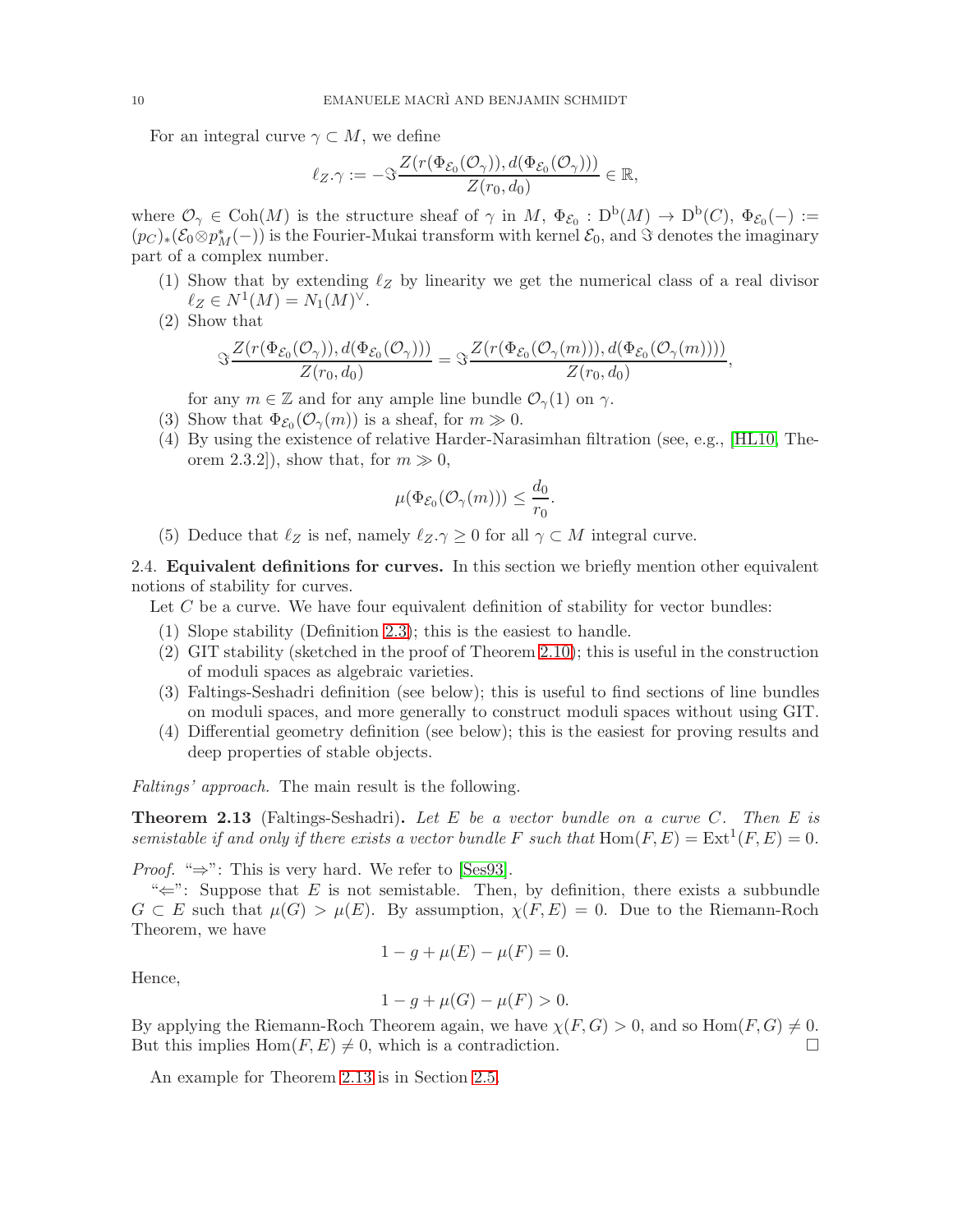For an integral curve $\gamma \subset M$, we define

$$\ell_Z.\gamma := -\Im \frac{Z(r(\Phi_{\mathcal{E}_0}(\mathcal{O}_\gamma)), d(\Phi_{\mathcal{E}_0}(\mathcal{O}_\gamma)))}{Z(r_0, d_0)} \in \mathbb{R},$$

where $\mathcal{O}_\gamma \in \mathrm{Coh}(M)$ is the structure sheaf of $\gamma$ in $M$, $\Phi_{\mathcal{E}_0} : \mathrm{D}^\mathrm{b}(M) \to \mathrm{D}^\mathrm{b}(C)$, $\Phi_{\mathcal{E}_0}(-) := (p_C)_*(\mathcal{E}_0 \otimes p_M^*(-))$ is the Fourier-Mukai transform with kernel $\mathcal{E}_0$, and $\Im$ denotes the imaginary part of a complex number.

(1) Show that by extending $\ell_Z$ by linearity we get the numerical class of a real divisor $\ell_Z \in N^1(M) = N_1(M)^\vee$.
(2) Show that

$$\Im \frac{Z(r(\Phi_{\mathcal{E}_0}(\mathcal{O}_\gamma)), d(\Phi_{\mathcal{E}_0}(\mathcal{O}_\gamma)))}{Z(r_0, d_0)} = \Im \frac{Z(r(\Phi_{\mathcal{E}_0}(\mathcal{O}_\gamma(m))), d(\Phi_{\mathcal{E}_0}(\mathcal{O}_\gamma(m))))}{Z(r_0, d_0)},$$

for any $m \in \mathbb{Z}$ and for any ample line bundle $\mathcal{O}_\gamma(1)$ on $\gamma$.
(3) Show that $\Phi_{\mathcal{E}_0}(\mathcal{O}_\gamma(m))$ is a sheaf, for $m \gg 0$.
(4) By using the existence of relative Harder-Narasimhan filtration (see, e.g., [HL10, Theorem 2.3.2]), show that, for $m \gg 0$,

$$\mu(\Phi_{\mathcal{E}_0}(\mathcal{O}_\gamma(m))) \leq \frac{d_0}{r_0}.$$

(5) Deduce that $\ell_Z$ is nef, namely $\ell_Z.\gamma \geq 0$ for all $\gamma \subset M$ integral curve.

**2.4. Equivalent definitions for curves.** In this section we briefly mention other equivalent notions of stability for curves.

Let $C$ be a curve. We have four equivalent definition of stability for vector bundles:

(1) Slope stability (Definition 2.3); this is the easiest to handle.
(2) GIT stability (sketched in the proof of Theorem 2.10); this is useful in the construction of moduli spaces as algebraic varieties.
(3) Faltings-Seshadri definition (see below); this is useful to find sections of line bundles on moduli spaces, and more generally to construct moduli spaces without using GIT.
(4) Differential geometry definition (see below); this is the easiest for proving results and deep properties of stable objects.

*Faltings' approach.* The main result is the following.

**Theorem 2.13** (Faltings-Seshadri)**.** *Let $E$ be a vector bundle on a curve $C$. Then $E$ is semistable if and only if there exists a vector bundle $F$ such that $\mathrm{Hom}(F, E) = \mathrm{Ext}^1(F, E) = 0$.*

*Proof.* "$\Rightarrow$": This is very hard. We refer to [Ses93].

"$\Leftarrow$": Suppose that $E$ is not semistable. Then, by definition, there exists a subbundle $G \subset E$ such that $\mu(G) > \mu(E)$. By assumption, $\chi(F, E) = 0$. Due to the Riemann-Roch Theorem, we have

$$1 - g + \mu(E) - \mu(F) = 0.$$

Hence,

$$1 - g + \mu(G) - \mu(F) > 0.$$

By applying the Riemann-Roch Theorem again, we have $\chi(F, G) > 0$, and so $\mathrm{Hom}(F, G) \neq 0$. But this implies $\mathrm{Hom}(F, E) \neq 0$, which is a contradiction. $\square$

An example for Theorem 2.13 is in Section 2.5.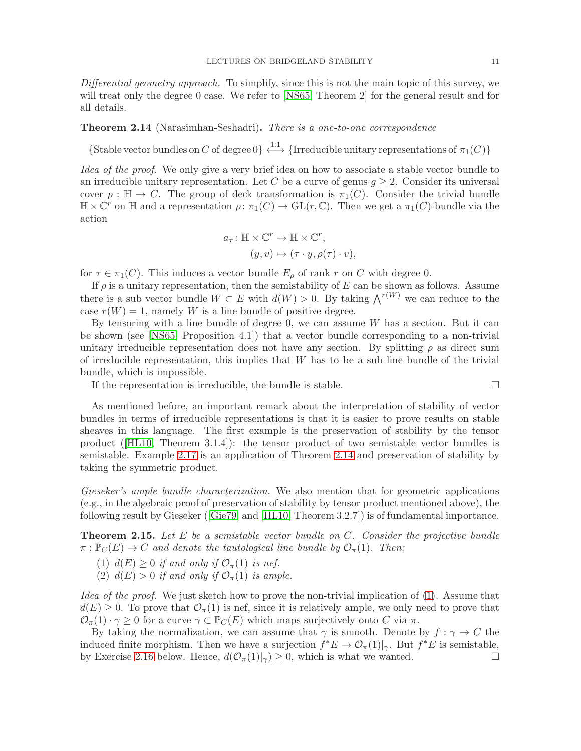*Differential geometry approach.* To simplify, since this is not the main topic of this survey, we will treat only the degree 0 case. We refer to [NS65, Theorem 2] for the general result and for all details.

**Theorem 2.14** (Narasimhan-Seshadri)**.** *There is a one-to-one correspondence*

$$\{\text{Stable vector bundles on } C \text{ of degree } 0\} \overset{1:1}{\longleftrightarrow} \{\text{Irreducible unitary representations of } \pi_1(C)\}$$

*Idea of the proof.* We only give a very brief idea on how to associate a stable vector bundle to an irreducible unitary representation. Let $C$ be a curve of genus $g \geq 2$. Consider its universal cover $p : \mathbb{H} \to C$. The group of deck transformation is $\pi_1(C)$. Consider the trivial bundle $\mathbb{H} \times \mathbb{C}^r$ on $\mathbb{H}$ and a representation $\rho \colon \pi_1(C) \to \mathrm{GL}(r, \mathbb{C})$. Then we get a $\pi_1(C)$-bundle via the action

$$\begin{aligned} a_\tau \colon \mathbb{H} \times \mathbb{C}^r &\to \mathbb{H} \times \mathbb{C}^r, \\ (y, v) &\mapsto (\tau \cdot y, \rho(\tau) \cdot v), \end{aligned}$$

for $\tau \in \pi_1(C)$. This induces a vector bundle $E_\rho$ of rank $r$ on $C$ with degree 0.

If $\rho$ is a unitary representation, then the semistability of $E$ can be shown as follows. Assume there is a sub vector bundle $W \subset E$ with $d(W) > 0$. By taking $\bigwedge^{r(W)}$ we can reduce to the case $r(W) = 1$, namely $W$ is a line bundle of positive degree.

By tensoring with a line bundle of degree 0, we can assume $W$ has a section. But it can be shown (see [NS65, Proposition 4.1]) that a vector bundle corresponding to a non-trivial unitary irreducible representation does not have any section. By splitting $\rho$ as direct sum of irreducible representation, this implies that $W$ has to be a sub line bundle of the trivial bundle, which is impossible.

If the representation is irreducible, the bundle is stable. ◻

As mentioned before, an important remark about the interpretation of stability of vector bundles in terms of irreducible representations is that it is easier to prove results on stable sheaves in this language. The first example is the preservation of stability by the tensor product ([HL10, Theorem 3.1.4]): the tensor product of two semistable vector bundles is semistable. Example 2.17 is an application of Theorem 2.14 and preservation of stability by taking the symmetric product.

*Gieseker's ample bundle characterization.* We also mention that for geometric applications (e.g., in the algebraic proof of preservation of stability by tensor product mentioned above), the following result by Gieseker ([Gie79] and [HL10, Theorem 3.2.7]) is of fundamental importance.

**Theorem 2.15.** *Let $E$ be a semistable vector bundle on $C$. Consider the projective bundle $\pi : \mathbb{P}_C(E) \to C$ and denote the tautological line bundle by $\mathcal{O}_\pi(1)$. Then:*

1. *$d(E) \geq 0$ if and only if $\mathcal{O}_\pi(1)$ is nef.*
2. *$d(E) > 0$ if and only if $\mathcal{O}_\pi(1)$ is ample.*

*Idea of the proof.* We just sketch how to prove the non-trivial implication of (1). Assume that $d(E) \geq 0$. To prove that $\mathcal{O}_\pi(1)$ is nef, since it is relatively ample, we only need to prove that $\mathcal{O}_\pi(1) \cdot \gamma \geq 0$ for a curve $\gamma \subset \mathbb{P}_C(E)$ which maps surjectively onto $C$ via $\pi$.

By taking the normalization, we can assume that $\gamma$ is smooth. Denote by $f : \gamma \to C$ the induced finite morphism. Then we have a surjection $f^*E \to \mathcal{O}_\pi(1)|_\gamma$. But $f^*E$ is semistable, by Exercise 2.16 below. Hence, $d(\mathcal{O}_\pi(1)|_\gamma) \geq 0$, which is what we wanted. ◻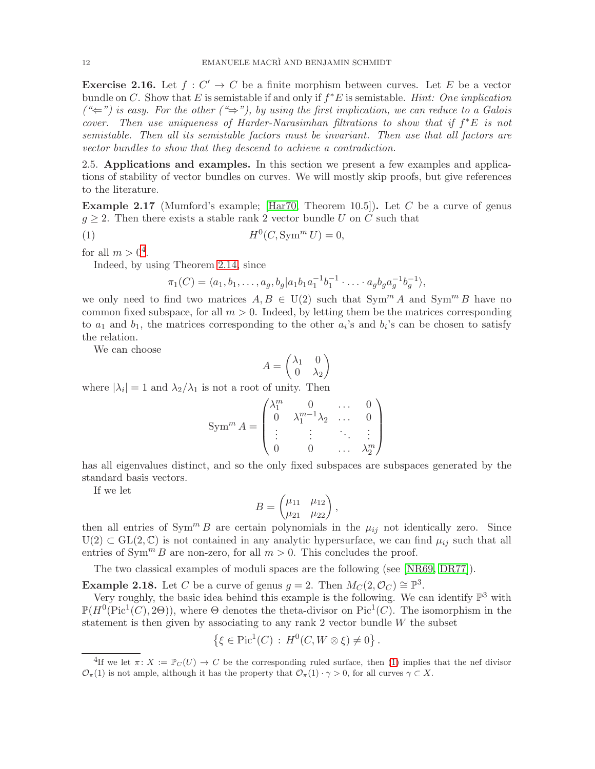**Exercise 2.16.** Let $f : C' \to C$ be a finite morphism between curves. Let $E$ be a vector bundle on $C$. Show that $E$ is semistable if and only if $f^*E$ is semistable. *Hint: One implication ("⇐") is easy. For the other ("⇒"), by using the first implication, we can reduce to a Galois cover. Then use uniqueness of Harder-Narasimhan filtrations to show that if $f^*E$ is not semistable. Then all its semistable factors must be invariant. Then use that all factors are vector bundles to show that they descend to achieve a contradiction.*

2.5. **Applications and examples.** In this section we present a few examples and applications of stability of vector bundles on curves. We will mostly skip proofs, but give references to the literature.

**Example 2.17** (Mumford's example; [Har70, Theorem 10.5]). Let $C$ be a curve of genus $g \geq 2$. Then there exists a stable rank 2 vector bundle $U$ on $C$ such that

$$H^0(C, \operatorname{Sym}^m U) = 0, \tag{1}$$

for all $m > 0$[4].

Indeed, by using Theorem 2.14, since

$$\pi_1(C) = \langle a_1, b_1, \dots, a_g, b_g | a_1 b_1 a_1^{-1} b_1^{-1} \cdot \dots \cdot a_g b_g a_g^{-1} b_g^{-1} \rangle,$$

we only need to find two matrices $A, B \in \mathrm{U}(2)$ such that $\operatorname{Sym}^m A$ and $\operatorname{Sym}^m B$ have no common fixed subspace, for all $m > 0$. Indeed, by letting them be the matrices corresponding to $a_1$ and $b_1$, the matrices corresponding to the other $a_i$'s and $b_i$'s can be chosen to satisfy the relation.

We can choose

$$A = \begin{pmatrix} \lambda_1 & 0 \\ 0 & \lambda_2 \end{pmatrix}$$

where $|\lambda_i| = 1$ and $\lambda_2 / \lambda_1$ is not a root of unity. Then

$$\operatorname{Sym}^m A = \begin{pmatrix} \lambda_1^m & 0 & \dots & 0 \\ 0 & \lambda_1^{m-1}\lambda_2 & \dots & 0 \\ \vdots & \vdots & \ddots & \vdots \\ 0 & 0 & \dots & \lambda_2^m \end{pmatrix}$$

has all eigenvalues distinct, and so the only fixed subspaces are subspaces generated by the standard basis vectors.

If we let

$$B = \begin{pmatrix} \mu_{11} & \mu_{12} \\ \mu_{21} & \mu_{22} \end{pmatrix},$$

then all entries of $\operatorname{Sym}^m B$ are certain polynomials in the $\mu_{ij}$ not identically zero. Since $\mathrm{U}(2) \subset \mathrm{GL}(2, \mathbb{C})$ is not contained in any analytic hypersurface, we can find $\mu_{ij}$ such that all entries of $\operatorname{Sym}^m B$ are non-zero, for all $m > 0$. This concludes the proof.

The two classical examples of moduli spaces are the following (see [NR69, DR77]).

**Example 2.18.** Let $C$ be a curve of genus $g = 2$. Then $M_C(2, \mathcal{O}_C) \cong \mathbb{P}^3$.

Very roughly, the basic idea behind this example is the following. We can identify $\mathbb{P}^3$ with $\mathbb{P}(H^0(\operatorname{Pic}^1(C), 2\Theta))$, where $\Theta$ denotes the theta-divisor on $\operatorname{Pic}^1(C)$. The isomorphism in the statement is then given by associating to any rank 2 vector bundle $W$ the subset

$$\left\{ \xi \in \operatorname{Pic}^1(C) \,:\, H^0(C, W \otimes \xi) \neq 0 \right\}.$$

---

[4] If we let $\pi \colon X := \mathbb{P}_C(U) \to C$ be the corresponding ruled surface, then (1) implies that the nef divisor $\mathcal{O}_\pi(1)$ is not ample, although it has the property that $\mathcal{O}_\pi(1) \cdot \gamma > 0$, for all curves $\gamma \subset X$.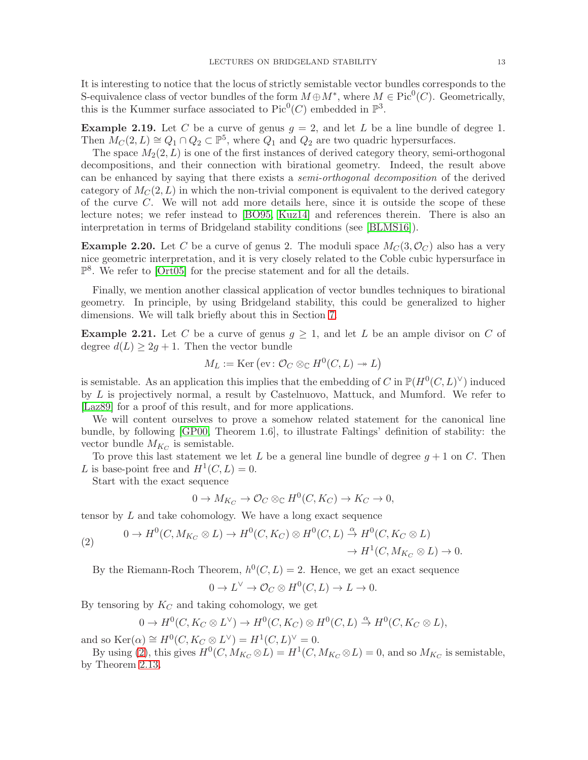It is interesting to notice that the locus of strictly semistable vector bundles corresponds to the S-equivalence class of vector bundles of the form $M \oplus M^*$, where $M \in \mathrm{Pic}^0(C)$. Geometrically, this is the Kummer surface associated to $\mathrm{Pic}^0(C)$ embedded in $\mathbb{P}^3$.

**Example 2.19.** Let $C$ be a curve of genus $g = 2$, and let $L$ be a line bundle of degree 1. Then $M_C(2, L) \cong Q_1 \cap Q_2 \subset \mathbb{P}^5$, where $Q_1$ and $Q_2$ are two quadric hypersurfaces.

The space $M_2(2, L)$ is one of the first instances of derived category theory, semi-orthogonal decompositions, and their connection with birational geometry. Indeed, the result above can be enhanced by saying that there exists a *semi-orthogonal decomposition* of the derived category of $M_C(2, L)$ in which the non-trivial component is equivalent to the derived category of the curve $C$. We will not add more details here, since it is outside the scope of these lecture notes; we refer instead to [BO95, Kuz14] and references therein. There is also an interpretation in terms of Bridgeland stability conditions (see [BLMS16]).

**Example 2.20.** Let $C$ be a curve of genus 2. The moduli space $M_C(3, \mathcal{O}_C)$ also has a very nice geometric interpretation, and it is very closely related to the Coble cubic hypersurface in $\mathbb{P}^8$. We refer to [Ort05] for the precise statement and for all the details.

Finally, we mention another classical application of vector bundles techniques to birational geometry. In principle, by using Bridgeland stability, this could be generalized to higher dimensions. We will talk briefly about this in Section 7.

**Example 2.21.** Let $C$ be a curve of genus $g \geq 1$, and let $L$ be an ample divisor on $C$ of degree $d(L) \geq 2g + 1$. Then the vector bundle

$$M_L := \mathrm{Ker}\left(\mathrm{ev}\colon \mathcal{O}_C \otimes_{\mathbb{C}} H^0(C, L) \twoheadrightarrow L\right)$$

is semistable. As an application this implies that the embedding of $C$ in $\mathbb{P}(H^0(C, L)^\vee)$ induced by $L$ is projectively normal, a result by Castelnuovo, Mattuck, and Mumford. We refer to [Laz89] for a proof of this result, and for more applications.

We will content ourselves to prove a somehow related statement for the canonical line bundle, by following [GP00, Theorem 1.6], to illustrate Faltings' definition of stability: the vector bundle $M_{K_C}$ is semistable.

To prove this last statement we let $L$ be a general line bundle of degree $g + 1$ on $C$. Then $L$ is base-point free and $H^1(C, L) = 0$.

Start with the exact sequence

$$0 \to M_{K_C} \to \mathcal{O}_C \otimes_{\mathbb{C}} H^0(C, K_C) \to K_C \to 0,$$

tensor by $L$ and take cohomology. We have a long exact sequence

$$\begin{aligned} 0 \to H^0(C, M_{K_C} \otimes L) \to H^0(C, K_C) \otimes H^0(C, L) \xrightarrow{\alpha} H^0(C, K_C \otimes L) \\ \to H^1(C, M_{K_C} \otimes L) \to 0. \end{aligned} \tag{2}$$

By the Riemann-Roch Theorem, $h^0(C, L) = 2$. Hence, we get an exact sequence

$$0 \to L^\vee \to \mathcal{O}_C \otimes H^0(C, L) \to L \to 0.$$

By tensoring by $K_C$ and taking cohomology, we get

$$0 \to H^0(C, K_C \otimes L^\vee) \to H^0(C, K_C) \otimes H^0(C, L) \xrightarrow{\alpha} H^0(C, K_C \otimes L),$$

and so $\mathrm{Ker}(\alpha) \cong H^0(C, K_C \otimes L^\vee) = H^1(C, L)^\vee = 0$.

By using (2), this gives $H^0(C, M_{K_C} \otimes L) = H^1(C, M_{K_C} \otimes L) = 0$, and so $M_{K_C}$ is semistable, by Theorem 2.13.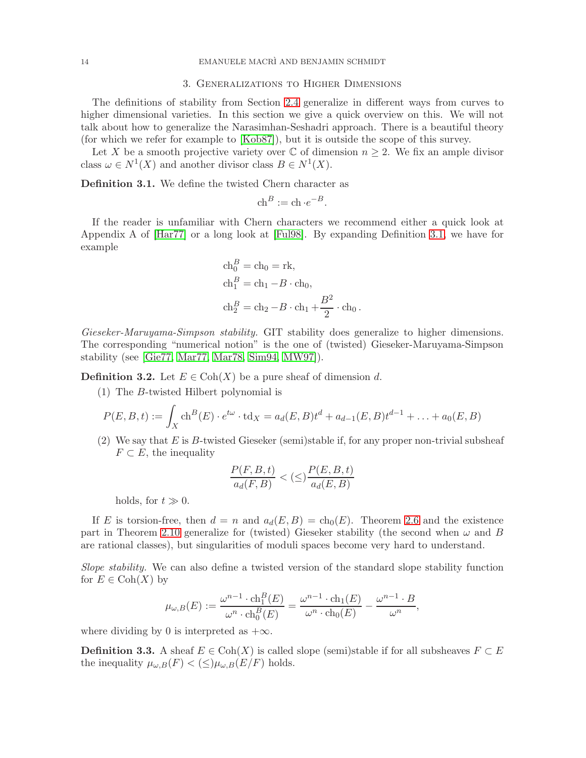## 3. Generalizations to Higher Dimensions

The definitions of stability from Section 2.4 generalize in different ways from curves to higher dimensional varieties. In this section we give a quick overview on this. We will not talk about how to generalize the Narasimhan-Seshadri approach. There is a beautiful theory (for which we refer for example to [Kob87]), but it is outside the scope of this survey.

Let $X$ be a smooth projective variety over $\mathbb{C}$ of dimension $n \geq 2$. We fix an ample divisor class $\omega \in N^1(X)$ and another divisor class $B \in N^1(X)$.

**Definition 3.1.** We define the twisted Chern character as

$$\mathrm{ch}^B := \mathrm{ch} \cdot e^{-B}.$$

If the reader is unfamiliar with Chern characters we recommend either a quick look at Appendix A of [Har77] or a long look at [Ful98]. By expanding Definition 3.1, we have for example

$$\begin{aligned}
\mathrm{ch}_0^B &= \mathrm{ch}_0 = \mathrm{rk}, \\
\mathrm{ch}_1^B &= \mathrm{ch}_1 - B \cdot \mathrm{ch}_0, \\
\mathrm{ch}_2^B &= \mathrm{ch}_2 - B \cdot \mathrm{ch}_1 + \frac{B^2}{2} \cdot \mathrm{ch}_0 .
\end{aligned}$$

*Gieseker-Maruyama-Simpson stability.* GIT stability does generalize to higher dimensions. The corresponding "numerical notion" is the one of (twisted) Gieseker-Maruyama-Simpson stability (see [Gie77, Mar77, Mar78, Sim94, MW97]).

**Definition 3.2.** Let $E \in \mathrm{Coh}(X)$ be a pure sheaf of dimension $d$.

(1) The $B$-twisted Hilbert polynomial is

$$P(E, B, t) := \int_X \mathrm{ch}^B(E) \cdot e^{t\omega} \cdot \mathrm{td}_X = a_d(E, B)t^d + a_{d-1}(E, B)t^{d-1} + \ldots + a_0(E, B)$$

(2) We say that $E$ is $B$-twisted Gieseker (semi)stable if, for any proper non-trivial subsheaf $F \subset E$, the inequality

$$\frac{P(F, B, t)}{a_d(F, B)} < (\leq) \frac{P(E, B, t)}{a_d(E, B)}$$

holds, for $t \gg 0$.

If $E$ is torsion-free, then $d = n$ and $a_d(E, B) = \mathrm{ch}_0(E)$. Theorem 2.6 and the existence part in Theorem 2.10 generalize for (twisted) Gieseker stability (the second when $\omega$ and $B$ are rational classes), but singularities of moduli spaces become very hard to understand.

*Slope stability.* We can also define a twisted version of the standard slope stability function for $E \in \mathrm{Coh}(X)$ by

$$\mu_{\omega,B}(E) := \frac{\omega^{n-1} \cdot \mathrm{ch}_1^B(E)}{\omega^n \cdot \mathrm{ch}_0^B(E)} = \frac{\omega^{n-1} \cdot \mathrm{ch}_1(E)}{\omega^n \cdot \mathrm{ch}_0(E)} - \frac{\omega^{n-1} \cdot B}{\omega^n},$$

where dividing by 0 is interpreted as $+\infty$.

**Definition 3.3.** A sheaf $E \in \mathrm{Coh}(X)$ is called slope (semi)stable if for all subsheaves $F \subset E$ the inequality $\mu_{\omega,B}(F) < (\leq) \mu_{\omega,B}(E/F)$ holds.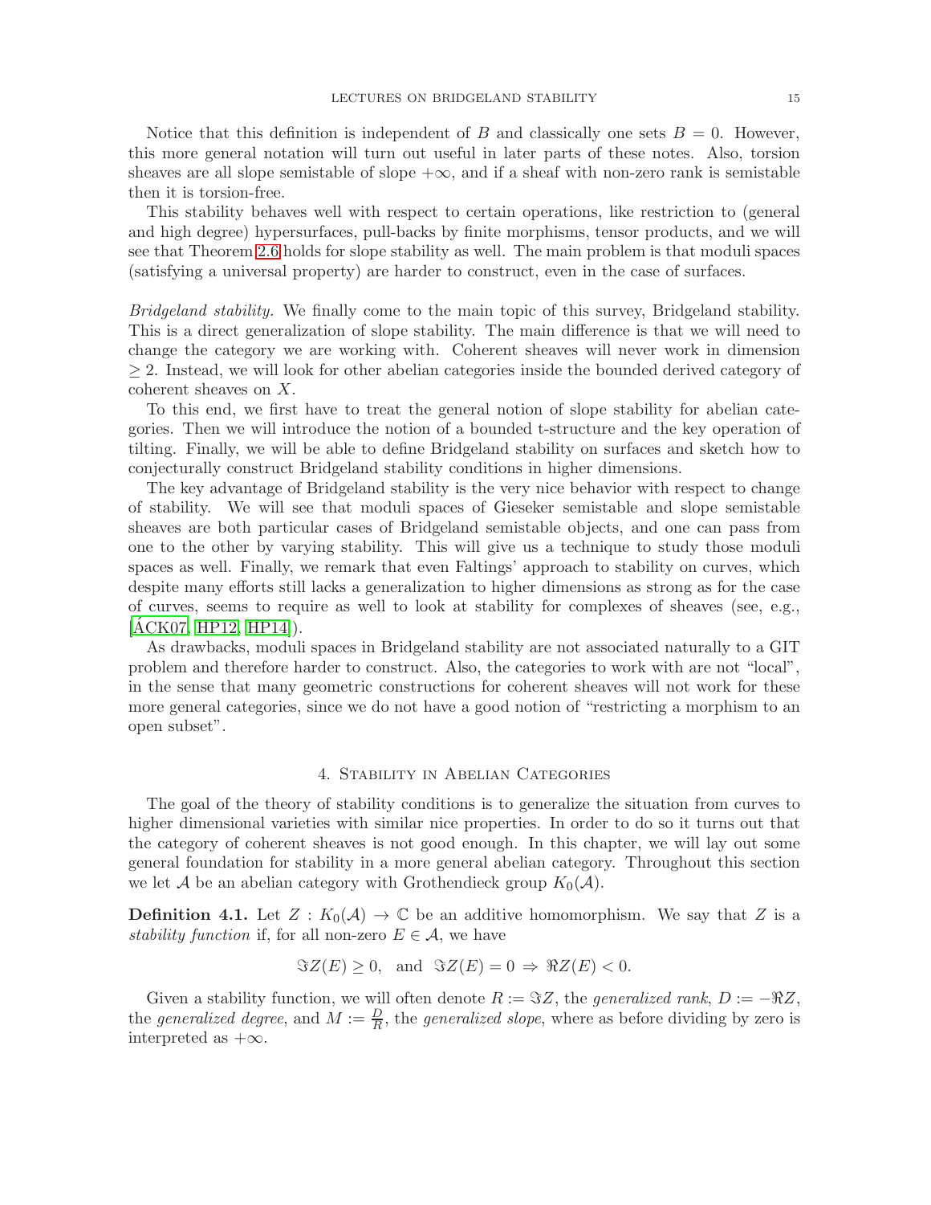Notice that this definition is independent of $B$ and classically one sets $B = 0$. However, this more general notation will turn out useful in later parts of these notes. Also, torsion sheaves are all slope semistable of slope $+\infty$, and if a sheaf with non-zero rank is semistable then it is torsion-free.

This stability behaves well with respect to certain operations, like restriction to (general and high degree) hypersurfaces, pull-backs by finite morphisms, tensor products, and we will see that Theorem 2.6 holds for slope stability as well. The main problem is that moduli spaces (satisfying a universal property) are harder to construct, even in the case of surfaces.

*Bridgeland stability.* We finally come to the main topic of this survey, Bridgeland stability. This is a direct generalization of slope stability. The main difference is that we will need to change the category we are working with. Coherent sheaves will never work in dimension $\geq 2$. Instead, we will look for other abelian categories inside the bounded derived category of coherent sheaves on $X$.

To this end, we first have to treat the general notion of slope stability for abelian categories. Then we will introduce the notion of a bounded t-structure and the key operation of tilting. Finally, we will be able to define Bridgeland stability on surfaces and sketch how to conjecturally construct Bridgeland stability conditions in higher dimensions.

The key advantage of Bridgeland stability is the very nice behavior with respect to change of stability. We will see that moduli spaces of Gieseker semistable and slope semistable sheaves are both particular cases of Bridgeland semistable objects, and one can pass from one to the other by varying stability. This will give us a technique to study those moduli spaces as well. Finally, we remark that even Faltings' approach to stability on curves, which despite many efforts still lacks a generalization to higher dimensions as strong as for the case of curves, seems to require as well to look at stability for complexes of sheaves (see, e.g., [ÁCK07, HP12, HP14]).

As drawbacks, moduli spaces in Bridgeland stability are not associated naturally to a GIT problem and therefore harder to construct. Also, the categories to work with are not "local", in the sense that many geometric constructions for coherent sheaves will not work for these more general categories, since we do not have a good notion of "restricting a morphism to an open subset".

## 4. Stability in Abelian Categories

The goal of the theory of stability conditions is to generalize the situation from curves to higher dimensional varieties with similar nice properties. In order to do so it turns out that the category of coherent sheaves is not good enough. In this chapter, we will lay out some general foundation for stability in a more general abelian category. Throughout this section we let $\mathcal{A}$ be an abelian category with Grothendieck group $K_0(\mathcal{A})$.

**Definition 4.1.** Let $Z : K_0(\mathcal{A}) \to \mathbb{C}$ be an additive homomorphism. We say that $Z$ is a *stability function* if, for all non-zero $E \in \mathcal{A}$, we have

$$\Im Z(E) \geq 0, \quad \text{and} \quad \Im Z(E) = 0 \Rightarrow \Re Z(E) < 0.$$

Given a stability function, we will often denote $R := \Im Z$, the *generalized rank*, $D := -\Re Z$, the *generalized degree*, and $M := \frac{D}{R}$, the *generalized slope*, where as before dividing by zero is interpreted as $+\infty$.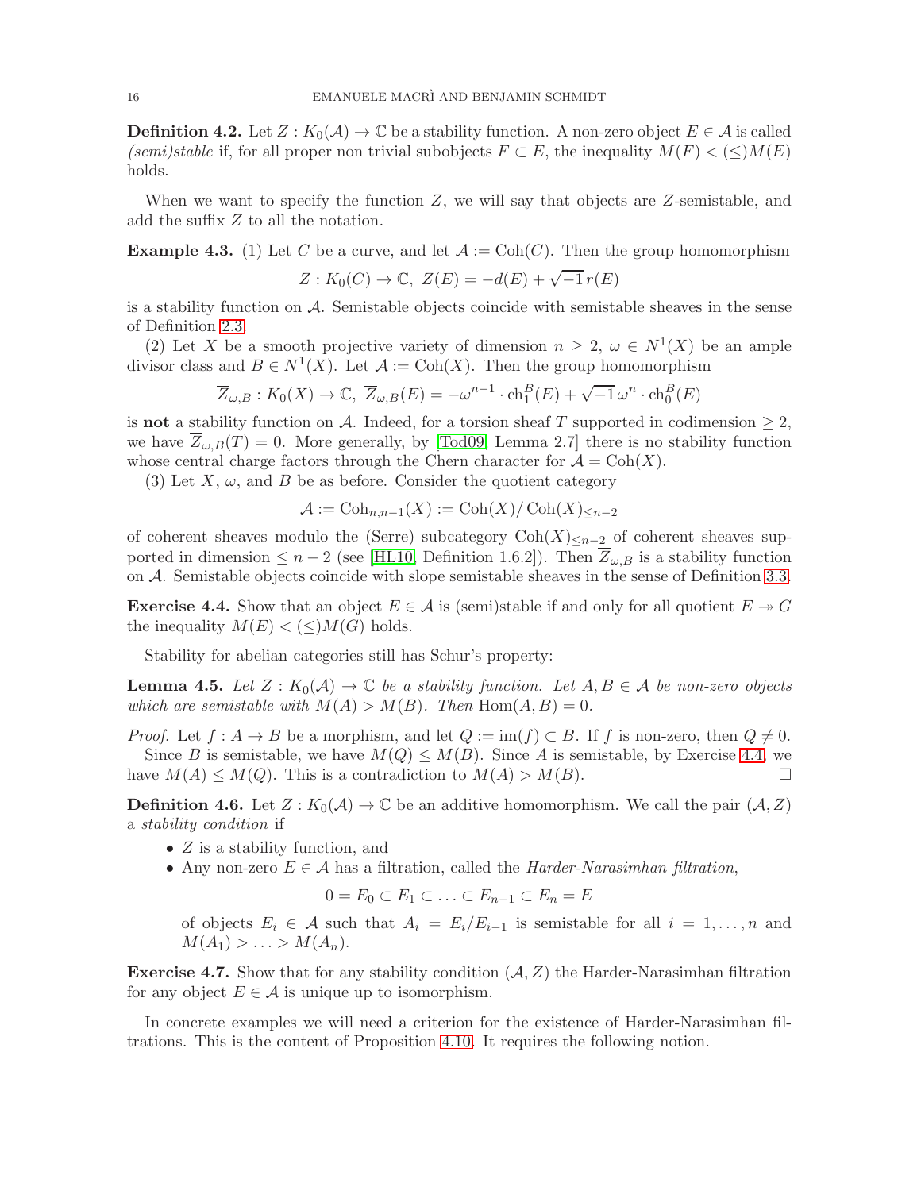**Definition 4.2.** Let $Z : K_0(\mathcal{A}) \to \mathbb{C}$ be a stability function. A non-zero object $E \in \mathcal{A}$ is called *(semi)stable* if, for all proper non trivial subobjects $F \subset E$, the inequality $M(F) < (\leq) M(E)$ holds.

When we want to specify the function $Z$, we will say that objects are $Z$-semistable, and add the suffix $Z$ to all the notation.

**Example 4.3.** (1) Let $C$ be a curve, and let $\mathcal{A} := \mathrm{Coh}(C)$. Then the group homomorphism

$$Z : K_0(C) \to \mathbb{C},\ Z(E) = -d(E) + \sqrt{-1}\, r(E)$$

is a stability function on $\mathcal{A}$. Semistable objects coincide with semistable sheaves in the sense of Definition 2.3.

(2) Let $X$ be a smooth projective variety of dimension $n \geq 2$, $\omega \in N^1(X)$ be an ample divisor class and $B \in N^1(X)$. Let $\mathcal{A} := \mathrm{Coh}(X)$. Then the group homomorphism

$$\overline{Z}_{\omega,B} : K_0(X) \to \mathbb{C},\ \overline{Z}_{\omega,B}(E) = -\omega^{n-1} \cdot \mathrm{ch}_1^B(E) + \sqrt{-1}\, \omega^n \cdot \mathrm{ch}_0^B(E)$$

is **not** a stability function on $\mathcal{A}$. Indeed, for a torsion sheaf $T$ supported in codimension $\geq 2$, we have $\overline{Z}_{\omega,B}(T) = 0$. More generally, by [Tod09, Lemma 2.7] there is no stability function whose central charge factors through the Chern character for $\mathcal{A} = \mathrm{Coh}(X)$.

(3) Let $X$, $\omega$, and $B$ be as before. Consider the quotient category

$$\mathcal{A} := \mathrm{Coh}_{n,n-1}(X) := \mathrm{Coh}(X)/\,\mathrm{Coh}(X)_{\leq n-2}$$

of coherent sheaves modulo the (Serre) subcategory $\mathrm{Coh}(X)_{\leq n-2}$ of coherent sheaves supported in dimension $\leq n-2$ (see [HL10, Definition 1.6.2]). Then $\overline{Z}_{\omega,B}$ is a stability function on $\mathcal{A}$. Semistable objects coincide with slope semistable sheaves in the sense of Definition 3.3.

**Exercise 4.4.** Show that an object $E \in \mathcal{A}$ is (semi)stable if and only if for all quotient $E \twoheadrightarrow G$ the inequality $M(E) < (\leq) M(G)$ holds.

Stability for abelian categories still has Schur's property:

**Lemma 4.5.** *Let $Z : K_0(\mathcal{A}) \to \mathbb{C}$ be a stability function. Let $A, B \in \mathcal{A}$ be non-zero objects which are semistable with $M(A) > M(B)$. Then $\mathrm{Hom}(A, B) = 0$.*

*Proof.* Let $f : A \to B$ be a morphism, and let $Q := \mathrm{im}(f) \subset B$. If $f$ is non-zero, then $Q \neq 0$.

Since $B$ is semistable, we have $M(Q) \leq M(B)$. Since $A$ is semistable, by Exercise 4.4, we have $M(A) \leq M(Q)$. This is a contradiction to $M(A) > M(B)$. $\square$

**Definition 4.6.** Let $Z : K_0(\mathcal{A}) \to \mathbb{C}$ be an additive homomorphism. We call the pair $(\mathcal{A}, Z)$ a *stability condition* if

- $Z$ is a stability function, and
- Any non-zero $E \in \mathcal{A}$ has a filtration, called the *Harder-Narasimhan filtration*,

$$0 = E_0 \subset E_1 \subset \ldots \subset E_{n-1} \subset E_n = E$$

of objects $E_i \in \mathcal{A}$ such that $A_i = E_i/E_{i-1}$ is semistable for all $i = 1, \ldots, n$ and $M(A_1) > \ldots > M(A_n)$.

**Exercise 4.7.** Show that for any stability condition $(\mathcal{A}, Z)$ the Harder-Narasimhan filtration for any object $E \in \mathcal{A}$ is unique up to isomorphism.

In concrete examples we will need a criterion for the existence of Harder-Narasimhan filtrations. This is the content of Proposition 4.10. It requires the following notion.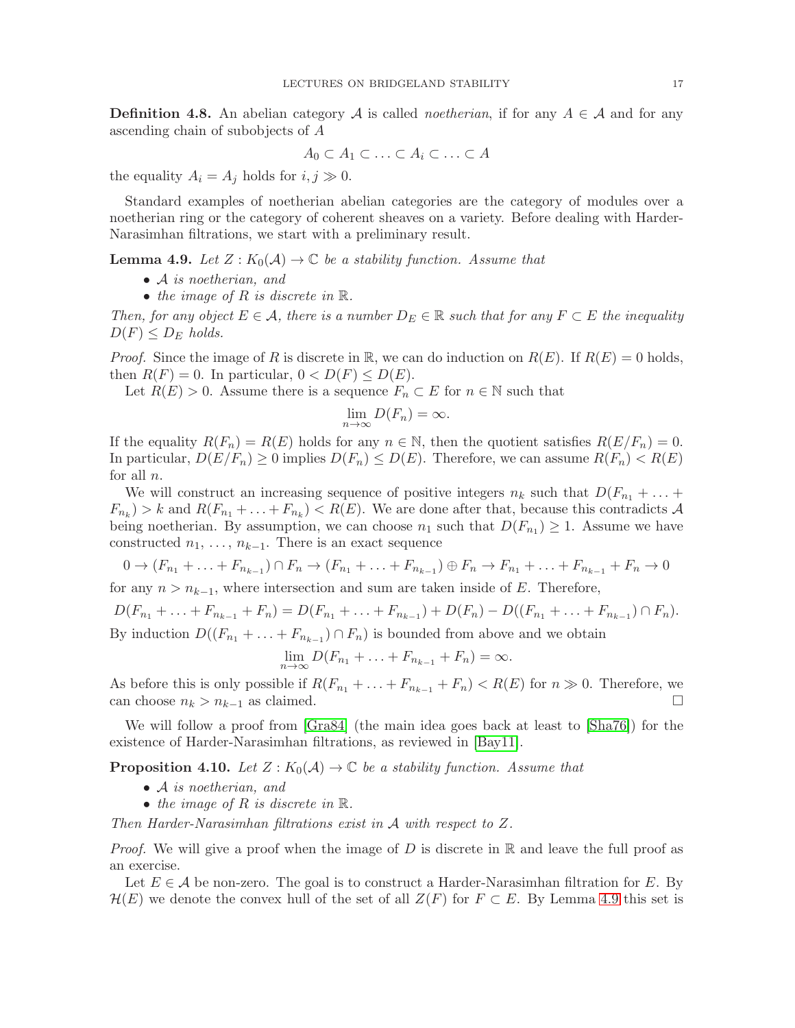**Definition 4.8.** An abelian category $\mathcal{A}$ is called *noetherian*, if for any $A \in \mathcal{A}$ and for any ascending chain of subobjects of $A$

$$A_0 \subset A_1 \subset \ldots \subset A_i \subset \ldots \subset A$$

the equality $A_i = A_j$ holds for $i, j \gg 0$.

Standard examples of noetherian abelian categories are the category of modules over a noetherian ring or the category of coherent sheaves on a variety. Before dealing with Harder-Narasimhan filtrations, we start with a preliminary result.

**Lemma 4.9.** *Let $Z : K_0(\mathcal{A}) \to \mathbb{C}$ be a stability function. Assume that*

- *$\mathcal{A}$ is noetherian, and*
- *the image of $R$ is discrete in $\mathbb{R}$.*

*Then, for any object $E \in \mathcal{A}$, there is a number $D_E \in \mathbb{R}$ such that for any $F \subset E$ the inequality $D(F) \leq D_E$ holds.*

*Proof.* Since the image of $R$ is discrete in $\mathbb{R}$, we can do induction on $R(E)$. If $R(E) = 0$ holds, then $R(F) = 0$. In particular, $0 < D(F) \leq D(E)$.

Let $R(E) > 0$. Assume there is a sequence $F_n \subset E$ for $n \in \mathbb{N}$ such that

$$\lim_{n \to \infty} D(F_n) = \infty.$$

If the equality $R(F_n) = R(E)$ holds for any $n \in \mathbb{N}$, then the quotient satisfies $R(E/F_n) = 0$. In particular, $D(E/F_n) \geq 0$ implies $D(F_n) \leq D(E)$. Therefore, we can assume $R(F_n) < R(E)$ for all $n$.

We will construct an increasing sequence of positive integers $n_k$ such that $D(F_{n_1} + \ldots + F_{n_k}) > k$ and $R(F_{n_1} + \ldots + F_{n_k}) < R(E)$. We are done after that, because this contradicts $\mathcal{A}$ being noetherian. By assumption, we can choose $n_1$ such that $D(F_{n_1}) \geq 1$. Assume we have constructed $n_1, \ldots, n_{k-1}$. There is an exact sequence

$$0 \to (F_{n_1} + \ldots + F_{n_{k-1}}) \cap F_n \to (F_{n_1} + \ldots + F_{n_{k-1}}) \oplus F_n \to F_{n_1} + \ldots + F_{n_{k-1}} + F_n \to 0$$

for any $n > n_{k-1}$, where intersection and sum are taken inside of $E$. Therefore,

$$D(F_{n_1} + \ldots + F_{n_{k-1}} + F_n) = D(F_{n_1} + \ldots + F_{n_{k-1}}) + D(F_n) - D((F_{n_1} + \ldots + F_{n_{k-1}}) \cap F_n).$$

By induction $D((F_{n_1} + \ldots + F_{n_{k-1}}) \cap F_n)$ is bounded from above and we obtain

$$\lim_{n \to \infty} D(F_{n_1} + \ldots + F_{n_{k-1}} + F_n) = \infty.$$

As before this is only possible if $R(F_{n_1} + \ldots + F_{n_{k-1}} + F_n) < R(E)$ for $n \gg 0$. Therefore, we can choose $n_k > n_{k-1}$ as claimed. $\square$

We will follow a proof from [Gra84] (the main idea goes back at least to [Sha76]) for the existence of Harder-Narasimhan filtrations, as reviewed in [Bay11].

**Proposition 4.10.** *Let $Z : K_0(\mathcal{A}) \to \mathbb{C}$ be a stability function. Assume that*

- *$\mathcal{A}$ is noetherian, and*
- *the image of $R$ is discrete in $\mathbb{R}$.*

*Then Harder-Narasimhan filtrations exist in $\mathcal{A}$ with respect to $Z$.*

*Proof.* We will give a proof when the image of $D$ is discrete in $\mathbb{R}$ and leave the full proof as an exercise.

Let $E \in \mathcal{A}$ be non-zero. The goal is to construct a Harder-Narasimhan filtration for $E$. By $\mathcal{H}(E)$ we denote the convex hull of the set of all $Z(F)$ for $F \subset E$. By Lemma 4.9 this set is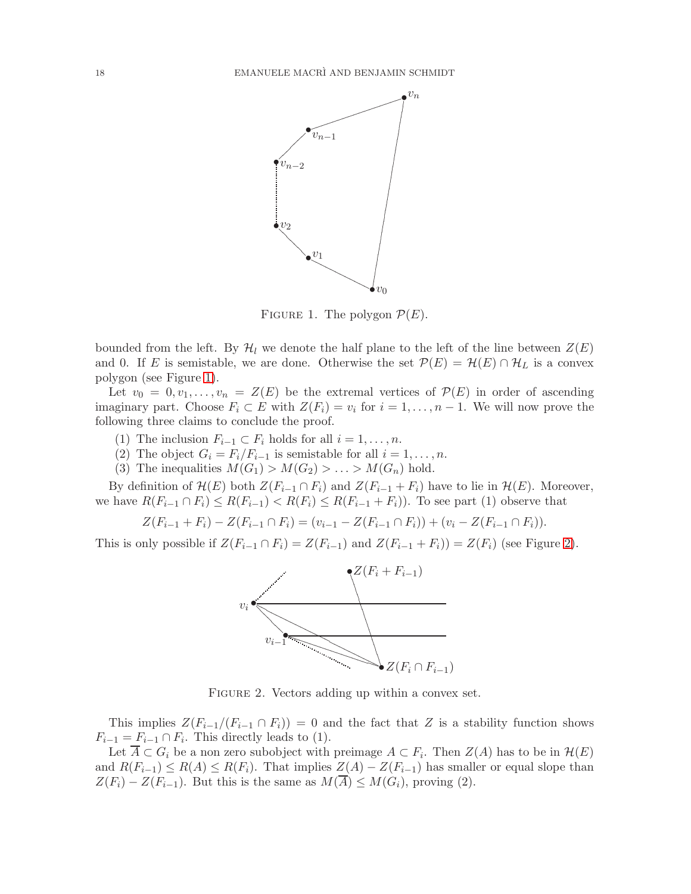FIGURE 1. The polygon $\mathcal{P}(E)$.

bounded from the left. By $\mathcal{H}_l$ we denote the half plane to the left of the line between $Z(E)$ and 0. If $E$ is semistable, we are done. Otherwise the set $\mathcal{P}(E) = \mathcal{H}(E) \cap \mathcal{H}_L$ is a convex polygon (see Figure 1).

Let $v_0 = 0, v_1, \ldots, v_n = Z(E)$ be the extremal vertices of $\mathcal{P}(E)$ in order of ascending imaginary part. Choose $F_i \subset E$ with $Z(F_i) = v_i$ for $i = 1, \ldots, n-1$. We will now prove the following three claims to conclude the proof.

1. The inclusion $F_{i-1} \subset F_i$ holds for all $i = 1, \ldots, n$.
2. The object $G_i = F_i/F_{i-1}$ is semistable for all $i = 1, \ldots, n$.
3. The inequalities $M(G_1) > M(G_2) > \ldots > M(G_n)$ hold.

By definition of $\mathcal{H}(E)$ both $Z(F_{i-1} \cap F_i)$ and $Z(F_{i-1} + F_i)$ have to lie in $\mathcal{H}(E)$. Moreover, we have $R(F_{i-1} \cap F_i) \leq R(F_{i-1}) < R(F_i) \leq R(F_{i-1} + F_i))$. To see part (1) observe that

$$Z(F_{i-1} + F_i) - Z(F_{i-1} \cap F_i) = (v_{i-1} - Z(F_{i-1} \cap F_i)) + (v_i - Z(F_{i-1} \cap F_i)).$$

This is only possible if $Z(F_{i-1} \cap F_i) = Z(F_{i-1})$ and $Z(F_{i-1} + F_i)) = Z(F_i)$ (see Figure 2).

FIGURE 2. Vectors adding up within a convex set.

This implies $Z(F_{i-1}/(F_{i-1} \cap F_i)) = 0$ and the fact that $Z$ is a stability function shows $F_{i-1} = F_{i-1} \cap F_i$. This directly leads to (1).

Let $\overline{A} \subset G_i$ be a non zero subobject with preimage $A \subset F_i$. Then $Z(A)$ has to be in $\mathcal{H}(E)$ and $R(F_{i-1}) \leq R(A) \leq R(F_i)$. That implies $Z(A) - Z(F_{i-1})$ has smaller or equal slope than $Z(F_i) - Z(F_{i-1})$. But this is the same as $M(\overline{A}) \leq M(G_i)$, proving (2).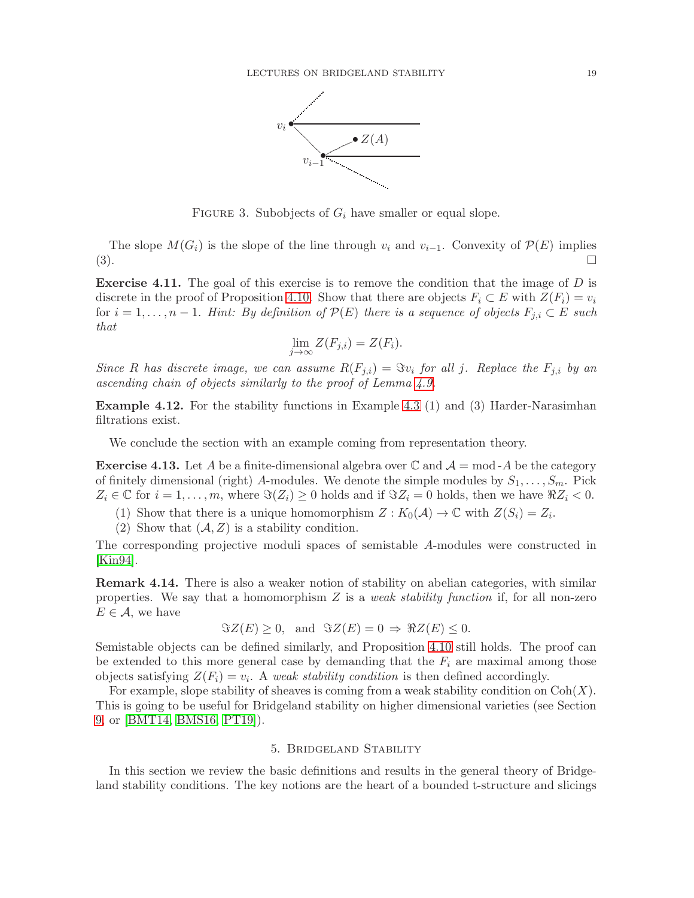Figure 3. Subobjects of $G_i$ have smaller or equal slope.

The slope $M(G_i)$ is the slope of the line through $v_i$ and $v_{i-1}$. Convexity of $\mathcal{P}(E)$ implies (3). □

**Exercise 4.11.** The goal of this exercise is to remove the condition that the image of $D$ is discrete in the proof of Proposition 4.10. Show that there are objects $F_i \subset E$ with $Z(F_i) = v_i$ for $i = 1, \ldots, n-1$. *Hint: By definition of $\mathcal{P}(E)$ there is a sequence of objects $F_{j,i} \subset E$ such that*

$$\lim_{j \to \infty} Z(F_{j,i}) = Z(F_i).$$

*Since $R$ has discrete image, we can assume $R(F_{j,i}) = \Im v_i$ for all $j$. Replace the $F_{j,i}$ by an ascending chain of objects similarly to the proof of Lemma 4.9.*

**Example 4.12.** For the stability functions in Example 4.3 (1) and (3) Harder-Narasimhan filtrations exist.

We conclude the section with an example coming from representation theory.

**Exercise 4.13.** Let $A$ be a finite-dimensional algebra over $\mathbb{C}$ and $\mathcal{A} = \text{mod-}A$ be the category of finitely dimensional (right) $A$-modules. We denote the simple modules by $S_1, \ldots, S_m$. Pick $Z_i \in \mathbb{C}$ for $i = 1, \ldots, m$, where $\Im(Z_i) \geq 0$ holds and if $\Im Z_i = 0$ holds, then we have $\Re Z_i < 0$.

(1) Show that there is a unique homomorphism $Z : K_0(\mathcal{A}) \to \mathbb{C}$ with $Z(S_i) = Z_i$.
(2) Show that $(\mathcal{A}, Z)$ is a stability condition.

The corresponding projective moduli spaces of semistable $A$-modules were constructed in [Kin94].

**Remark 4.14.** There is also a weaker notion of stability on abelian categories, with similar properties. We say that a homomorphism $Z$ is a *weak stability function* if, for all non-zero $E \in \mathcal{A}$, we have

$$\Im Z(E) \geq 0, \quad \text{and} \quad \Im Z(E) = 0 \Rightarrow \Re Z(E) \leq 0.$$

Semistable objects can be defined similarly, and Proposition 4.10 still holds. The proof can be extended to this more general case by demanding that the $F_i$ are maximal among those objects satisfying $Z(F_i) = v_i$. A *weak stability condition* is then defined accordingly.

For example, slope stability of sheaves is coming from a weak stability condition on $\text{Coh}(X)$. This is going to be useful for Bridgeland stability on higher dimensional varieties (see Section 9, or [BMT14, BMS16, PT19]).

## 5. Bridgeland Stability

In this section we review the basic definitions and results in the general theory of Bridgeland stability conditions. The key notions are the heart of a bounded t-structure and slicings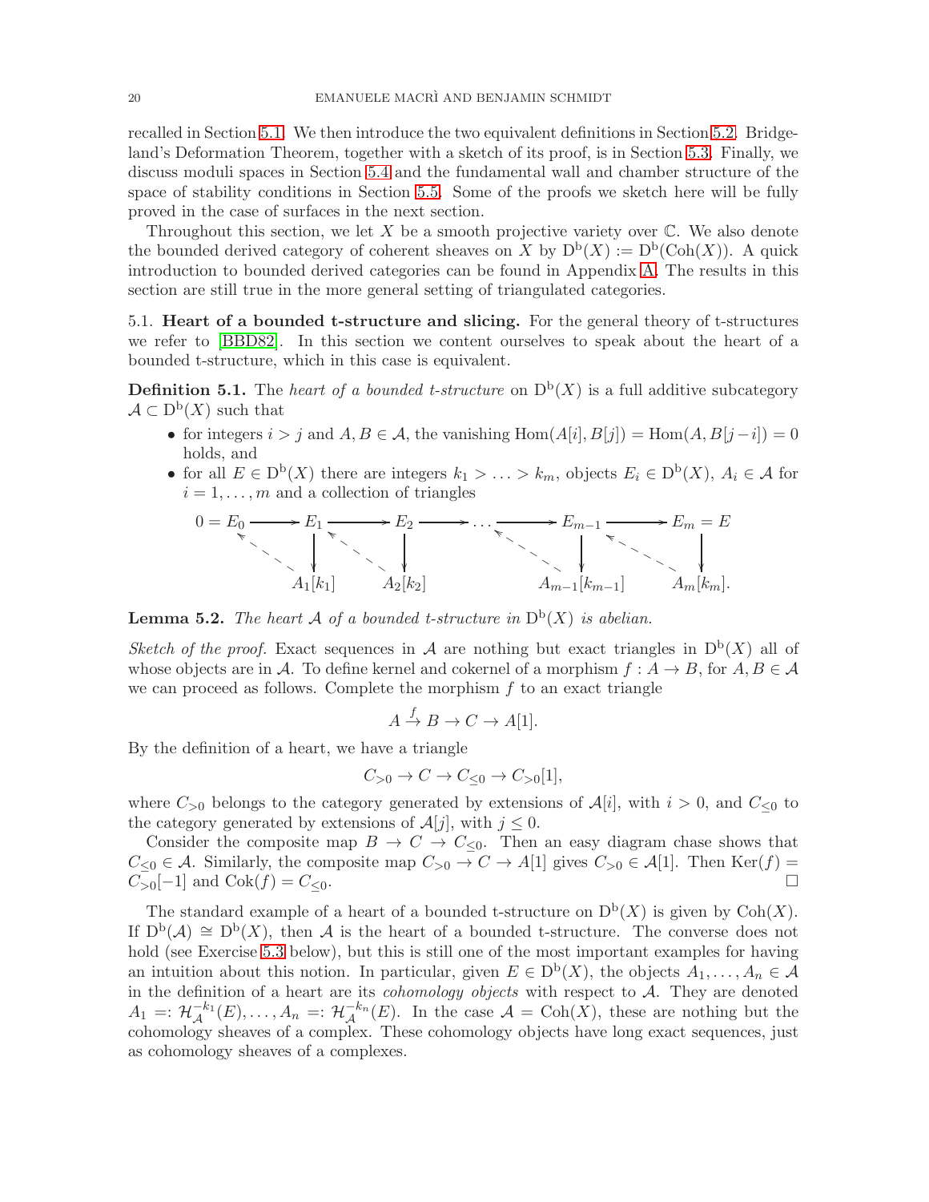recalled in Section 5.1. We then introduce the two equivalent definitions in Section 5.2. Bridgeland's Deformation Theorem, together with a sketch of its proof, is in Section 5.3. Finally, we discuss moduli spaces in Section 5.4 and the fundamental wall and chamber structure of the space of stability conditions in Section 5.5. Some of the proofs we sketch here will be fully proved in the case of surfaces in the next section.

Throughout this section, we let $X$ be a smooth projective variety over $\mathbb{C}$. We also denote the bounded derived category of coherent sheaves on $X$ by $\mathrm{D}^{\mathrm{b}}(X) := \mathrm{D}^{\mathrm{b}}(\mathrm{Coh}(X))$. A quick introduction to bounded derived categories can be found in Appendix A. The results in this section are still true in the more general setting of triangulated categories.

## 5.1. Heart of a bounded t-structure and slicing.

For the general theory of t-structures we refer to [BBD82]. In this section we content ourselves to speak about the heart of a bounded t-structure, which in this case is equivalent.

**Definition 5.1.** The *heart of a bounded t-structure* on $\mathrm{D}^{\mathrm{b}}(X)$ is a full additive subcategory $\mathcal{A} \subset \mathrm{D}^{\mathrm{b}}(X)$ such that

- for integers $i > j$ and $A, B \in \mathcal{A}$, the vanishing $\mathrm{Hom}(A[i], B[j]) = \mathrm{Hom}(A, B[j-i]) = 0$ holds, and
- for all $E \in \mathrm{D}^{\mathrm{b}}(X)$ there are integers $k_1 > \ldots > k_m$, objects $E_i \in \mathrm{D}^{\mathrm{b}}(X)$, $A_i \in \mathcal{A}$ for $i = 1, \ldots, m$ and a collection of triangles

$$
\begin{array}{ccccccccc}
0 = E_0 & \longrightarrow & E_1 & \longrightarrow & E_2 & \longrightarrow \cdots \longrightarrow & E_{m-1} & \longrightarrow & E_m = E \\
 & \nwarrow & \downarrow & \nwarrow & \downarrow & \nwarrow & \downarrow & \nwarrow & \downarrow \\
 & & A_1[k_1] & & A_2[k_2] & & A_{m-1}[k_{m-1}] & & A_m[k_m].
\end{array}
$$

**Lemma 5.2.** *The heart $\mathcal{A}$ of a bounded t-structure in $\mathrm{D}^{\mathrm{b}}(X)$ is abelian.*

*Sketch of the proof.* Exact sequences in $\mathcal{A}$ are nothing but exact triangles in $\mathrm{D}^{\mathrm{b}}(X)$ all of whose objects are in $\mathcal{A}$. To define kernel and cokernel of a morphism $f : A \to B$, for $A, B \in \mathcal{A}$ we can proceed as follows. Complete the morphism $f$ to an exact triangle

$$A \xrightarrow{f} B \to C \to A[1].$$

By the definition of a heart, we have a triangle

$$C_{>0} \to C \to C_{\leq 0} \to C_{>0}[1],$$

where $C_{>0}$ belongs to the category generated by extensions of $\mathcal{A}[i]$, with $i > 0$, and $C_{\leq 0}$ to the category generated by extensions of $\mathcal{A}[j]$, with $j \leq 0$.

Consider the composite map $B \to C \to C_{\leq 0}$. Then an easy diagram chase shows that $C_{\leq 0} \in \mathcal{A}$. Similarly, the composite map $C_{>0} \to C \to A[1]$ gives $C_{>0} \in \mathcal{A}[1]$. Then $\mathrm{Ker}(f) = C_{>0}[-1]$ and $\mathrm{Cok}(f) = C_{\leq 0}$. $\square$

The standard example of a heart of a bounded t-structure on $\mathrm{D}^{\mathrm{b}}(X)$ is given by $\mathrm{Coh}(X)$. If $\mathrm{D}^{\mathrm{b}}(\mathcal{A}) \cong \mathrm{D}^{\mathrm{b}}(X)$, then $\mathcal{A}$ is the heart of a bounded t-structure. The converse does not hold (see Exercise 5.3 below), but this is still one of the most important examples for having an intuition about this notion. In particular, given $E \in \mathrm{D}^{\mathrm{b}}(X)$, the objects $A_1, \ldots, A_n \in \mathcal{A}$ in the definition of a heart are its *cohomology objects* with respect to $\mathcal{A}$. They are denoted $A_1 =: \mathcal{H}_{\mathcal{A}}^{-k_1}(E), \ldots, A_n =: \mathcal{H}_{\mathcal{A}}^{-k_n}(E)$. In the case $\mathcal{A} = \mathrm{Coh}(X)$, these are nothing but the cohomology sheaves of a complex. These cohomology objects have long exact sequences, just as cohomology sheaves of a complexes.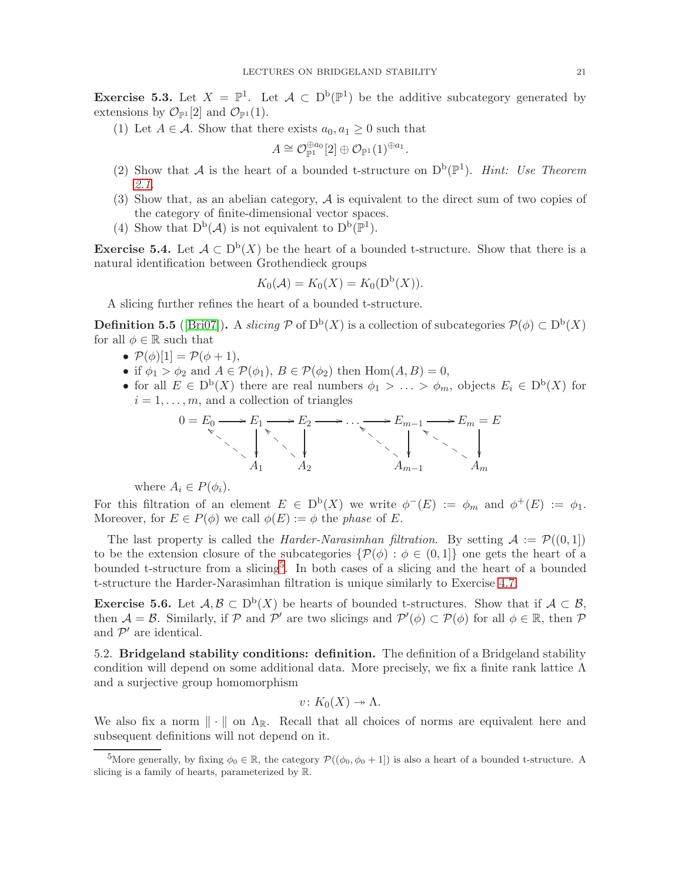**Exercise 5.3.** Let $X = \mathbb{P}^1$. Let $\mathcal{A} \subset \mathrm{D}^{\mathrm{b}}(\mathbb{P}^1)$ be the additive subcategory generated by extensions by $\mathcal{O}_{\mathbb{P}^1}[2]$ and $\mathcal{O}_{\mathbb{P}^1}(1)$.

(1) Let $A \in \mathcal{A}$. Show that there exists $a_0, a_1 \geq 0$ such that
$$A \cong \mathcal{O}_{\mathbb{P}^1}^{\oplus a_0}[2] \oplus \mathcal{O}_{\mathbb{P}^1}(1)^{\oplus a_1}.$$

(2) Show that $\mathcal{A}$ is the heart of a bounded t-structure on $\mathrm{D}^{\mathrm{b}}(\mathbb{P}^1)$. *Hint: Use Theorem 2.1.*

(3) Show that, as an abelian category, $\mathcal{A}$ is equivalent to the direct sum of two copies of the category of finite-dimensional vector spaces.

(4) Show that $\mathrm{D}^{\mathrm{b}}(\mathcal{A})$ is not equivalent to $\mathrm{D}^{\mathrm{b}}(\mathbb{P}^1)$.

**Exercise 5.4.** Let $\mathcal{A} \subset \mathrm{D}^{\mathrm{b}}(X)$ be the heart of a bounded t-structure. Show that there is a natural identification between Grothendieck groups
$$K_0(\mathcal{A}) = K_0(X) = K_0(\mathrm{D}^{\mathrm{b}}(X)).$$

A slicing further refines the heart of a bounded t-structure.

**Definition 5.5** ([Bri07])**.** A *slicing* $\mathcal{P}$ of $\mathrm{D}^{\mathrm{b}}(X)$ is a collection of subcategories $\mathcal{P}(\phi) \subset \mathrm{D}^{\mathrm{b}}(X)$ for all $\phi \in \mathbb{R}$ such that

- $\mathcal{P}(\phi)[1] = \mathcal{P}(\phi + 1)$,
- if $\phi_1 > \phi_2$ and $A \in \mathcal{P}(\phi_1)$, $B \in \mathcal{P}(\phi_2)$ then $\mathrm{Hom}(A, B) = 0$,
- for all $E \in \mathrm{D}^{\mathrm{b}}(X)$ there are real numbers $\phi_1 > \ldots > \phi_m$, objects $E_i \in \mathrm{D}^{\mathrm{b}}(X)$ for $i = 1, \ldots, m$, and a collection of triangles

$$\begin{array}{ccccccccccc} 0 = E_0 & \longrightarrow & E_1 & \longrightarrow & E_2 & \longrightarrow & \ldots & \longrightarrow & E_{m-1} & \longrightarrow & E_m = E \\ & \nwarrow & \downarrow & \nwarrow & \downarrow & & & \nwarrow & \downarrow & \nwarrow & \downarrow \\ & & A_1 & & A_2 & & & & A_{m-1} & & A_m \end{array}$$

where $A_i \in P(\phi_i)$.

For this filtration of an element $E \in \mathrm{D}^{\mathrm{b}}(X)$ we write $\phi^-(E) := \phi_m$ and $\phi^+(E) := \phi_1$. Moreover, for $E \in P(\phi)$ we call $\phi(E) := \phi$ the *phase* of $E$.

The last property is called the *Harder-Narasimhan filtration*. By setting $\mathcal{A} := \mathcal{P}((0,1])$ to be the extension closure of the subcategories $\{\mathcal{P}(\phi) : \phi \in (0,1]\}$ one gets the heart of a bounded t-structure from a slicing[5]. In both cases of a slicing and the heart of a bounded t-structure the Harder-Narasimhan filtration is unique similarly to Exercise 4.7.

**Exercise 5.6.** Let $\mathcal{A}, \mathcal{B} \subset \mathrm{D}^{\mathrm{b}}(X)$ be hearts of bounded t-structures. Show that if $\mathcal{A} \subset \mathcal{B}$, then $\mathcal{A} = \mathcal{B}$. Similarly, if $\mathcal{P}$ and $\mathcal{P}'$ are two slicings and $\mathcal{P}'(\phi) \subset \mathcal{P}(\phi)$ for all $\phi \in \mathbb{R}$, then $\mathcal{P}$ and $\mathcal{P}'$ are identical.

5.2. **Bridgeland stability conditions: definition.** The definition of a Bridgeland stability condition will depend on some additional data. More precisely, we fix a finite rank lattice $\Lambda$ and a surjective group homomorphism
$$v \colon K_0(X) \twoheadrightarrow \Lambda.$$
We also fix a norm $\|\cdot\|$ on $\Lambda_{\mathbb{R}}$. Recall that all choices of norms are equivalent here and subsequent definitions will not depend on it.

[5] More generally, by fixing $\phi_0 \in \mathbb{R}$, the category $\mathcal{P}((\phi_0, \phi_0 + 1])$ is also a heart of a bounded t-structure. A slicing is a family of hearts, parameterized by $\mathbb{R}$.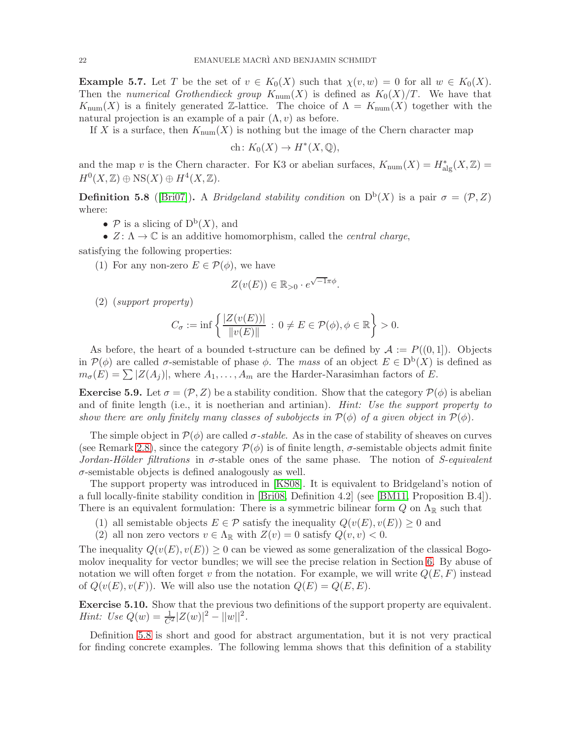**Example 5.7.** Let $T$ be the set of $v \in K_0(X)$ such that $\chi(v, w) = 0$ for all $w \in K_0(X)$. Then the *numerical Grothendieck group* $K_{\mathrm{num}}(X)$ is defined as $K_0(X)/T$. We have that $K_{\mathrm{num}}(X)$ is a finitely generated $\mathbb{Z}$-lattice. The choice of $\Lambda = K_{\mathrm{num}}(X)$ together with the natural projection is an example of a pair $(\Lambda, v)$ as before.

If $X$ is a surface, then $K_{\mathrm{num}}(X)$ is nothing but the image of the Chern character map

$$\mathrm{ch}\colon K_0(X) \to H^*(X, \mathbb{Q}),$$

and the map $v$ is the Chern character. For K3 or abelian surfaces, $K_{\mathrm{num}}(X) = H^*_{\mathrm{alg}}(X, \mathbb{Z}) = H^0(X, \mathbb{Z}) \oplus \mathrm{NS}(X) \oplus H^4(X, \mathbb{Z})$.

**Definition 5.8** ([Bri07]). A *Bridgeland stability condition* on $\mathrm{D}^{\mathrm{b}}(X)$ is a pair $\sigma = (\mathcal{P}, Z)$ where:

- $\mathcal{P}$ is a slicing of $\mathrm{D}^{\mathrm{b}}(X)$, and
- $Z\colon \Lambda \to \mathbb{C}$ is an additive homomorphism, called the *central charge*,

satisfying the following properties:

(1) For any non-zero $E \in \mathcal{P}(\phi)$, we have

$$Z(v(E)) \in \mathbb{R}_{>0} \cdot e^{\sqrt{-1}\pi\phi}.$$

(2) (*support property*)

$$C_\sigma := \inf\left\{ \frac{|Z(v(E))|}{\|v(E)\|} \,:\, 0 \neq E \in \mathcal{P}(\phi), \phi \in \mathbb{R} \right\} > 0.$$

As before, the heart of a bounded t-structure can be defined by $\mathcal{A} := P((0,1])$. Objects in $\mathcal{P}(\phi)$ are called $\sigma$-semistable of phase $\phi$. The *mass* of an object $E \in \mathrm{D}^{\mathrm{b}}(X)$ is defined as $m_\sigma(E) = \sum |Z(A_j)|$, where $A_1, \ldots, A_m$ are the Harder-Narasimhan factors of $E$.

**Exercise 5.9.** Let $\sigma = (\mathcal{P}, Z)$ be a stability condition. Show that the category $\mathcal{P}(\phi)$ is abelian and of finite length (i.e., it is noetherian and artinian). *Hint: Use the support property to show there are only finitely many classes of subobjects in $\mathcal{P}(\phi)$ of a given object in $\mathcal{P}(\phi)$.*

The simple object in $\mathcal{P}(\phi)$ are called $\sigma$-*stable*. As in the case of stability of sheaves on curves (see Remark 2.8), since the category $\mathcal{P}(\phi)$ is of finite length, $\sigma$-semistable objects admit finite *Jordan-Hölder filtrations* in $\sigma$-stable ones of the same phase. The notion of *S-equivalent* $\sigma$-semistable objects is defined analogously as well.

The support property was introduced in [KS08]. It is equivalent to Bridgeland's notion of a full locally-finite stability condition in [Bri08, Definition 4.2] (see [BM11, Proposition B.4]). There is an equivalent formulation: There is a symmetric bilinear form $Q$ on $\Lambda_{\mathbb{R}}$ such that

(1) all semistable objects $E \in \mathcal{P}$ satisfy the inequality $Q(v(E), v(E)) \geq 0$ and
(2) all non zero vectors $v \in \Lambda_{\mathbb{R}}$ with $Z(v) = 0$ satisfy $Q(v, v) < 0$.

The inequality $Q(v(E), v(E)) \geq 0$ can be viewed as some generalization of the classical Bogomolov inequality for vector bundles; we will see the precise relation in Section 6. By abuse of notation we will often forget $v$ from the notation. For example, we will write $Q(E, F)$ instead of $Q(v(E), v(F))$. We will also use the notation $Q(E) = Q(E, E)$.

**Exercise 5.10.** Show that the previous two definitions of the support property are equivalent. *Hint: Use* $Q(w) = \frac{1}{C^2}|Z(w)|^2 - ||w||^2$.

Definition 5.8 is short and good for abstract argumentation, but it is not very practical for finding concrete examples. The following lemma shows that this definition of a stability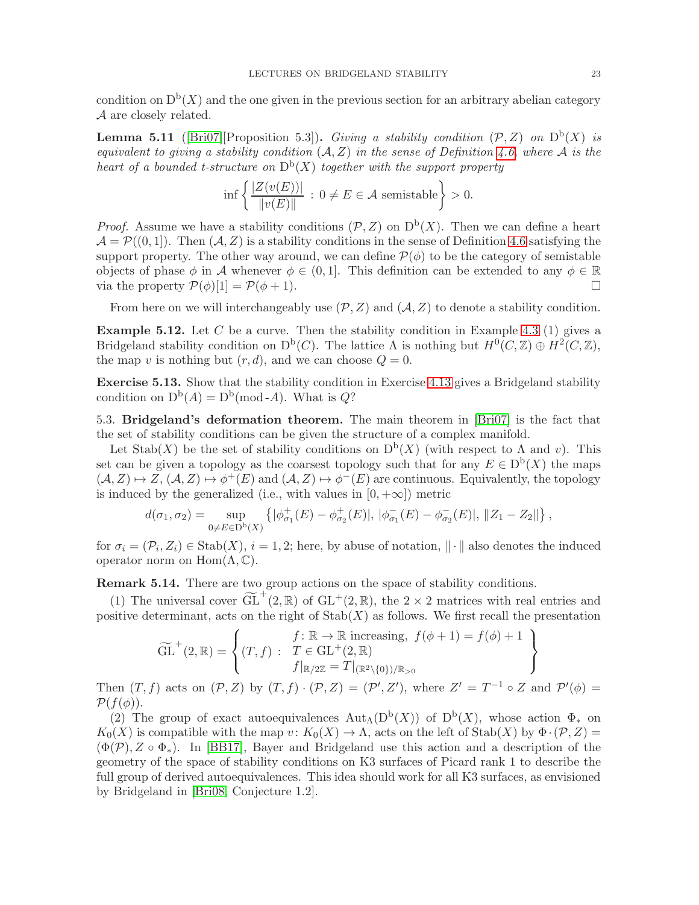condition on $\mathrm{D}^{\mathrm{b}}(X)$ and the one given in the previous section for an arbitrary abelian category $\mathcal{A}$ are closely related.

**Lemma 5.11** ([Bri07][Proposition 5.3]). *Giving a stability condition $(\mathcal{P}, Z)$ on $\mathrm{D}^{\mathrm{b}}(X)$ is equivalent to giving a stability condition $(\mathcal{A}, Z)$ in the sense of Definition 4.6, where $\mathcal{A}$ is the heart of a bounded t-structure on $\mathrm{D}^{\mathrm{b}}(X)$ together with the support property*

$$\inf\left\{ \frac{|Z(v(E))|}{\|v(E)\|} \,:\, 0 \neq E \in \mathcal{A} \text{ semistable} \right\} > 0.$$

*Proof.* Assume we have a stability conditions $(\mathcal{P}, Z)$ on $\mathrm{D}^{\mathrm{b}}(X)$. Then we can define a heart $\mathcal{A} = \mathcal{P}((0,1])$. Then $(\mathcal{A}, Z)$ is a stability conditions in the sense of Definition 4.6 satisfying the support property. The other way around, we can define $\mathcal{P}(\phi)$ to be the category of semistable objects of phase $\phi$ in $\mathcal{A}$ whenever $\phi \in (0,1]$. This definition can be extended to any $\phi \in \mathbb{R}$ via the property $\mathcal{P}(\phi)[1] = \mathcal{P}(\phi + 1)$. $\square$

From here on we will interchangeably use $(\mathcal{P}, Z)$ and $(\mathcal{A}, Z)$ to denote a stability condition.

**Example 5.12.** Let $C$ be a curve. Then the stability condition in Example 4.3 (1) gives a Bridgeland stability condition on $\mathrm{D}^{\mathrm{b}}(C)$. The lattice $\Lambda$ is nothing but $H^0(C, \mathbb{Z}) \oplus H^2(C, \mathbb{Z})$, the map $v$ is nothing but $(r, d)$, and we can choose $Q = 0$.

**Exercise 5.13.** Show that the stability condition in Exercise 4.13 gives a Bridgeland stability condition on $\mathrm{D}^{\mathrm{b}}(A) = \mathrm{D}^{\mathrm{b}}(\text{mod-}A)$. What is $Q$?

5.3. **Bridgeland's deformation theorem.** The main theorem in [Bri07] is the fact that the set of stability conditions can be given the structure of a complex manifold.

Let $\mathrm{Stab}(X)$ be the set of stability conditions on $\mathrm{D}^{\mathrm{b}}(X)$ (with respect to $\Lambda$ and $v$). This set can be given a topology as the coarsest topology such that for any $E \in \mathrm{D}^{\mathrm{b}}(X)$ the maps $(\mathcal{A}, Z) \mapsto Z$, $(\mathcal{A}, Z) \mapsto \phi^+(E)$ and $(\mathcal{A}, Z) \mapsto \phi^-(E)$ are continuous. Equivalently, the topology is induced by the generalized (i.e., with values in $[0, +\infty]$) metric

$$d(\sigma_1, \sigma_2) = \sup_{0 \neq E \in \mathrm{D}^{\mathrm{b}}(X)} \left\{ |\phi^+_{\sigma_1}(E) - \phi^+_{\sigma_2}(E)|,\, |\phi^-_{\sigma_1}(E) - \phi^-_{\sigma_2}(E)|,\, \|Z_1 - Z_2\| \right\},$$

for $\sigma_i = (\mathcal{P}_i, Z_i) \in \mathrm{Stab}(X)$, $i = 1, 2$; here, by abuse of notation, $\|\cdot\|$ also denotes the induced operator norm on $\mathrm{Hom}(\Lambda, \mathbb{C})$.

**Remark 5.14.** There are two group actions on the space of stability conditions.

(1) The universal cover $\widetilde{\mathrm{GL}}^+(2, \mathbb{R})$ of $\mathrm{GL}^+(2, \mathbb{R})$, the $2 \times 2$ matrices with real entries and positive determinant, acts on the right of $\mathrm{Stab}(X)$ as follows. We first recall the presentation

$$\widetilde{\mathrm{GL}}^+(2, \mathbb{R}) = \left\{ (T, f) \,:\, \begin{array}{l} f \colon \mathbb{R} \to \mathbb{R} \text{ increasing, } f(\phi + 1) = f(\phi) + 1 \\ T \in \mathrm{GL}^+(2, \mathbb{R}) \\ f|_{\mathbb{R}/2\mathbb{Z}} = T|_{(\mathbb{R}^2 \setminus \{0\})/\mathbb{R}_{>0}} \end{array} \right\}$$

Then $(T, f)$ acts on $(\mathcal{P}, Z)$ by $(T, f) \cdot (\mathcal{P}, Z) = (\mathcal{P}', Z')$, where $Z' = T^{-1} \circ Z$ and $\mathcal{P}'(\phi) = \mathcal{P}(f(\phi))$.

(2) The group of exact autoequivalences $\mathrm{Aut}_\Lambda(\mathrm{D}^{\mathrm{b}}(X))$ of $\mathrm{D}^{\mathrm{b}}(X)$, whose action $\Phi_*$ on $K_0(X)$ is compatible with the map $v \colon K_0(X) \to \Lambda$, acts on the left of $\mathrm{Stab}(X)$ by $\Phi \cdot (\mathcal{P}, Z) = (\Phi(\mathcal{P}), Z \circ \Phi_*)$. In [BB17], Bayer and Bridgeland use this action and a description of the geometry of the space of stability conditions on K3 surfaces of Picard rank 1 to describe the full group of derived autoequivalences. This idea should work for all K3 surfaces, as envisioned by Bridgeland in [Bri08, Conjecture 1.2].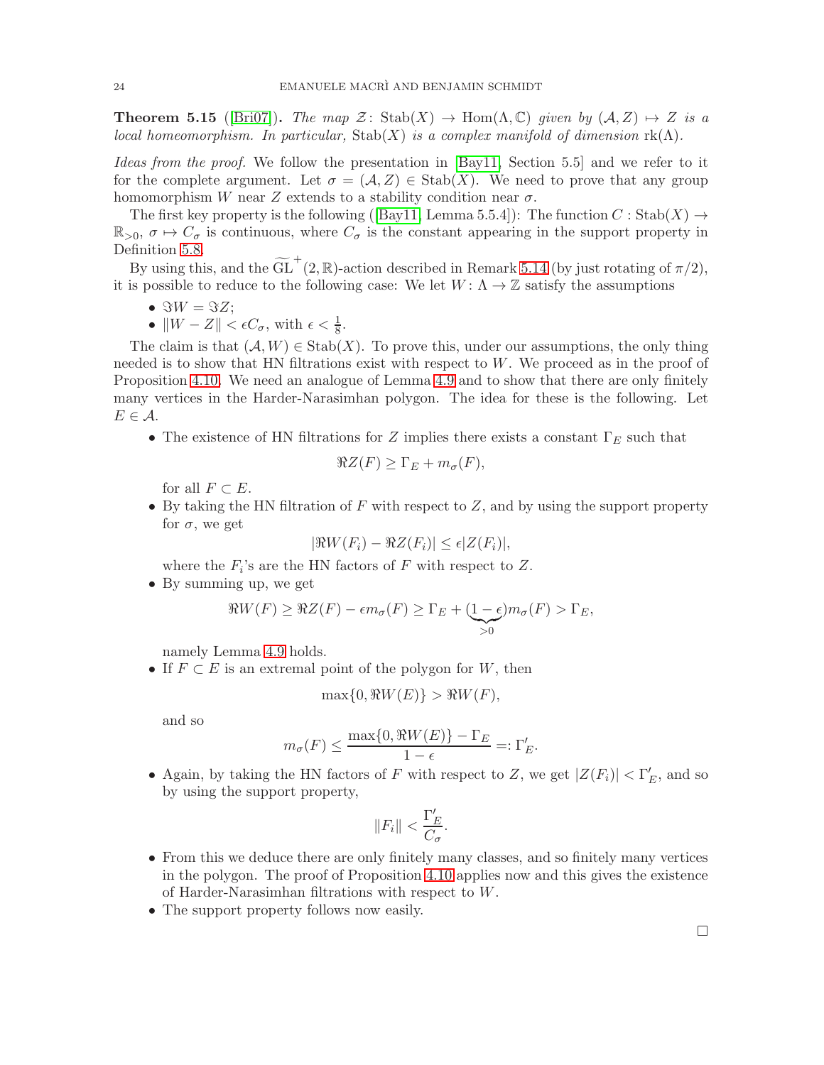**Theorem 5.15** ([Bri07])**.** *The map $\mathcal{Z}\colon \mathrm{Stab}(X) \to \mathrm{Hom}(\Lambda, \mathbb{C})$ given by $(\mathcal{A}, Z) \mapsto Z$ is a local homeomorphism. In particular,* $\mathrm{Stab}(X)$ *is a complex manifold of dimension* $\mathrm{rk}(\Lambda)$.

*Ideas from the proof.* We follow the presentation in [Bay11, Section 5.5] and we refer to it for the complete argument. Let $\sigma = (\mathcal{A}, Z) \in \mathrm{Stab}(X)$. We need to prove that any group homomorphism $W$ near $Z$ extends to a stability condition near $\sigma$.

The first key property is the following ([Bay11, Lemma 5.5.4]): The function $C : \mathrm{Stab}(X) \to \mathbb{R}_{>0}$, $\sigma \mapsto C_\sigma$ is continuous, where $C_\sigma$ is the constant appearing in the support property in Definition 5.8.

By using this, and the $\widetilde{\mathrm{GL}}^+(2, \mathbb{R})$-action described in Remark 5.14 (by just rotating of $\pi/2$), it is possible to reduce to the following case: We let $W\colon \Lambda \to \mathbb{Z}$ satisfy the assumptions

- $\Im W = \Im Z$;
- $\|W - Z\| < \epsilon C_\sigma$, with $\epsilon < \frac{1}{8}$.

The claim is that $(\mathcal{A}, W) \in \mathrm{Stab}(X)$. To prove this, under our assumptions, the only thing needed is to show that HN filtrations exist with respect to $W$. We proceed as in the proof of Proposition 4.10. We need an analogue of Lemma 4.9 and to show that there are only finitely many vertices in the Harder-Narasimhan polygon. The idea for these is the following. Let $E \in \mathcal{A}$.

- The existence of HN filtrations for $Z$ implies there exists a constant $\Gamma_E$ such that
$$\Re Z(F) \geq \Gamma_E + m_\sigma(F),$$
for all $F \subset E$.
- By taking the HN filtration of $F$ with respect to $Z$, and by using the support property for $\sigma$, we get
$$|\Re W(F_i) - \Re Z(F_i)| \leq \epsilon |Z(F_i)|,$$
where the $F_i$'s are the HN factors of $F$ with respect to $Z$.
- By summing up, we get
$$\Re W(F) \geq \Re Z(F) - \epsilon m_\sigma(F) \geq \Gamma_E + \underbrace{(1-\epsilon)}_{>0} m_\sigma(F) > \Gamma_E,$$
namely Lemma 4.9 holds.
- If $F \subset E$ is an extremal point of the polygon for $W$, then
$$\max\{0, \Re W(E)\} > \Re W(F),$$
and so
$$m_\sigma(F) \leq \frac{\max\{0, \Re W(E)\} - \Gamma_E}{1-\epsilon} =: \Gamma'_E.$$
- Again, by taking the HN factors of $F$ with respect to $Z$, we get $|Z(F_i)| < \Gamma'_E$, and so by using the support property,
$$\|F_i\| < \frac{\Gamma'_E}{C_\sigma}.$$
- From this we deduce there are only finitely many classes, and so finitely many vertices in the polygon. The proof of Proposition 4.10 applies now and this gives the existence of Harder-Narasimhan filtrations with respect to $W$.
- The support property follows now easily.

□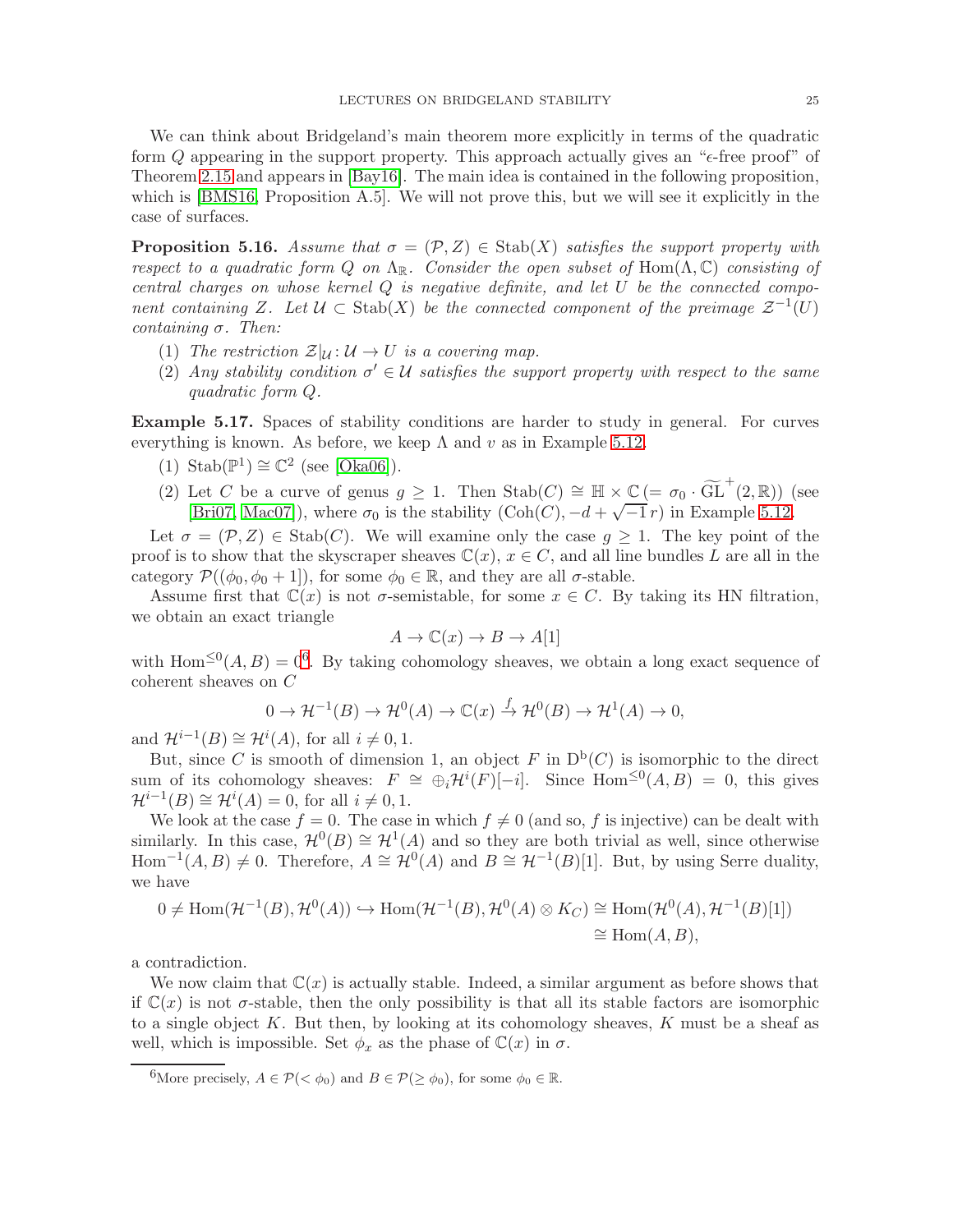We can think about Bridgeland's main theorem more explicitly in terms of the quadratic form $Q$ appearing in the support property. This approach actually gives an "$\epsilon$-free proof" of Theorem 2.15 and appears in [Bay16]. The main idea is contained in the following proposition, which is [BMS16, Proposition A.5]. We will not prove this, but we will see it explicitly in the case of surfaces.

**Proposition 5.16.** *Assume that $\sigma = (\mathcal{P}, Z) \in \mathrm{Stab}(X)$ satisfies the support property with respect to a quadratic form $Q$ on $\Lambda_{\mathbb{R}}$. Consider the open subset of $\mathrm{Hom}(\Lambda, \mathbb{C})$ consisting of central charges on whose kernel $Q$ is negative definite, and let $U$ be the connected component containing $Z$. Let $\mathcal{U} \subset \mathrm{Stab}(X)$ be the connected component of the preimage $\mathcal{Z}^{-1}(U)$ containing $\sigma$. Then:*

1. *The restriction $\mathcal{Z}|_{\mathcal{U}} \colon \mathcal{U} \to U$ is a covering map.*
2. *Any stability condition $\sigma' \in \mathcal{U}$ satisfies the support property with respect to the same quadratic form $Q$.*

**Example 5.17.** Spaces of stability conditions are harder to study in general. For curves everything is known. As before, we keep $\Lambda$ and $v$ as in Example 5.12.

1. $\mathrm{Stab}(\mathbb{P}^1) \cong \mathbb{C}^2$ (see [Oka06]).
2. Let $C$ be a curve of genus $g \geq 1$. Then $\mathrm{Stab}(C) \cong \mathbb{H} \times \mathbb{C}$ $(= \sigma_0 \cdot \widetilde{\mathrm{GL}}^+(2, \mathbb{R}))$ (see [Bri07, Mac07]), where $\sigma_0$ is the stability $(\mathrm{Coh}(C), -d + \sqrt{-1}\, r)$ in Example 5.12.

Let $\sigma = (\mathcal{P}, Z) \in \mathrm{Stab}(C)$. We will examine only the case $g \geq 1$. The key point of the proof is to show that the skyscraper sheaves $\mathbb{C}(x)$, $x \in C$, and all line bundles $L$ are all in the category $\mathcal{P}((\phi_0, \phi_0 + 1])$, for some $\phi_0 \in \mathbb{R}$, and they are all $\sigma$-stable.

Assume first that $\mathbb{C}(x)$ is not $\sigma$-semistable, for some $x \in C$. By taking its HN filtration, we obtain an exact triangle

$$A \to \mathbb{C}(x) \to B \to A[1]$$

with $\mathrm{Hom}^{\leq 0}(A, B) = 0$[6]. By taking cohomology sheaves, we obtain a long exact sequence of coherent sheaves on $C$

$$0 \to \mathcal{H}^{-1}(B) \to \mathcal{H}^0(A) \to \mathbb{C}(x) \xrightarrow{f} \mathcal{H}^0(B) \to \mathcal{H}^1(A) \to 0,$$

and $\mathcal{H}^{i-1}(B) \cong \mathcal{H}^i(A)$, for all $i \neq 0, 1$.

But, since $C$ is smooth of dimension 1, an object $F$ in $\mathrm{D}^{\mathrm{b}}(C)$ is isomorphic to the direct sum of its cohomology sheaves: $F \cong \oplus_i \mathcal{H}^i(F)[-i]$. Since $\mathrm{Hom}^{\leq 0}(A, B) = 0$, this gives $\mathcal{H}^{i-1}(B) \cong \mathcal{H}^i(A) = 0$, for all $i \neq 0, 1$.

We look at the case $f = 0$. The case in which $f \neq 0$ (and so, $f$ is injective) can be dealt with similarly. In this case, $\mathcal{H}^0(B) \cong \mathcal{H}^1(A)$ and so they are both trivial as well, since otherwise $\mathrm{Hom}^{-1}(A, B) \neq 0$. Therefore, $A \cong \mathcal{H}^0(A)$ and $B \cong \mathcal{H}^{-1}(B)[1]$. But, by using Serre duality, we have

$$\begin{aligned} 0 \neq \mathrm{Hom}(\mathcal{H}^{-1}(B), \mathcal{H}^0(A)) \hookrightarrow \mathrm{Hom}(\mathcal{H}^{-1}(B), \mathcal{H}^0(A) \otimes K_C) &\cong \mathrm{Hom}(\mathcal{H}^0(A), \mathcal{H}^{-1}(B)[1]) \\ &\cong \mathrm{Hom}(A, B), \end{aligned}$$

a contradiction.

We now claim that $\mathbb{C}(x)$ is actually stable. Indeed, a similar argument as before shows that if $\mathbb{C}(x)$ is not $\sigma$-stable, then the only possibility is that all its stable factors are isomorphic to a single object $K$. But then, by looking at its cohomology sheaves, $K$ must be a sheaf as well, which is impossible. Set $\phi_x$ as the phase of $\mathbb{C}(x)$ in $\sigma$.

[6] More precisely, $A \in \mathcal{P}(< \phi_0)$ and $B \in \mathcal{P}(\geq \phi_0)$, for some $\phi_0 \in \mathbb{R}$.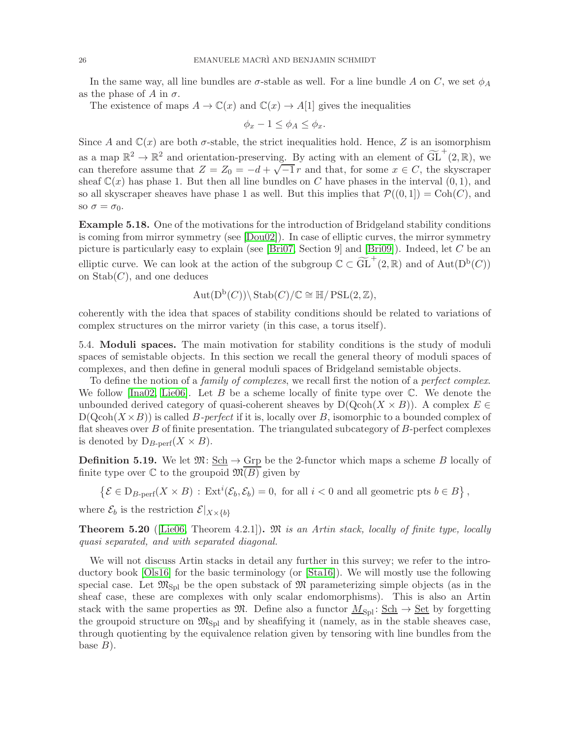In the same way, all line bundles are $\sigma$-stable as well. For a line bundle $A$ on $C$, we set $\phi_A$ as the phase of $A$ in $\sigma$.

The existence of maps $A \to \mathbb{C}(x)$ and $\mathbb{C}(x) \to A[1]$ gives the inequalities

$$\phi_x - 1 \leq \phi_A \leq \phi_x.$$

Since $A$ and $\mathbb{C}(x)$ are both $\sigma$-stable, the strict inequalities hold. Hence, $Z$ is an isomorphism as a map $\mathbb{R}^2 \to \mathbb{R}^2$ and orientation-preserving. By acting with an element of $\widetilde{\mathrm{GL}}^+(2,\mathbb{R})$, we can therefore assume that $Z = Z_0 = -d + \sqrt{-1}\, r$ and that, for some $x \in C$, the skyscraper sheaf $\mathbb{C}(x)$ has phase 1. But then all line bundles on $C$ have phases in the interval $(0,1)$, and so all skyscraper sheaves have phase 1 as well. But this implies that $\mathcal{P}((0,1]) = \mathrm{Coh}(C)$, and so $\sigma = \sigma_0$.

**Example 5.18.** One of the motivations for the introduction of Bridgeland stability conditions is coming from mirror symmetry (see [Dou02]). In case of elliptic curves, the mirror symmetry picture is particularly easy to explain (see [Bri07, Section 9] and [Bri09]). Indeed, let $C$ be an elliptic curve. We can look at the action of the subgroup $\mathbb{C} \subset \widetilde{\mathrm{GL}}^+(2,\mathbb{R})$ and of $\mathrm{Aut}(\mathrm{D^b}(C))$ on $\mathrm{Stab}(C)$, and one deduces

$$\mathrm{Aut}(\mathrm{D^b}(C)) \backslash \mathrm{Stab}(C) / \mathbb{C} \cong \mathbb{H} / \mathrm{PSL}(2,\mathbb{Z}),$$

coherently with the idea that spaces of stability conditions should be related to variations of complex structures on the mirror variety (in this case, a torus itself).

5.4. **Moduli spaces.** The main motivation for stability conditions is the study of moduli spaces of semistable objects. In this section we recall the general theory of moduli spaces of complexes, and then define in general moduli spaces of Bridgeland semistable objects.

To define the notion of a *family of complexes*, we recall first the notion of a *perfect complex*. We follow [Ina02, Lie06]. Let $B$ be a scheme locally of finite type over $\mathbb{C}$. We denote the unbounded derived category of quasi-coherent sheaves by $\mathrm{D}(\mathrm{Qcoh}(X \times B))$. A complex $E \in \mathrm{D}(\mathrm{Qcoh}(X \times B))$ is called *$B$-perfect* if it is, locally over $B$, isomorphic to a bounded complex of flat sheaves over $B$ of finite presentation. The triangulated subcategory of $B$-perfect complexes is denoted by $\mathrm{D}_{B\text{-perf}}(X \times B)$.

**Definition 5.19.** We let $\mathfrak{M}\colon \underline{\mathrm{Sch}} \to \underline{\mathrm{Grp}}$ be the 2-functor which maps a scheme $B$ locally of finite type over $\mathbb{C}$ to the groupoid $\mathfrak{M}(B)$ given by

$$\left\{ \mathcal{E} \in \mathrm{D}_{B\text{-perf}}(X \times B) \,:\, \mathrm{Ext}^i(\mathcal{E}_b, \mathcal{E}_b) = 0, \text{ for all } i < 0 \text{ and all geometric pts } b \in B \right\},$$

where $\mathcal{E}_b$ is the restriction $\mathcal{E}|_{X \times \{b\}}$

**Theorem 5.20** ([Lie06, Theorem 4.2.1])**.** *$\mathfrak{M}$ is an Artin stack, locally of finite type, locally quasi separated, and with separated diagonal.*

We will not discuss Artin stacks in detail any further in this survey; we refer to the introductory book [Ols16] for the basic terminology (or [Sta16]). We will mostly use the following special case. Let $\mathfrak{M}_{\mathrm{Spl}}$ be the open substack of $\mathfrak{M}$ parameterizing simple objects (as in the sheaf case, these are complexes with only scalar endomorphisms). This is also an Artin stack with the same properties as $\mathfrak{M}$. Define also a functor $\underline{M}_{\mathrm{Spl}}\colon \underline{\mathrm{Sch}} \to \underline{\mathrm{Set}}$ by forgetting the groupoid structure on $\mathfrak{M}_{\mathrm{Spl}}$ and by sheafifying it (namely, as in the stable sheaves case, through quotienting by the equivalence relation given by tensoring with line bundles from the base $B$).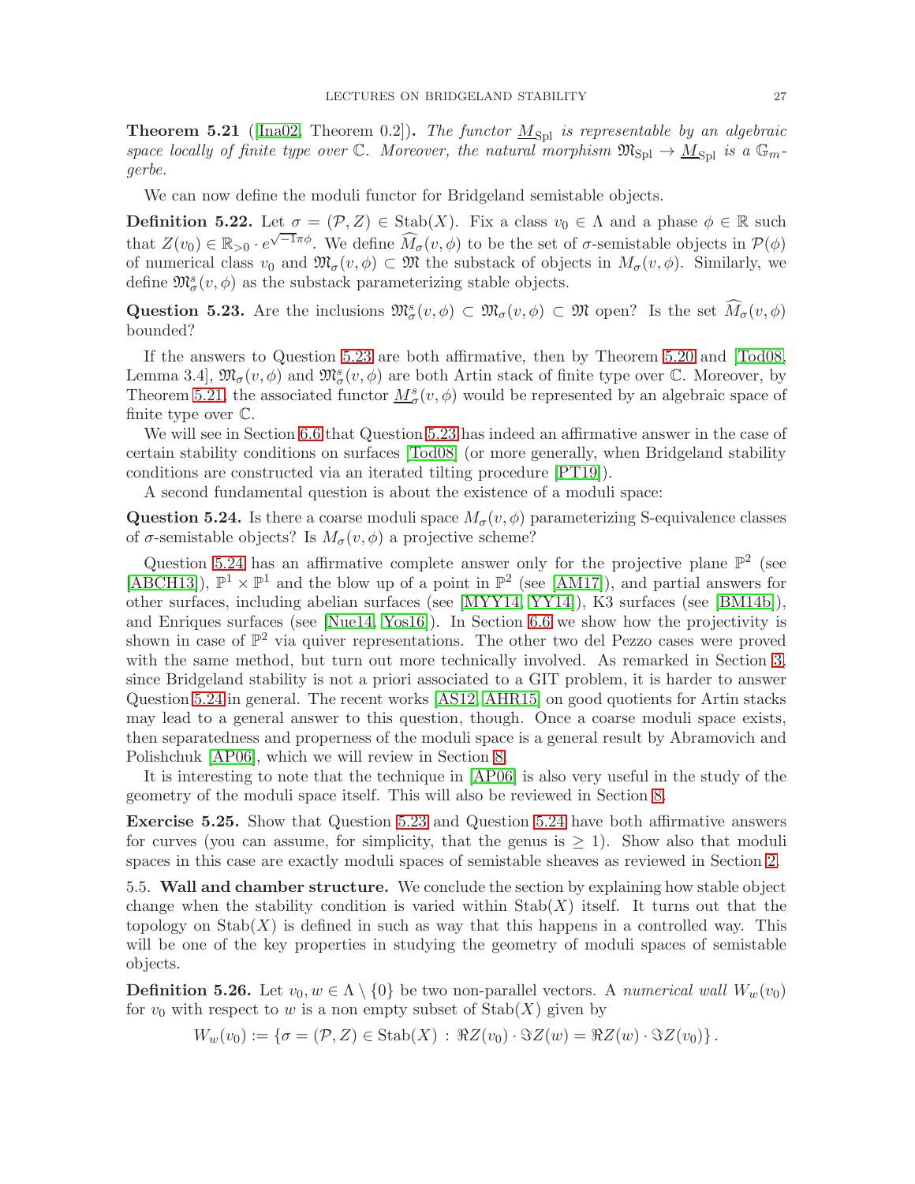**Theorem 5.21** ([Ina02, Theorem 0.2])**.** *The functor $\underline{M}_{\mathrm{Spl}}$ is representable by an algebraic space locally of finite type over $\mathbb{C}$. Moreover, the natural morphism $\mathfrak{M}_{\mathrm{Spl}} \to \underline{M}_{\mathrm{Spl}}$ is a $\mathbb{G}_m$-gerbe.*

We can now define the moduli functor for Bridgeland semistable objects.

**Definition 5.22.** Let $\sigma = (\mathcal{P}, Z) \in \mathrm{Stab}(X)$. Fix a class $v_0 \in \Lambda$ and a phase $\phi \in \mathbb{R}$ such that $Z(v_0) \in \mathbb{R}_{>0} \cdot e^{\sqrt{-1}\pi\phi}$. We define $\widehat{M}_\sigma(v, \phi)$ to be the set of $\sigma$-semistable objects in $\mathcal{P}(\phi)$ of numerical class $v_0$ and $\mathfrak{M}_\sigma(v, \phi) \subset \mathfrak{M}$ the substack of objects in $M_\sigma(v, \phi)$. Similarly, we define $\mathfrak{M}^s_\sigma(v, \phi)$ as the substack parameterizing stable objects.

**Question 5.23.** Are the inclusions $\mathfrak{M}^s_\sigma(v, \phi) \subset \mathfrak{M}_\sigma(v, \phi) \subset \mathfrak{M}$ open? Is the set $\widehat{M}_\sigma(v, \phi)$ bounded?

If the answers to Question 5.23 are both affirmative, then by Theorem 5.20 and [Tod08, Lemma 3.4], $\mathfrak{M}_\sigma(v, \phi)$ and $\mathfrak{M}^s_\sigma(v, \phi)$ are both Artin stack of finite type over $\mathbb{C}$. Moreover, by Theorem 5.21, the associated functor $\underline{M}^s_\sigma(v, \phi)$ would be represented by an algebraic space of finite type over $\mathbb{C}$.

We will see in Section 6.6 that Question 5.23 has indeed an affirmative answer in the case of certain stability conditions on surfaces [Tod08] (or more generally, when Bridgeland stability conditions are constructed via an iterated tilting procedure [PT19]).

A second fundamental question is about the existence of a moduli space:

**Question 5.24.** Is there a coarse moduli space $M_\sigma(v, \phi)$ parameterizing S-equivalence classes of $\sigma$-semistable objects? Is $M_\sigma(v, \phi)$ a projective scheme?

Question 5.24 has an affirmative complete answer only for the projective plane $\mathbb{P}^2$ (see [ABCH13]), $\mathbb{P}^1 \times \mathbb{P}^1$ and the blow up of a point in $\mathbb{P}^2$ (see [AM17]), and partial answers for other surfaces, including abelian surfaces (see [MYY14, YY14]), K3 surfaces (see [BM14b]), and Enriques surfaces (see [Nue14, Yos16]). In Section 6.6 we show how the projectivity is shown in case of $\mathbb{P}^2$ via quiver representations. The other two del Pezzo cases were proved with the same method, but turn out more technically involved. As remarked in Section 3, since Bridgeland stability is not a priori associated to a GIT problem, it is harder to answer Question 5.24 in general. The recent works [AS12, AHR15] on good quotients for Artin stacks may lead to a general answer to this question, though. Once a coarse moduli space exists, then separatedness and properness of the moduli space is a general result by Abramovich and Polishchuk [AP06], which we will review in Section 8.

It is interesting to note that the technique in [AP06] is also very useful in the study of the geometry of the moduli space itself. This will also be reviewed in Section 8.

**Exercise 5.25.** Show that Question 5.23 and Question 5.24 have both affirmative answers for curves (you can assume, for simplicity, that the genus is $\geq 1$). Show also that moduli spaces in this case are exactly moduli spaces of semistable sheaves as reviewed in Section 2.

5.5. **Wall and chamber structure.** We conclude the section by explaining how stable object change when the stability condition is varied within $\mathrm{Stab}(X)$ itself. It turns out that the topology on $\mathrm{Stab}(X)$ is defined in such as way that this happens in a controlled way. This will be one of the key properties in studying the geometry of moduli spaces of semistable objects.

**Definition 5.26.** Let $v_0, w \in \Lambda \setminus \{0\}$ be two non-parallel vectors. A *numerical wall* $W_w(v_0)$ for $v_0$ with respect to $w$ is a non empty subset of $\mathrm{Stab}(X)$ given by

$$W_w(v_0) := \{\sigma = (\mathcal{P}, Z) \in \mathrm{Stab}(X) \,:\, \Re Z(v_0) \cdot \Im Z(w) = \Re Z(w) \cdot \Im Z(v_0)\}.$$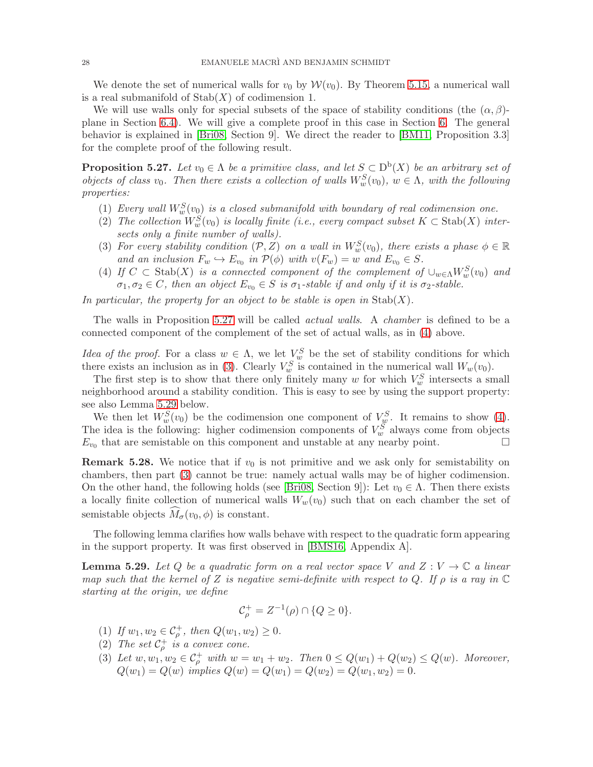We denote the set of numerical walls for $v_0$ by $\mathcal{W}(v_0)$. By Theorem 5.15, a numerical wall is a real submanifold of $\operatorname{Stab}(X)$ of codimension 1.

We will use walls only for special subsets of the space of stability conditions (the $(\alpha, \beta)$-plane in Section 6.4). We will give a complete proof in this case in Section 6. The general behavior is explained in [Bri08, Section 9]. We direct the reader to [BM11, Proposition 3.3] for the complete proof of the following result.

**Proposition 5.27.** *Let $v_0 \in \Lambda$ be a primitive class, and let $S \subset \mathrm{D}^{\mathrm{b}}(X)$ be an arbitrary set of objects of class $v_0$. Then there exists a collection of walls $W_w^S(v_0)$, $w \in \Lambda$, with the following properties:*

1. *Every wall $W_w^S(v_0)$ is a closed submanifold with boundary of real codimension one.*
2. *The collection $W_w^S(v_0)$ is locally finite (i.e., every compact subset $K \subset \operatorname{Stab}(X)$ intersects only a finite number of walls).*
3. *For every stability condition $(\mathcal{P}, Z)$ on a wall in $W_w^S(v_0)$, there exists a phase $\phi \in \mathbb{R}$ and an inclusion $F_w \hookrightarrow E_{v_0}$ in $\mathcal{P}(\phi)$ with $v(F_w) = w$ and $E_{v_0} \in S$.*
4. *If $C \subset \operatorname{Stab}(X)$ is a connected component of the complement of $\cup_{w \in \Lambda} W_w^S(v_0)$ and $\sigma_1, \sigma_2 \in C$, then an object $E_{v_0} \in S$ is $\sigma_1$-stable if and only if it is $\sigma_2$-stable.*

*In particular, the property for an object to be stable is open in $\operatorname{Stab}(X)$.*

The walls in Proposition 5.27 will be called *actual walls*. A *chamber* is defined to be a connected component of the complement of the set of actual walls, as in (4) above.

*Idea of the proof.* For a class $w \in \Lambda$, we let $V_w^S$ be the set of stability conditions for which there exists an inclusion as in (3). Clearly $V_w^S$ is contained in the numerical wall $W_w(v_0)$.

The first step is to show that there only finitely many $w$ for which $V_w^S$ intersects a small neighborhood around a stability condition. This is easy to see by using the support property: see also Lemma 5.29 below.

We then let $W_w^S(v_0)$ be the codimension one component of $V_w^S$. It remains to show (4). The idea is the following: higher codimension components of $V_w^S$ always come from objects $E_{v_0}$ that are semistable on this component and unstable at any nearby point. $\square$

**Remark 5.28.** We notice that if $v_0$ is not primitive and we ask only for semistability on chambers, then part (3) cannot be true: namely actual walls may be of higher codimension. On the other hand, the following holds (see [Bri08, Section 9]): Let $v_0 \in \Lambda$. Then there exists a locally finite collection of numerical walls $W_w(v_0)$ such that on each chamber the set of semistable objects $\widehat{M}_\sigma(v_0, \phi)$ is constant.

The following lemma clarifies how walls behave with respect to the quadratic form appearing in the support property. It was first observed in [BMS16, Appendix A].

**Lemma 5.29.** *Let $Q$ be a quadratic form on a real vector space $V$ and $Z : V \to \mathbb{C}$ a linear map such that the kernel of $Z$ is negative semi-definite with respect to $Q$. If $\rho$ is a ray in $\mathbb{C}$ starting at the origin, we define*

$$\mathcal{C}_\rho^+ = Z^{-1}(\rho) \cap \{Q \geq 0\}.$$

1. *If $w_1, w_2 \in \mathcal{C}_\rho^+$, then $Q(w_1, w_2) \geq 0$.*
2. *The set $\mathcal{C}_\rho^+$ is a convex cone.*
3. *Let $w, w_1, w_2 \in \mathcal{C}_\rho^+$ with $w = w_1 + w_2$. Then $0 \leq Q(w_1) + Q(w_2) \leq Q(w)$. Moreover, $Q(w_1) = Q(w)$ implies $Q(w) = Q(w_1) = Q(w_2) = Q(w_1, w_2) = 0$.*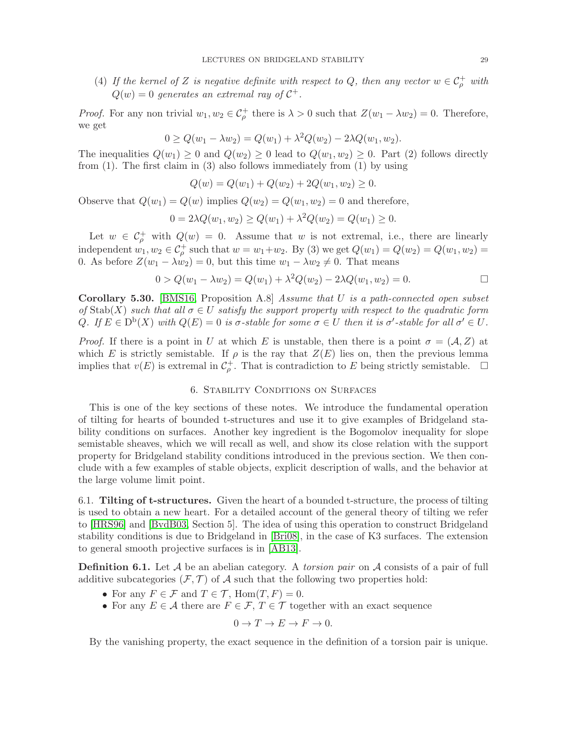(4) *If the kernel of $Z$ is negative definite with respect to $Q$, then any vector $w \in \mathcal{C}^+_\rho$ with $Q(w) = 0$ generates an extremal ray of $\mathcal{C}^+$.*

*Proof.* For any non trivial $w_1, w_2 \in \mathcal{C}^+_\rho$ there is $\lambda > 0$ such that $Z(w_1 - \lambda w_2) = 0$. Therefore, we get

$$0 \geq Q(w_1 - \lambda w_2) = Q(w_1) + \lambda^2 Q(w_2) - 2\lambda Q(w_1, w_2).$$

The inequalities $Q(w_1) \geq 0$ and $Q(w_2) \geq 0$ lead to $Q(w_1, w_2) \geq 0$. Part (2) follows directly from (1). The first claim in (3) also follows immediately from (1) by using

$$Q(w) = Q(w_1) + Q(w_2) + 2Q(w_1, w_2) \geq 0.$$

Observe that $Q(w_1) = Q(w)$ implies $Q(w_2) = Q(w_1, w_2) = 0$ and therefore,

$$0 = 2\lambda Q(w_1, w_2) \geq Q(w_1) + \lambda^2 Q(w_2) = Q(w_1) \geq 0.$$

Let $w \in \mathcal{C}^+_\rho$ with $Q(w) = 0$. Assume that $w$ is not extremal, i.e., there are linearly independent $w_1, w_2 \in \mathcal{C}^+_\rho$ such that $w = w_1 + w_2$. By (3) we get $Q(w_1) = Q(w_2) = Q(w_1, w_2) = 0$. As before $Z(w_1 - \lambda w_2) = 0$, but this time $w_1 - \lambda w_2 \neq 0$. That means

$$0 > Q(w_1 - \lambda w_2) = Q(w_1) + \lambda^2 Q(w_2) - 2\lambda Q(w_1, w_2) = 0.$$

□

**Corollary 5.30.** [BMS16, Proposition A.8] *Assume that $U$ is a path-connected open subset of $\operatorname{Stab}(X)$ such that all $\sigma \in U$ satisfy the support property with respect to the quadratic form $Q$. If $E \in \mathrm{D}^{\mathrm{b}}(X)$ with $Q(E) = 0$ is $\sigma$-stable for some $\sigma \in U$ then it is $\sigma'$-stable for all $\sigma' \in U$.*

*Proof.* If there is a point in $U$ at which $E$ is unstable, then there is a point $\sigma = (\mathcal{A}, Z)$ at which $E$ is strictly semistable. If $\rho$ is the ray that $Z(E)$ lies on, then the previous lemma implies that $v(E)$ is extremal in $\mathcal{C}^+_\rho$. That is contradiction to $E$ being strictly semistable. □

## 6. Stability Conditions on Surfaces

This is one of the key sections of these notes. We introduce the fundamental operation of tilting for hearts of bounded t-structures and use it to give examples of Bridgeland stability conditions on surfaces. Another key ingredient is the Bogomolov inequality for slope semistable sheaves, which we will recall as well, and show its close relation with the support property for Bridgeland stability conditions introduced in the previous section. We then conclude with a few examples of stable objects, explicit description of walls, and the behavior at the large volume limit point.

### 6.1. Tilting of t-structures.

Given the heart of a bounded t-structure, the process of tilting is used to obtain a new heart. For a detailed account of the general theory of tilting we refer to [HRS96] and [BvdB03, Section 5]. The idea of using this operation to construct Bridgeland stability conditions is due to Bridgeland in [Bri08], in the case of K3 surfaces. The extension to general smooth projective surfaces is in [AB13].

**Definition 6.1.** Let $\mathcal{A}$ be an abelian category. A *torsion pair* on $\mathcal{A}$ consists of a pair of full additive subcategories $(\mathcal{F}, \mathcal{T})$ of $\mathcal{A}$ such that the following two properties hold:

- For any $F \in \mathcal{F}$ and $T \in \mathcal{T}$, $\operatorname{Hom}(T, F) = 0$.
- For any $E \in \mathcal{A}$ there are $F \in \mathcal{F}$, $T \in \mathcal{T}$ together with an exact sequence

$$0 \to T \to E \to F \to 0.$$

By the vanishing property, the exact sequence in the definition of a torsion pair is unique.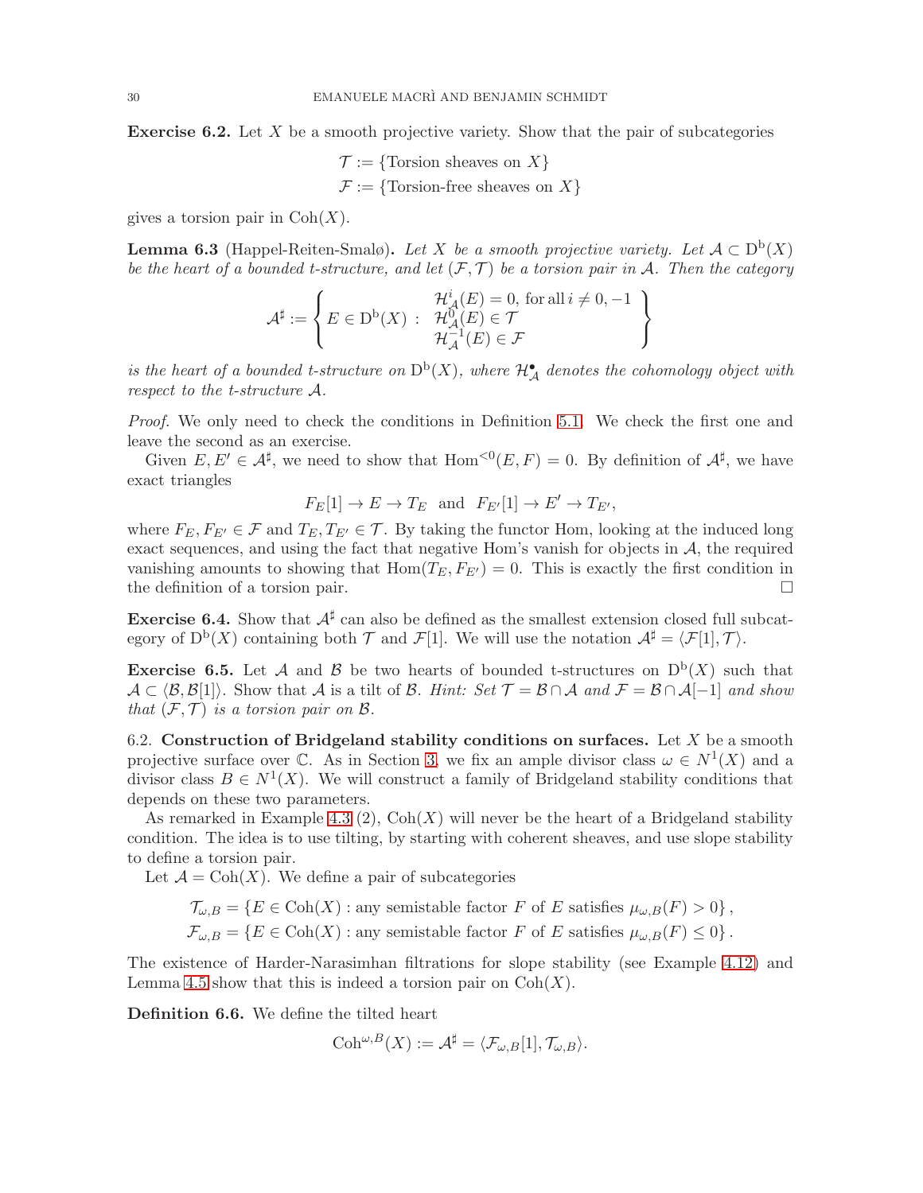**Exercise 6.2.** Let $X$ be a smooth projective variety. Show that the pair of subcategories

$$\mathcal{T} := \{\text{Torsion sheaves on } X\}$$
$$\mathcal{F} := \{\text{Torsion-free sheaves on } X\}$$

gives a torsion pair in $\mathrm{Coh}(X)$.

**Lemma 6.3** (Happel-Reiten-Smalø)**.** *Let $X$ be a smooth projective variety. Let $\mathcal{A} \subset \mathrm{D}^{\mathrm{b}}(X)$ be the heart of a bounded t-structure, and let $(\mathcal{F}, \mathcal{T})$ be a torsion pair in $\mathcal{A}$. Then the category*

$$\mathcal{A}^\sharp := \left\{ E \in \mathrm{D}^{\mathrm{b}}(X) : \begin{array}{l} \mathcal{H}^i_{\mathcal{A}}(E) = 0, \text{ for all } i \neq 0, -1 \\ \mathcal{H}^0_{\mathcal{A}}(E) \in \mathcal{T} \\ \mathcal{H}^{-1}_{\mathcal{A}}(E) \in \mathcal{F} \end{array} \right\}$$

*is the heart of a bounded t-structure on $\mathrm{D}^{\mathrm{b}}(X)$, where $\mathcal{H}^\bullet_{\mathcal{A}}$ denotes the cohomology object with respect to the t-structure $\mathcal{A}$.*

*Proof.* We only need to check the conditions in Definition 5.1. We check the first one and leave the second as an exercise.

Given $E, E' \in \mathcal{A}^\sharp$, we need to show that $\mathrm{Hom}^{<0}(E, F) = 0$. By definition of $\mathcal{A}^\sharp$, we have exact triangles

$$F_E[1] \to E \to T_E \quad \text{and} \quad F_{E'}[1] \to E' \to T_{E'},$$

where $F_E, F_{E'} \in \mathcal{F}$ and $T_E, T_{E'} \in \mathcal{T}$. By taking the functor Hom, looking at the induced long exact sequences, and using the fact that negative Hom's vanish for objects in $\mathcal{A}$, the required vanishing amounts to showing that $\mathrm{Hom}(T_E, F_{E'}) = 0$. This is exactly the first condition in the definition of a torsion pair. □

**Exercise 6.4.** Show that $\mathcal{A}^\sharp$ can also be defined as the smallest extension closed full subcategory of $\mathrm{D}^{\mathrm{b}}(X)$ containing both $\mathcal{T}$ and $\mathcal{F}[1]$. We will use the notation $\mathcal{A}^\sharp = \langle \mathcal{F}[1], \mathcal{T} \rangle$.

**Exercise 6.5.** Let $\mathcal{A}$ and $\mathcal{B}$ be two hearts of bounded t-structures on $\mathrm{D}^{\mathrm{b}}(X)$ such that $\mathcal{A} \subset \langle \mathcal{B}, \mathcal{B}[1] \rangle$. Show that $\mathcal{A}$ is a tilt of $\mathcal{B}$. *Hint: Set $\mathcal{T} = \mathcal{B} \cap \mathcal{A}$ and $\mathcal{F} = \mathcal{B} \cap \mathcal{A}[-1]$ and show that $(\mathcal{F}, \mathcal{T})$ is a torsion pair on $\mathcal{B}$.*

6.2. **Construction of Bridgeland stability conditions on surfaces.** Let $X$ be a smooth projective surface over $\mathbb{C}$. As in Section 3, we fix an ample divisor class $\omega \in N^1(X)$ and a divisor class $B \in N^1(X)$. We will construct a family of Bridgeland stability conditions that depends on these two parameters.

As remarked in Example 4.3 (2), $\mathrm{Coh}(X)$ will never be the heart of a Bridgeland stability condition. The idea is to use tilting, by starting with coherent sheaves, and use slope stability to define a torsion pair.

Let $\mathcal{A} = \mathrm{Coh}(X)$. We define a pair of subcategories

$$\mathcal{T}_{\omega,B} = \{E \in \mathrm{Coh}(X) : \text{any semistable factor } F \text{ of } E \text{ satisfies } \mu_{\omega,B}(F) > 0\},$$
$$\mathcal{F}_{\omega,B} = \{E \in \mathrm{Coh}(X) : \text{any semistable factor } F \text{ of } E \text{ satisfies } \mu_{\omega,B}(F) \leq 0\}.$$

The existence of Harder-Narasimhan filtrations for slope stability (see Example 4.12) and Lemma 4.5 show that this is indeed a torsion pair on $\mathrm{Coh}(X)$.

**Definition 6.6.** We define the tilted heart

$$\mathrm{Coh}^{\omega,B}(X) := \mathcal{A}^\sharp = \langle \mathcal{F}_{\omega,B}[1], \mathcal{T}_{\omega,B} \rangle.$$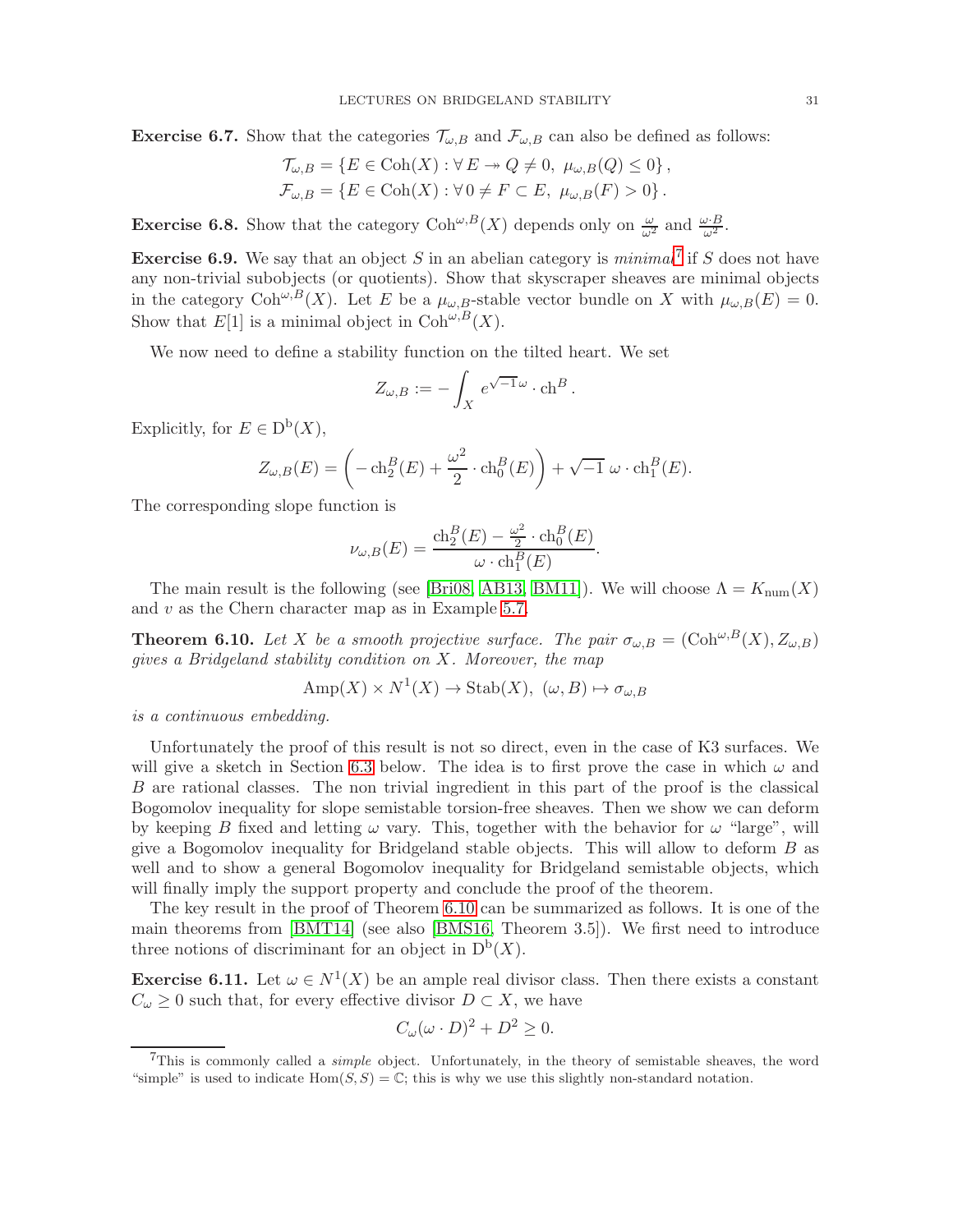**Exercise 6.7.** Show that the categories $\mathcal{T}_{\omega,B}$ and $\mathcal{F}_{\omega,B}$ can also be defined as follows:

$$\mathcal{T}_{\omega,B} = \{E \in \mathrm{Coh}(X) : \forall\, E \twoheadrightarrow Q \neq 0,\ \mu_{\omega,B}(Q) \leq 0\},$$
$$\mathcal{F}_{\omega,B} = \{E \in \mathrm{Coh}(X) : \forall\, 0 \neq F \subset E,\ \mu_{\omega,B}(F) > 0\}.$$

**Exercise 6.8.** Show that the category $\mathrm{Coh}^{\omega,B}(X)$ depends only on $\frac{\omega}{\omega^2}$ and $\frac{\omega\cdot B}{\omega^2}$.

**Exercise 6.9.** We say that an object $S$ in an abelian category is *minimal*[7] if $S$ does not have any non-trivial subobjects (or quotients). Show that skyscraper sheaves are minimal objects in the category $\mathrm{Coh}^{\omega,B}(X)$. Let $E$ be a $\mu_{\omega,B}$-stable vector bundle on $X$ with $\mu_{\omega,B}(E) = 0$. Show that $E[1]$ is a minimal object in $\mathrm{Coh}^{\omega,B}(X)$.

We now need to define a stability function on the tilted heart. We set

$$Z_{\omega,B} := -\int_X e^{\sqrt{-1}\omega} \cdot \mathrm{ch}^B.$$

Explicitly, for $E \in \mathrm{D^b}(X)$,

$$Z_{\omega,B}(E) = \left( -\mathrm{ch}_2^B(E) + \frac{\omega^2}{2} \cdot \mathrm{ch}_0^B(E) \right) + \sqrt{-1}\ \omega \cdot \mathrm{ch}_1^B(E).$$

The corresponding slope function is

$$\nu_{\omega,B}(E) = \frac{\mathrm{ch}_2^B(E) - \frac{\omega^2}{2} \cdot \mathrm{ch}_0^B(E)}{\omega \cdot \mathrm{ch}_1^B(E)}.$$

The main result is the following (see [Bri08, AB13, BM11]). We will choose $\Lambda = K_{\mathrm{num}}(X)$ and $v$ as the Chern character map as in Example 5.7.

**Theorem 6.10.** *Let $X$ be a smooth projective surface. The pair $\sigma_{\omega,B} = (\mathrm{Coh}^{\omega,B}(X), Z_{\omega,B})$ gives a Bridgeland stability condition on $X$. Moreover, the map*

$$\mathrm{Amp}(X) \times N^1(X) \to \mathrm{Stab}(X),\ (\omega, B) \mapsto \sigma_{\omega,B}$$

*is a continuous embedding.*

Unfortunately the proof of this result is not so direct, even in the case of K3 surfaces. We will give a sketch in Section 6.3 below. The idea is to first prove the case in which $\omega$ and $B$ are rational classes. The non trivial ingredient in this part of the proof is the classical Bogomolov inequality for slope semistable torsion-free sheaves. Then we show we can deform by keeping $B$ fixed and letting $\omega$ vary. This, together with the behavior for $\omega$ "large", will give a Bogomolov inequality for Bridgeland stable objects. This will allow to deform $B$ as well and to show a general Bogomolov inequality for Bridgeland semistable objects, which will finally imply the support property and conclude the proof of the theorem.

The key result in the proof of Theorem 6.10 can be summarized as follows. It is one of the main theorems from [BMT14] (see also [BMS16, Theorem 3.5]). We first need to introduce three notions of discriminant for an object in $\mathrm{D^b}(X)$.

**Exercise 6.11.** Let $\omega \in N^1(X)$ be an ample real divisor class. Then there exists a constant $C_\omega \geq 0$ such that, for every effective divisor $D \subset X$, we have

$$C_\omega(\omega \cdot D)^2 + D^2 \geq 0.$$

[7]This is commonly called a *simple* object. Unfortunately, in the theory of semistable sheaves, the word "simple" is used to indicate $\mathrm{Hom}(S, S) = \mathbb{C}$; this is why we use this slightly non-standard notation.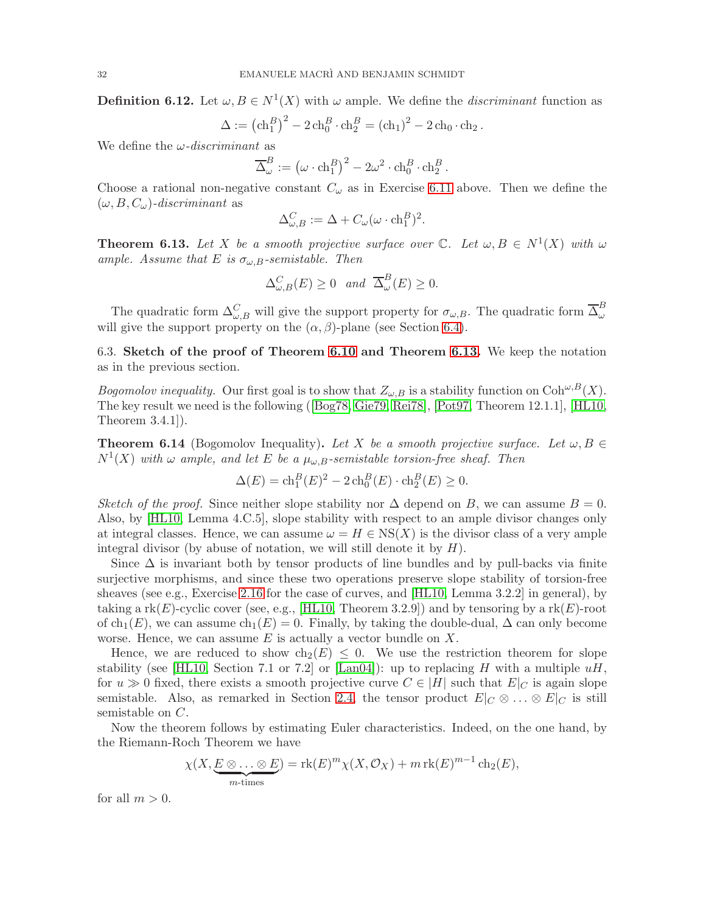**Definition 6.12.** Let $\omega, B \in N^1(X)$ with $\omega$ ample. We define the *discriminant* function as

$$\Delta := \left(\mathrm{ch}_1^B\right)^2 - 2\,\mathrm{ch}_0^B \cdot \mathrm{ch}_2^B = (\mathrm{ch}_1)^2 - 2\,\mathrm{ch}_0 \cdot \mathrm{ch}_2 \,.$$

We define the $\omega$-*discriminant* as

$$\overline{\Delta}_\omega^B := \left(\omega \cdot \mathrm{ch}_1^B\right)^2 - 2\omega^2 \cdot \mathrm{ch}_0^B \cdot \mathrm{ch}_2^B \,.$$

Choose a rational non-negative constant $C_\omega$ as in Exercise 6.11 above. Then we define the $(\omega, B, C_\omega)$-*discriminant* as

$$\Delta_{\omega,B}^C := \Delta + C_\omega (\omega \cdot \mathrm{ch}_1^B)^2.$$

**Theorem 6.13.** *Let $X$ be a smooth projective surface over $\mathbb{C}$. Let $\omega, B \in N^1(X)$ with $\omega$ ample. Assume that $E$ is $\sigma_{\omega,B}$-semistable. Then*

$$\Delta_{\omega,B}^C(E) \geq 0 \quad \textit{and} \quad \overline{\Delta}_\omega^B(E) \geq 0.$$

The quadratic form $\Delta_{\omega,B}^C$ will give the support property for $\sigma_{\omega,B}$. The quadratic form $\overline{\Delta}_\omega^B$ will give the support property on the $(\alpha, \beta)$-plane (see Section 6.4).

6.3. **Sketch of the proof of Theorem 6.10 and Theorem 6.13.** We keep the notation as in the previous section.

*Bogomolov inequality.* Our first goal is to show that $Z_{\omega,B}$ is a stability function on $\mathrm{Coh}^{\omega,B}(X)$. The key result we need is the following ([Bog78, Gie79, Rei78], [Pot97, Theorem 12.1.1], [HL10, Theorem 3.4.1]).

**Theorem 6.14** (Bogomolov Inequality)**.** *Let $X$ be a smooth projective surface. Let $\omega, B \in N^1(X)$ with $\omega$ ample, and let $E$ be a $\mu_{\omega,B}$-semistable torsion-free sheaf. Then*

$$\Delta(E) = \mathrm{ch}_1^B(E)^2 - 2\,\mathrm{ch}_0^B(E) \cdot \mathrm{ch}_2^B(E) \geq 0.$$

*Sketch of the proof.* Since neither slope stability nor $\Delta$ depend on $B$, we can assume $B = 0$. Also, by [HL10, Lemma 4.C.5], slope stability with respect to an ample divisor changes only at integral classes. Hence, we can assume $\omega = H \in \mathrm{NS}(X)$ is the divisor class of a very ample integral divisor (by abuse of notation, we will still denote it by $H$).

Since $\Delta$ is invariant both by tensor products of line bundles and by pull-backs via finite surjective morphisms, and since these two operations preserve slope stability of torsion-free sheaves (see e.g., Exercise 2.16 for the case of curves, and [HL10, Lemma 3.2.2] in general), by taking a $\mathrm{rk}(E)$-cyclic cover (see, e.g., [HL10, Theorem 3.2.9]) and by tensoring by a $\mathrm{rk}(E)$-root of $\mathrm{ch}_1(E)$, we can assume $\mathrm{ch}_1(E) = 0$. Finally, by taking the double-dual, $\Delta$ can only become worse. Hence, we can assume $E$ is actually a vector bundle on $X$.

Hence, we are reduced to show $\mathrm{ch}_2(E) \leq 0$. We use the restriction theorem for slope stability (see [HL10, Section 7.1 or 7.2] or [Lan04]): up to replacing $H$ with a multiple $uH$, for $u \gg 0$ fixed, there exists a smooth projective curve $C \in |H|$ such that $E|_C$ is again slope semistable. Also, as remarked in Section 2.4, the tensor product $E|_C \otimes \ldots \otimes E|_C$ is still semistable on $C$.

Now the theorem follows by estimating Euler characteristics. Indeed, on the one hand, by the Riemann-Roch Theorem we have

$$\chi(X, \underbrace{E \otimes \ldots \otimes E}_{m\text{-times}}) = \mathrm{rk}(E)^m \chi(X, \mathcal{O}_X) + m\,\mathrm{rk}(E)^{m-1}\,\mathrm{ch}_2(E),$$

for all $m > 0$.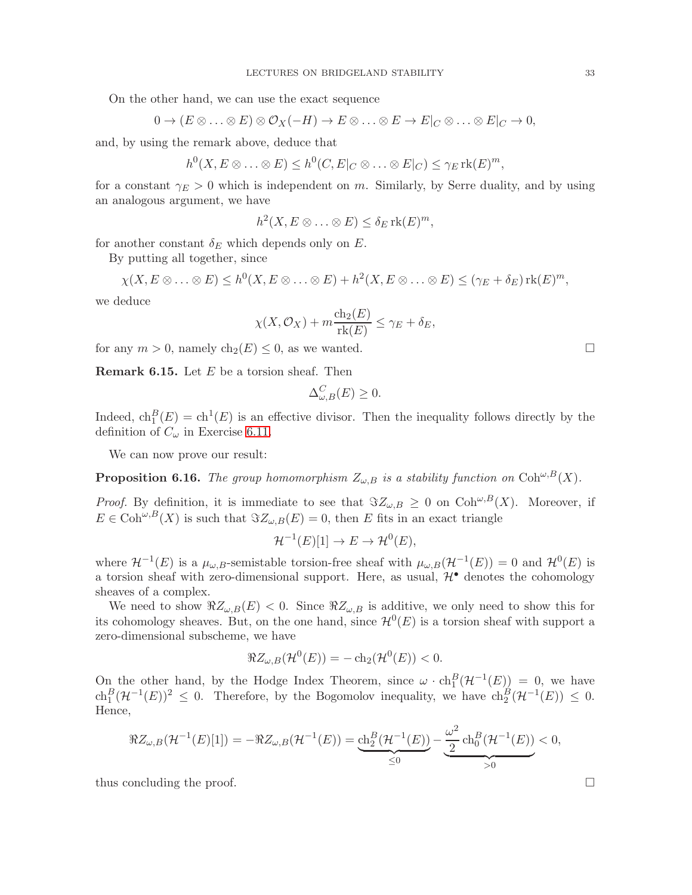On the other hand, we can use the exact sequence

$$0 \to (E \otimes \ldots \otimes E) \otimes \mathcal{O}_X(-H) \to E \otimes \ldots \otimes E \to E|_C \otimes \ldots \otimes E|_C \to 0,$$

and, by using the remark above, deduce that

$$h^0(X, E \otimes \ldots \otimes E) \leq h^0(C, E|_C \otimes \ldots \otimes E|_C) \leq \gamma_E \operatorname{rk}(E)^m,$$

for a constant $\gamma_E > 0$ which is independent on $m$. Similarly, by Serre duality, and by using an analogous argument, we have

$$h^2(X, E \otimes \ldots \otimes E) \leq \delta_E \operatorname{rk}(E)^m,$$

for another constant $\delta_E$ which depends only on $E$.

By putting all together, since

$$\chi(X, E \otimes \ldots \otimes E) \leq h^0(X, E \otimes \ldots \otimes E) + h^2(X, E \otimes \ldots \otimes E) \leq (\gamma_E + \delta_E) \operatorname{rk}(E)^m,$$

we deduce

$$\chi(X, \mathcal{O}_X) + m \frac{\operatorname{ch}_2(E)}{\operatorname{rk}(E)} \leq \gamma_E + \delta_E,$$

for any $m > 0$, namely $\operatorname{ch}_2(E) \leq 0$, as we wanted. □

**Remark 6.15.** Let $E$ be a torsion sheaf. Then

$$\Delta^C_{\omega,B}(E) \geq 0.$$

Indeed, $\operatorname{ch}^B_1(E) = \operatorname{ch}^1(E)$ is an effective divisor. Then the inequality follows directly by the definition of $C_\omega$ in Exercise 6.11.

We can now prove our result:

**Proposition 6.16.** *The group homomorphism $Z_{\omega,B}$ is a stability function on $\operatorname{Coh}^{\omega,B}(X)$.*

*Proof.* By definition, it is immediate to see that $\Im Z_{\omega,B} \geq 0$ on $\operatorname{Coh}^{\omega,B}(X)$. Moreover, if $E \in \operatorname{Coh}^{\omega,B}(X)$ is such that $\Im Z_{\omega,B}(E) = 0$, then $E$ fits in an exact triangle

$$\mathcal{H}^{-1}(E)[1] \to E \to \mathcal{H}^0(E),$$

where $\mathcal{H}^{-1}(E)$ is a $\mu_{\omega,B}$-semistable torsion-free sheaf with $\mu_{\omega,B}(\mathcal{H}^{-1}(E)) = 0$ and $\mathcal{H}^0(E)$ is a torsion sheaf with zero-dimensional support. Here, as usual, $\mathcal{H}^\bullet$ denotes the cohomology sheaves of a complex.

We need to show $\Re Z_{\omega,B}(E) < 0$. Since $\Re Z_{\omega,B}$ is additive, we only need to show this for its cohomology sheaves. But, on the one hand, since $\mathcal{H}^0(E)$ is a torsion sheaf with support a zero-dimensional subscheme, we have

$$\Re Z_{\omega,B}(\mathcal{H}^0(E)) = -\operatorname{ch}_2(\mathcal{H}^0(E)) < 0.$$

On the other hand, by the Hodge Index Theorem, since $\omega \cdot \operatorname{ch}^B_1(\mathcal{H}^{-1}(E)) = 0$, we have $\operatorname{ch}^B_1(\mathcal{H}^{-1}(E))^2 \leq 0$. Therefore, by the Bogomolov inequality, we have $\operatorname{ch}^B_2(\mathcal{H}^{-1}(E)) \leq 0$. Hence,

$$\Re Z_{\omega,B}(\mathcal{H}^{-1}(E)[1]) = -\Re Z_{\omega,B}(\mathcal{H}^{-1}(E)) = \underbrace{\operatorname{ch}^B_2(\mathcal{H}^{-1}(E))}_{\leq 0} - \underbrace{\frac{\omega^2}{2} \operatorname{ch}^B_0(\mathcal{H}^{-1}(E))}_{>0} < 0,$$

thus concluding the proof. □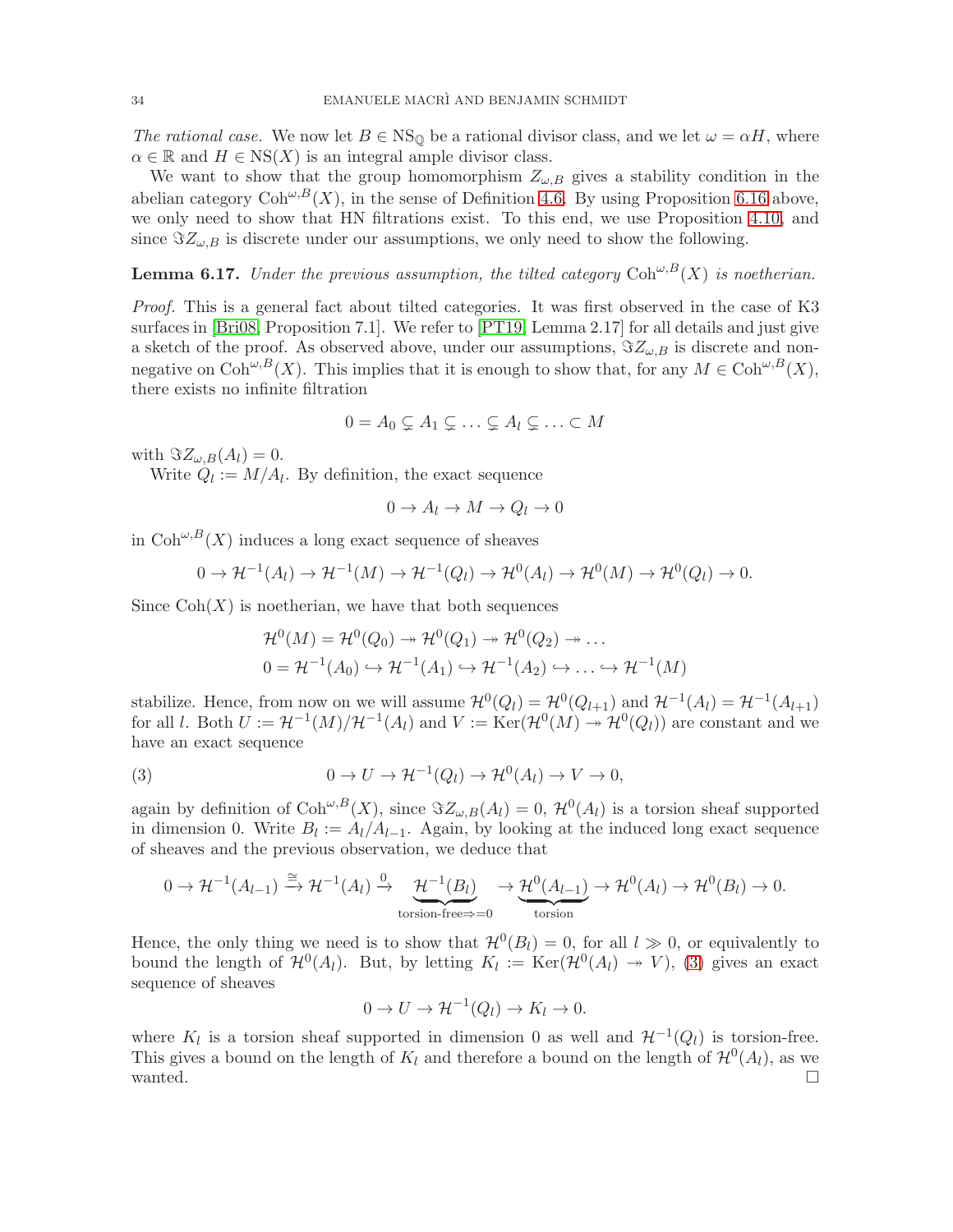*The rational case.* We now let $B \in \mathrm{NS}_{\mathbb{Q}}$ be a rational divisor class, and we let $\omega = \alpha H$, where $\alpha \in \mathbb{R}$ and $H \in \mathrm{NS}(X)$ is an integral ample divisor class.

We want to show that the group homomorphism $Z_{\omega,B}$ gives a stability condition in the abelian category $\mathrm{Coh}^{\omega,B}(X)$, in the sense of Definition 4.6. By using Proposition 6.16 above, we only need to show that HN filtrations exist. To this end, we use Proposition 4.10, and since $\Im Z_{\omega,B}$ is discrete under our assumptions, we only need to show the following.

**Lemma 6.17.** *Under the previous assumption, the tilted category $\mathrm{Coh}^{\omega,B}(X)$ is noetherian.*

*Proof.* This is a general fact about tilted categories. It was first observed in the case of K3 surfaces in [Bri08, Proposition 7.1]. We refer to [PT19, Lemma 2.17] for all details and just give a sketch of the proof. As observed above, under our assumptions, $\Im Z_{\omega,B}$ is discrete and non-negative on $\mathrm{Coh}^{\omega,B}(X)$. This implies that it is enough to show that, for any $M \in \mathrm{Coh}^{\omega,B}(X)$, there exists no infinite filtration

$$0 = A_0 \subsetneq A_1 \subsetneq \ldots \subsetneq A_l \subsetneq \ldots \subset M$$

with $\Im Z_{\omega,B}(A_l) = 0$.

Write $Q_l := M/A_l$. By definition, the exact sequence

$$0 \to A_l \to M \to Q_l \to 0$$

in $\mathrm{Coh}^{\omega,B}(X)$ induces a long exact sequence of sheaves

$$0 \to \mathcal{H}^{-1}(A_l) \to \mathcal{H}^{-1}(M) \to \mathcal{H}^{-1}(Q_l) \to \mathcal{H}^0(A_l) \to \mathcal{H}^0(M) \to \mathcal{H}^0(Q_l) \to 0.$$

Since $\mathrm{Coh}(X)$ is noetherian, we have that both sequences

$$\begin{aligned}
&\mathcal{H}^0(M) = \mathcal{H}^0(Q_0) \twoheadrightarrow \mathcal{H}^0(Q_1) \twoheadrightarrow \mathcal{H}^0(Q_2) \twoheadrightarrow \ldots \\
&0 = \mathcal{H}^{-1}(A_0) \hookrightarrow \mathcal{H}^{-1}(A_1) \hookrightarrow \mathcal{H}^{-1}(A_2) \hookrightarrow \ldots \hookrightarrow \mathcal{H}^{-1}(M)
\end{aligned}$$

stabilize. Hence, from now on we will assume $\mathcal{H}^0(Q_l) = \mathcal{H}^0(Q_{l+1})$ and $\mathcal{H}^{-1}(A_l) = \mathcal{H}^{-1}(A_{l+1})$ for all $l$. Both $U := \mathcal{H}^{-1}(M)/\mathcal{H}^{-1}(A_l)$ and $V := \mathrm{Ker}(\mathcal{H}^0(M) \twoheadrightarrow \mathcal{H}^0(Q_l))$ are constant and we have an exact sequence

$$0 \to U \to \mathcal{H}^{-1}(Q_l) \to \mathcal{H}^0(A_l) \to V \to 0, \tag{3}$$

again by definition of $\mathrm{Coh}^{\omega,B}(X)$, since $\Im Z_{\omega,B}(A_l) = 0$, $\mathcal{H}^0(A_l)$ is a torsion sheaf supported in dimension 0. Write $B_l := A_l/A_{l-1}$. Again, by looking at the induced long exact sequence of sheaves and the previous observation, we deduce that

$$0 \to \mathcal{H}^{-1}(A_{l-1}) \xrightarrow{\cong} \mathcal{H}^{-1}(A_l) \xrightarrow{0} \underbrace{\mathcal{H}^{-1}(B_l)}_{\text{torsion-free} \Rightarrow = 0} \to \underbrace{\mathcal{H}^0(A_{l-1})}_{\text{torsion}} \to \mathcal{H}^0(A_l) \to \mathcal{H}^0(B_l) \to 0.$$

Hence, the only thing we need is to show that $\mathcal{H}^0(B_l) = 0$, for all $l \gg 0$, or equivalently to bound the length of $\mathcal{H}^0(A_l)$. But, by letting $K_l := \mathrm{Ker}(\mathcal{H}^0(A_l) \twoheadrightarrow V)$, (3) gives an exact sequence of sheaves

$$0 \to U \to \mathcal{H}^{-1}(Q_l) \to K_l \to 0.$$

where $K_l$ is a torsion sheaf supported in dimension 0 as well and $\mathcal{H}^{-1}(Q_l)$ is torsion-free. This gives a bound on the length of $K_l$ and therefore a bound on the length of $\mathcal{H}^0(A_l)$, as we wanted. $\square$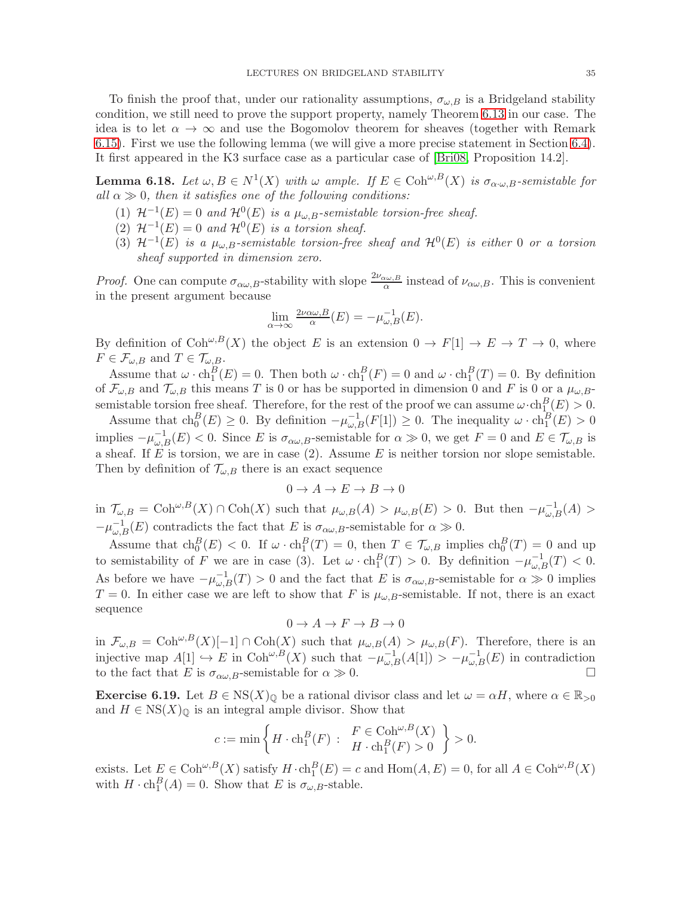To finish the proof that, under our rationality assumptions, $\sigma_{\omega,B}$ is a Bridgeland stability condition, we still need to prove the support property, namely Theorem 6.13 in our case. The idea is to let $\alpha \to \infty$ and use the Bogomolov theorem for sheaves (together with Remark 6.15). First we use the following lemma (we will give a more precise statement in Section 6.4). It first appeared in the K3 surface case as a particular case of [Bri08, Proposition 14.2].

**Lemma 6.18.** *Let $\omega, B \in N^1(X)$ with $\omega$ ample. If $E \in \mathrm{Coh}^{\omega,B}(X)$ is $\sigma_{\alpha\cdot\omega,B}$-semistable for all $\alpha \gg 0$, then it satisfies one of the following conditions:*

1. *$\mathcal{H}^{-1}(E) = 0$ and $\mathcal{H}^0(E)$ is a $\mu_{\omega,B}$-semistable torsion-free sheaf.*
2. *$\mathcal{H}^{-1}(E) = 0$ and $\mathcal{H}^0(E)$ is a torsion sheaf.*
3. *$\mathcal{H}^{-1}(E)$ is a $\mu_{\omega,B}$-semistable torsion-free sheaf and $\mathcal{H}^0(E)$ is either 0 or a torsion sheaf supported in dimension zero.*

*Proof.* One can compute $\sigma_{\alpha\omega,B}$-stability with slope $\frac{2\nu_{\alpha\omega,B}}{\alpha}$ instead of $\nu_{\alpha\omega,B}$. This is convenient in the present argument because

$$\lim_{\alpha\to\infty} \tfrac{2\nu_{\alpha\omega,B}}{\alpha}(E) = -\mu_{\omega,B}^{-1}(E).$$

By definition of $\mathrm{Coh}^{\omega,B}(X)$ the object $E$ is an extension $0 \to F[1] \to E \to T \to 0$, where $F \in \mathcal{F}_{\omega,B}$ and $T \in \mathcal{T}_{\omega,B}$.

Assume that $\omega \cdot \mathrm{ch}_1^B(E) = 0$. Then both $\omega \cdot \mathrm{ch}_1^B(F) = 0$ and $\omega \cdot \mathrm{ch}_1^B(T) = 0$. By definition of $\mathcal{F}_{\omega,B}$ and $\mathcal{T}_{\omega,B}$ this means $T$ is 0 or has be supported in dimension 0 and $F$ is 0 or a $\mu_{\omega,B}$-semistable torsion free sheaf. Therefore, for the rest of the proof we can assume $\omega\cdot\mathrm{ch}_1^B(E) > 0$.

Assume that $\mathrm{ch}_0^B(E) \geq 0$. By definition $-\mu_{\omega,B}^{-1}(F[1]) \geq 0$. The inequality $\omega \cdot \mathrm{ch}_1^B(E) > 0$ implies $-\mu_{\omega,B}^{-1}(E) < 0$. Since $E$ is $\sigma_{\alpha\omega,B}$-semistable for $\alpha \gg 0$, we get $F = 0$ and $E \in \mathcal{T}_{\omega,B}$ is a sheaf. If $E$ is torsion, we are in case (2). Assume $E$ is neither torsion nor slope semistable. Then by definition of $\mathcal{T}_{\omega,B}$ there is an exact sequence

$$0 \to A \to E \to B \to 0$$

in $\mathcal{T}_{\omega,B} = \mathrm{Coh}^{\omega,B}(X) \cap \mathrm{Coh}(X)$ such that $\mu_{\omega,B}(A) > \mu_{\omega,B}(E) > 0$. But then $-\mu_{\omega,B}^{-1}(A) > -\mu_{\omega,B}^{-1}(E)$ contradicts the fact that $E$ is $\sigma_{\alpha\omega,B}$-semistable for $\alpha \gg 0$.

Assume that $\mathrm{ch}_0^B(E) < 0$. If $\omega \cdot \mathrm{ch}_1^B(T) = 0$, then $T \in \mathcal{T}_{\omega,B}$ implies $\mathrm{ch}_0^B(T) = 0$ and up to semistability of $F$ we are in case (3). Let $\omega \cdot \mathrm{ch}_1^B(T) > 0$. By definition $-\mu_{\omega,B}^{-1}(T) < 0$. As before we have $-\mu_{\omega,B}^{-1}(T) > 0$ and the fact that $E$ is $\sigma_{\alpha\omega,B}$-semistable for $\alpha \gg 0$ implies $T = 0$. In either case we are left to show that $F$ is $\mu_{\omega,B}$-semistable. If not, there is an exact sequence

$$0 \to A \to F \to B \to 0$$

in $\mathcal{F}_{\omega,B} = \mathrm{Coh}^{\omega,B}(X)[-1] \cap \mathrm{Coh}(X)$ such that $\mu_{\omega,B}(A) > \mu_{\omega,B}(F)$. Therefore, there is an injective map $A[1] \hookrightarrow E$ in $\mathrm{Coh}^{\omega,B}(X)$ such that $-\mu_{\omega,B}^{-1}(A[1]) > -\mu_{\omega,B}^{-1}(E)$ in contradiction to the fact that $E$ is $\sigma_{\alpha\omega,B}$-semistable for $\alpha \gg 0$. $\square$

**Exercise 6.19.** Let $B \in \mathrm{NS}(X)_{\mathbb{Q}}$ be a rational divisor class and let $\omega = \alpha H$, where $\alpha \in \mathbb{R}_{>0}$ and $H \in \mathrm{NS}(X)_{\mathbb{Q}}$ is an integral ample divisor. Show that

$$c := \min\left\{ H \cdot \mathrm{ch}_1^B(F) \ : \ \begin{array}{c} F \in \mathrm{Coh}^{\omega,B}(X) \\ H \cdot \mathrm{ch}_1^B(F) > 0 \end{array} \right\} > 0.$$

exists. Let $E \in \mathrm{Coh}^{\omega,B}(X)$ satisfy $H \cdot \mathrm{ch}_1^B(E) = c$ and $\mathrm{Hom}(A, E) = 0$, for all $A \in \mathrm{Coh}^{\omega,B}(X)$ with $H \cdot \mathrm{ch}_1^B(A) = 0$. Show that $E$ is $\sigma_{\omega,B}$-stable.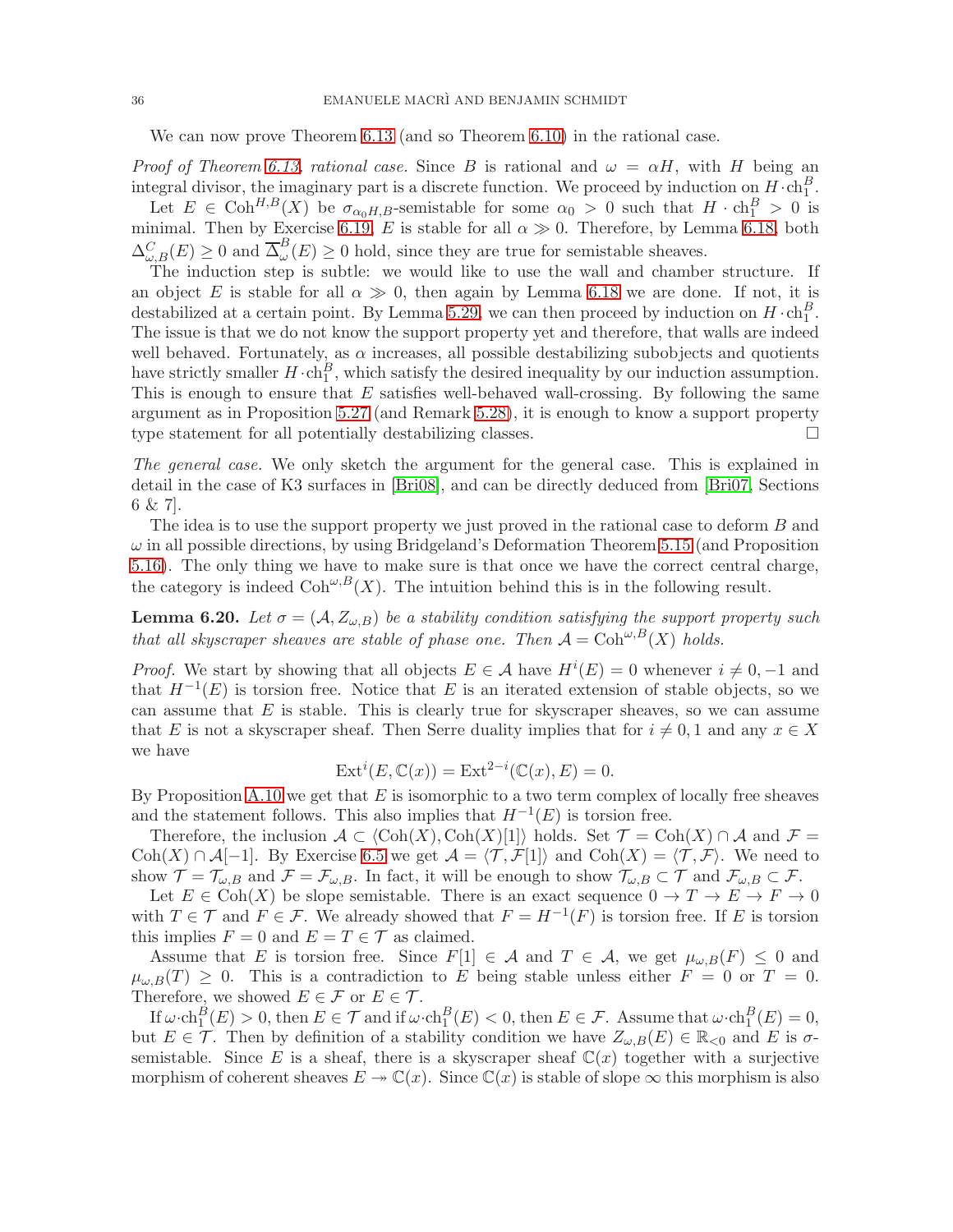We can now prove Theorem 6.13 (and so Theorem 6.10) in the rational case.

*Proof of Theorem 6.13, rational case.* Since $B$ is rational and $\omega = \alpha H$, with $H$ being an integral divisor, the imaginary part is a discrete function. We proceed by induction on $H \cdot \mathrm{ch}_1^B$.

Let $E \in \mathrm{Coh}^{H,B}(X)$ be $\sigma_{\alpha_0 H, B}$-semistable for some $\alpha_0 > 0$ such that $H \cdot \mathrm{ch}_1^B > 0$ is minimal. Then by Exercise 6.19, $E$ is stable for all $\alpha \gg 0$. Therefore, by Lemma 6.18, both $\Delta^C_{\omega,B}(E) \geq 0$ and $\overline{\Delta}^B_\omega(E) \geq 0$ hold, since they are true for semistable sheaves.

The induction step is subtle: we would like to use the wall and chamber structure. If an object $E$ is stable for all $\alpha \gg 0$, then again by Lemma 6.18 we are done. If not, it is destabilized at a certain point. By Lemma 5.29, we can then proceed by induction on $H \cdot \mathrm{ch}_1^B$. The issue is that we do not know the support property yet and therefore, that walls are indeed well behaved. Fortunately, as $\alpha$ increases, all possible destabilizing subobjects and quotients have strictly smaller $H \cdot \mathrm{ch}_1^B$, which satisfy the desired inequality by our induction assumption. This is enough to ensure that $E$ satisfies well-behaved wall-crossing. By following the same argument as in Proposition 5.27 (and Remark 5.28), it is enough to know a support property type statement for all potentially destabilizing classes. □

*The general case.* We only sketch the argument for the general case. This is explained in detail in the case of K3 surfaces in [Bri08], and can be directly deduced from [Bri07, Sections 6 & 7].

The idea is to use the support property we just proved in the rational case to deform $B$ and $\omega$ in all possible directions, by using Bridgeland's Deformation Theorem 5.15 (and Proposition 5.16). The only thing we have to make sure is that once we have the correct central charge, the category is indeed $\mathrm{Coh}^{\omega,B}(X)$. The intuition behind this is in the following result.

**Lemma 6.20.** *Let $\sigma = (\mathcal{A}, Z_{\omega,B})$ be a stability condition satisfying the support property such that all skyscraper sheaves are stable of phase one. Then $\mathcal{A} = \mathrm{Coh}^{\omega,B}(X)$ holds.*

*Proof.* We start by showing that all objects $E \in \mathcal{A}$ have $H^i(E) = 0$ whenever $i \neq 0, -1$ and that $H^{-1}(E)$ is torsion free. Notice that $E$ is an iterated extension of stable objects, so we can assume that $E$ is stable. This is clearly true for skyscraper sheaves, so we can assume that $E$ is not a skyscraper sheaf. Then Serre duality implies that for $i \neq 0, 1$ and any $x \in X$ we have

$$\mathrm{Ext}^i(E, \mathbb{C}(x)) = \mathrm{Ext}^{2-i}(\mathbb{C}(x), E) = 0.$$

By Proposition A.10 we get that $E$ is isomorphic to a two term complex of locally free sheaves and the statement follows. This also implies that $H^{-1}(E)$ is torsion free.

Therefore, the inclusion $\mathcal{A} \subset \langle \mathrm{Coh}(X), \mathrm{Coh}(X)[1] \rangle$ holds. Set $\mathcal{T} = \mathrm{Coh}(X) \cap \mathcal{A}$ and $\mathcal{F} = \mathrm{Coh}(X) \cap \mathcal{A}[-1]$. By Exercise 6.5 we get $\mathcal{A} = \langle \mathcal{T}, \mathcal{F}[1] \rangle$ and $\mathrm{Coh}(X) = \langle \mathcal{T}, \mathcal{F} \rangle$. We need to show $\mathcal{T} = \mathcal{T}_{\omega,B}$ and $\mathcal{F} = \mathcal{F}_{\omega,B}$. In fact, it will be enough to show $\mathcal{T}_{\omega,B} \subset \mathcal{T}$ and $\mathcal{F}_{\omega,B} \subset \mathcal{F}$.

Let $E \in \mathrm{Coh}(X)$ be slope semistable. There is an exact sequence $0 \to T \to E \to F \to 0$ with $T \in \mathcal{T}$ and $F \in \mathcal{F}$. We already showed that $F = H^{-1}(F)$ is torsion free. If $E$ is torsion this implies $F = 0$ and $E = T \in \mathcal{T}$ as claimed.

Assume that $E$ is torsion free. Since $F[1] \in \mathcal{A}$ and $T \in \mathcal{A}$, we get $\mu_{\omega,B}(F) \leq 0$ and $\mu_{\omega,B}(T) \geq 0$. This is a contradiction to $E$ being stable unless either $F = 0$ or $T = 0$. Therefore, we showed $E \in \mathcal{F}$ or $E \in \mathcal{T}$.

If $\omega \cdot \mathrm{ch}_1^B(E) > 0$, then $E \in \mathcal{T}$ and if $\omega \cdot \mathrm{ch}_1^B(E) < 0$, then $E \in \mathcal{F}$. Assume that $\omega \cdot \mathrm{ch}_1^B(E) = 0$, but $E \in \mathcal{T}$. Then by definition of a stability condition we have $Z_{\omega,B}(E) \in \mathbb{R}_{<0}$ and $E$ is $\sigma$-semistable. Since $E$ is a sheaf, there is a skyscraper sheaf $\mathbb{C}(x)$ together with a surjective morphism of coherent sheaves $E \twoheadrightarrow \mathbb{C}(x)$. Since $\mathbb{C}(x)$ is stable of slope $\infty$ this morphism is also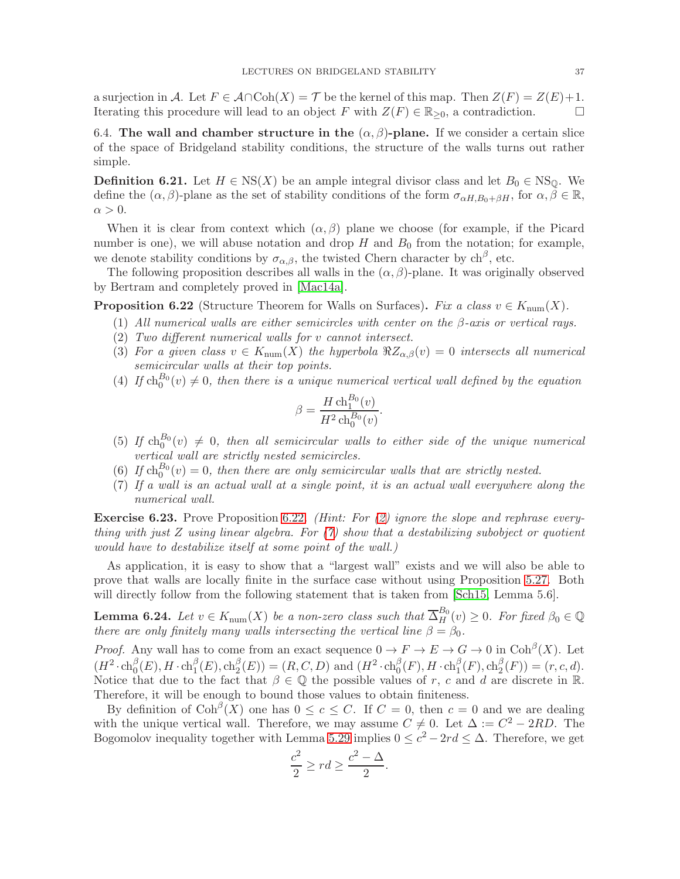a surjection in $\mathcal{A}$. Let $F \in \mathcal{A} \cap \mathrm{Coh}(X) = \mathcal{T}$ be the kernel of this map. Then $Z(F) = Z(E)+1$. Iterating this procedure will lead to an object $F$ with $Z(F) \in \mathbb{R}_{\geq 0}$, a contradiction. $\square$

6.4. **The wall and chamber structure in the $(\alpha, \beta)$-plane.** If we consider a certain slice of the space of Bridgeland stability conditions, the structure of the walls turns out rather simple.

**Definition 6.21.** Let $H \in \mathrm{NS}(X)$ be an ample integral divisor class and let $B_0 \in \mathrm{NS}_{\mathbb{Q}}$. We define the $(\alpha, \beta)$-plane as the set of stability conditions of the form $\sigma_{\alpha H, B_0 + \beta H}$, for $\alpha, \beta \in \mathbb{R}$, $\alpha > 0$.

When it is clear from context which $(\alpha, \beta)$ plane we choose (for example, if the Picard number is one), we will abuse notation and drop $H$ and $B_0$ from the notation; for example, we denote stability conditions by $\sigma_{\alpha,\beta}$, the twisted Chern character by $\mathrm{ch}^{\beta}$, etc.

The following proposition describes all walls in the $(\alpha, \beta)$-plane. It was originally observed by Bertram and completely proved in [Mac14a].

**Proposition 6.22** (Structure Theorem for Walls on Surfaces)**.** *Fix a class $v \in K_{\mathrm{num}}(X)$.*

1. *All numerical walls are either semicircles with center on the $\beta$-axis or vertical rays.*
2. *Two different numerical walls for $v$ cannot intersect.*
3. *For a given class $v \in K_{\mathrm{num}}(X)$ the hyperbola $\Re Z_{\alpha,\beta}(v) = 0$ intersects all numerical semicircular walls at their top points.*
4. *If $\mathrm{ch}_0^{B_0}(v) \neq 0$, then there is a unique numerical vertical wall defined by the equation*
$$\beta = \frac{H\,\mathrm{ch}_1^{B_0}(v)}{H^2\,\mathrm{ch}_0^{B_0}(v)}.$$
5. *If $\mathrm{ch}_0^{B_0}(v) \neq 0$, then all semicircular walls to either side of the unique numerical vertical wall are strictly nested semicircles.*
6. *If $\mathrm{ch}_0^{B_0}(v) = 0$, then there are only semicircular walls that are strictly nested.*
7. *If a wall is an actual wall at a single point, it is an actual wall everywhere along the numerical wall.*

**Exercise 6.23.** Prove Proposition 6.22. *(Hint: For (2) ignore the slope and rephrase everything with just $Z$ using linear algebra. For (7) show that a destabilizing subobject or quotient would have to destabilize itself at some point of the wall.)*

As application, it is easy to show that a "largest wall" exists and we will also be able to prove that walls are locally finite in the surface case without using Proposition 5.27. Both will directly follow from the following statement that is taken from [Sch15, Lemma 5.6].

**Lemma 6.24.** *Let $v \in K_{\mathrm{num}}(X)$ be a non-zero class such that $\overline{\Delta}_H^{B_0}(v) \geq 0$. For fixed $\beta_0 \in \mathbb{Q}$ there are only finitely many walls intersecting the vertical line $\beta = \beta_0$.*

*Proof.* Any wall has to come from an exact sequence $0 \to F \to E \to G \to 0$ in $\mathrm{Coh}^{\beta}(X)$. Let $(H^2 \cdot \mathrm{ch}_0^{\beta}(E), H \cdot \mathrm{ch}_1^{\beta}(E), \mathrm{ch}_2^{\beta}(E)) = (R, C, D)$ and $(H^2 \cdot \mathrm{ch}_0^{\beta}(F), H \cdot \mathrm{ch}_1^{\beta}(F), \mathrm{ch}_2^{\beta}(F)) = (r, c, d)$. Notice that due to the fact that $\beta \in \mathbb{Q}$ the possible values of $r$, $c$ and $d$ are discrete in $\mathbb{R}$. Therefore, it will be enough to bound those values to obtain finiteness.

By definition of $\mathrm{Coh}^{\beta}(X)$ one has $0 \leq c \leq C$. If $C = 0$, then $c = 0$ and we are dealing with the unique vertical wall. Therefore, we may assume $C \neq 0$. Let $\Delta := C^2 - 2RD$. The Bogomolov inequality together with Lemma 5.29 implies $0 \leq c^2 - 2rd \leq \Delta$. Therefore, we get
$$\frac{c^2}{2} \geq rd \geq \frac{c^2 - \Delta}{2}.$$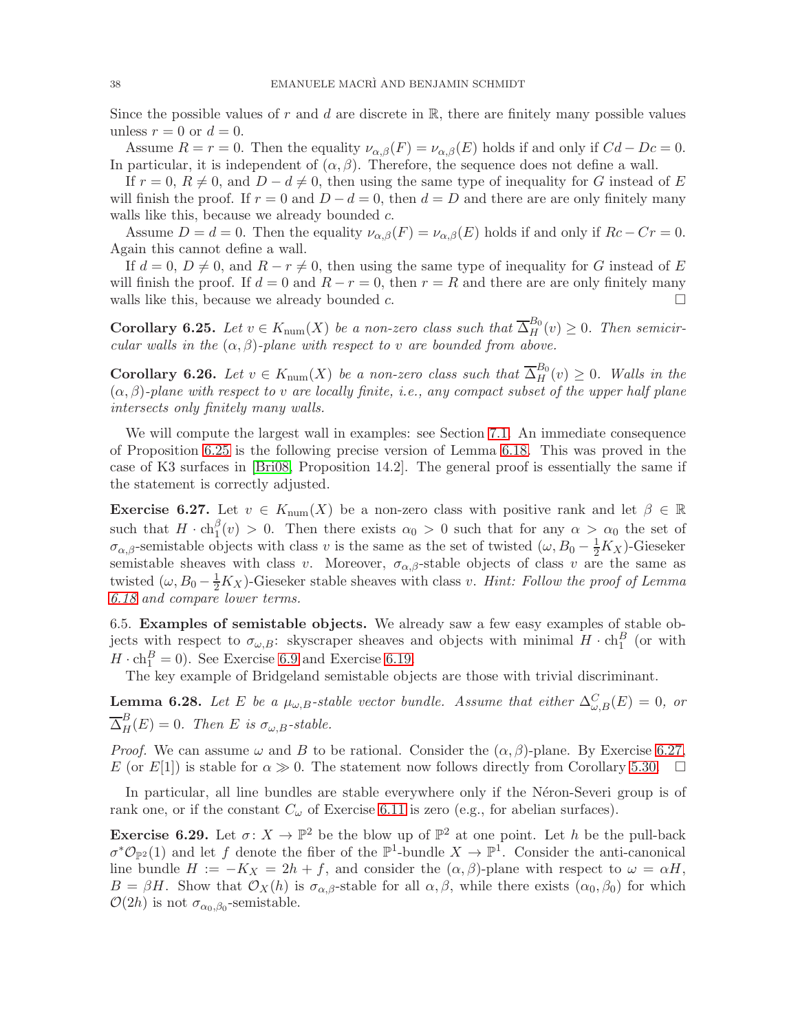Since the possible values of $r$ and $d$ are discrete in $\mathbb{R}$, there are finitely many possible values unless $r = 0$ or $d = 0$.

Assume $R = r = 0$. Then the equality $\nu_{\alpha,\beta}(F) = \nu_{\alpha,\beta}(E)$ holds if and only if $Cd - Dc = 0$. In particular, it is independent of $(\alpha, \beta)$. Therefore, the sequence does not define a wall.

If $r = 0$, $R \neq 0$, and $D - d \neq 0$, then using the same type of inequality for $G$ instead of $E$ will finish the proof. If $r = 0$ and $D - d = 0$, then $d = D$ and there are are only finitely many walls like this, because we already bounded $c$.

Assume $D = d = 0$. Then the equality $\nu_{\alpha,\beta}(F) = \nu_{\alpha,\beta}(E)$ holds if and only if $Rc - Cr = 0$. Again this cannot define a wall.

If $d = 0$, $D \neq 0$, and $R - r \neq 0$, then using the same type of inequality for $G$ instead of $E$ will finish the proof. If $d = 0$ and $R - r = 0$, then $r = R$ and there are are only finitely many walls like this, because we already bounded $c$. □

**Corollary 6.25.** *Let $v \in K_{\mathrm{num}}(X)$ be a non-zero class such that $\overline{\Delta}_H^{B_0}(v) \geq 0$. Then semicircular walls in the $(\alpha, \beta)$-plane with respect to $v$ are bounded from above.*

**Corollary 6.26.** *Let $v \in K_{\mathrm{num}}(X)$ be a non-zero class such that $\overline{\Delta}_H^{B_0}(v) \geq 0$. Walls in the $(\alpha, \beta)$-plane with respect to $v$ are locally finite, i.e., any compact subset of the upper half plane intersects only finitely many walls.*

We will compute the largest wall in examples: see Section 7.1. An immediate consequence of Proposition 6.25 is the following precise version of Lemma 6.18. This was proved in the case of K3 surfaces in [Bri08, Proposition 14.2]. The general proof is essentially the same if the statement is correctly adjusted.

**Exercise 6.27.** Let $v \in K_{\mathrm{num}}(X)$ be a non-zero class with positive rank and let $\beta \in \mathbb{R}$ such that $H \cdot \mathrm{ch}_1^{\beta}(v) > 0$. Then there exists $\alpha_0 > 0$ such that for any $\alpha > \alpha_0$ the set of $\sigma_{\alpha,\beta}$-semistable objects with class $v$ is the same as the set of twisted $(\omega, B_0 - \frac{1}{2}K_X)$-Gieseker semistable sheaves with class $v$. Moreover, $\sigma_{\alpha,\beta}$-stable objects of class $v$ are the same as twisted $(\omega, B_0 - \frac{1}{2}K_X)$-Gieseker stable sheaves with class $v$. *Hint: Follow the proof of Lemma 6.18 and compare lower terms.*

6.5. **Examples of semistable objects.** We already saw a few easy examples of stable objects with respect to $\sigma_{\omega,B}$: skyscraper sheaves and objects with minimal $H \cdot \mathrm{ch}_1^B$ (or with $H \cdot \mathrm{ch}_1^B = 0$). See Exercise 6.9 and Exercise 6.19.

The key example of Bridgeland semistable objects are those with trivial discriminant.

**Lemma 6.28.** *Let $E$ be a $\mu_{\omega,B}$-stable vector bundle. Assume that either $\Delta_{\omega,B}^C(E) = 0$, or $\overline{\Delta}_H^B(E) = 0$. Then $E$ is $\sigma_{\omega,B}$-stable.*

*Proof.* We can assume $\omega$ and $B$ to be rational. Consider the $(\alpha, \beta)$-plane. By Exercise 6.27, $E$ (or $E[1]$) is stable for $\alpha \gg 0$. The statement now follows directly from Corollary 5.30. □

In particular, all line bundles are stable everywhere only if the Néron-Severi group is of rank one, or if the constant $C_\omega$ of Exercise 6.11 is zero (e.g., for abelian surfaces).

**Exercise 6.29.** Let $\sigma \colon X \to \mathbb{P}^2$ be the blow up of $\mathbb{P}^2$ at one point. Let $h$ be the pull-back $\sigma^*\mathcal{O}_{\mathbb{P}^2}(1)$ and let $f$ denote the fiber of the $\mathbb{P}^1$-bundle $X \to \mathbb{P}^1$. Consider the anti-canonical line bundle $H := -K_X = 2h + f$, and consider the $(\alpha, \beta)$-plane with respect to $\omega = \alpha H$, $B = \beta H$. Show that $\mathcal{O}_X(h)$ is $\sigma_{\alpha,\beta}$-stable for all $\alpha, \beta$, while there exists $(\alpha_0, \beta_0)$ for which $\mathcal{O}(2h)$ is not $\sigma_{\alpha_0,\beta_0}$-semistable.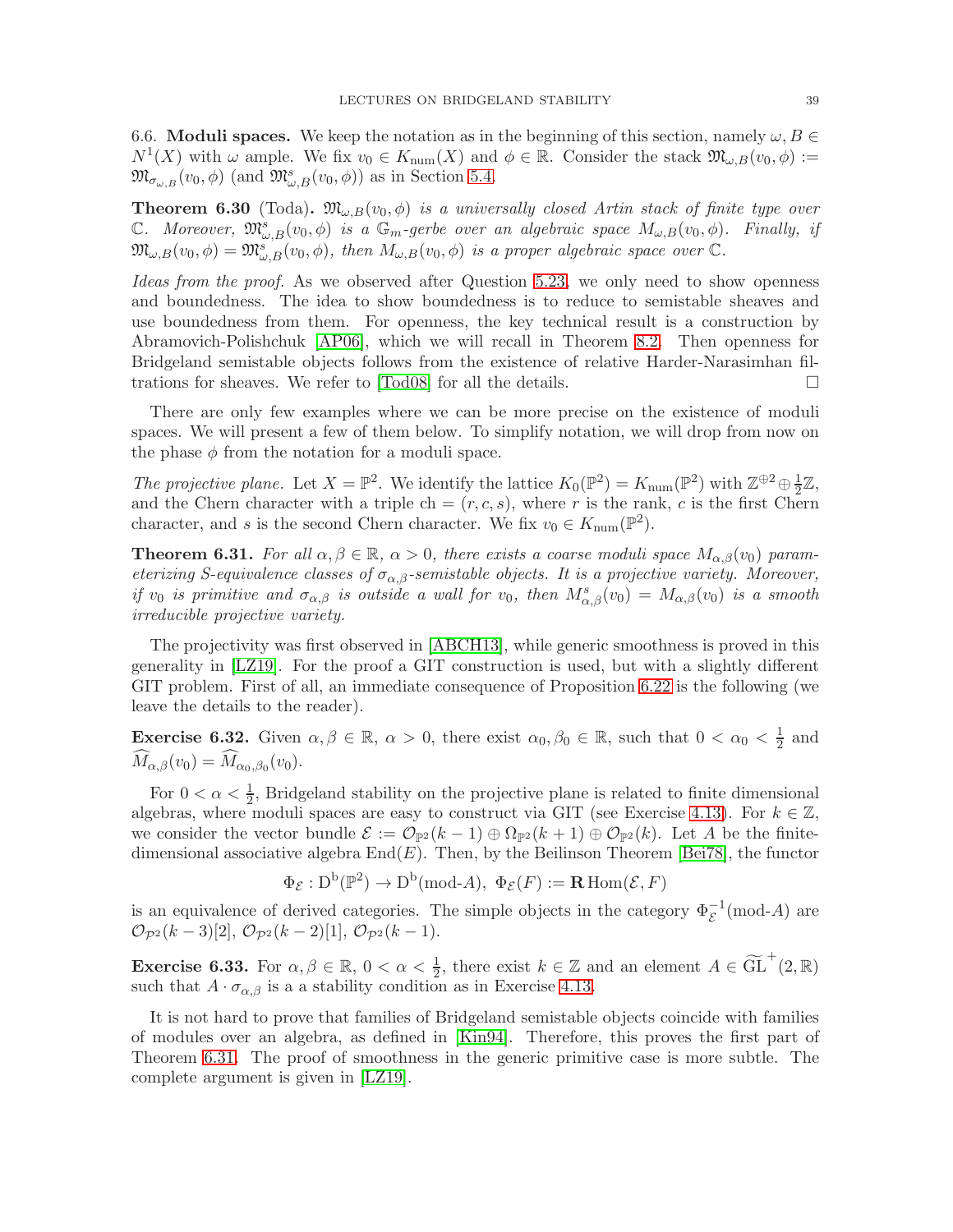6.6. **Moduli spaces.** We keep the notation as in the beginning of this section, namely $\omega, B \in N^1(X)$ with $\omega$ ample. We fix $v_0 \in K_{\mathrm{num}}(X)$ and $\phi \in \mathbb{R}$. Consider the stack $\mathfrak{M}_{\omega,B}(v_0,\phi) := \mathfrak{M}_{\sigma_{\omega,B}}(v_0,\phi)$ (and $\mathfrak{M}^s_{\omega,B}(v_0,\phi)$) as in Section 5.4.

**Theorem 6.30** (Toda)**.** *$\mathfrak{M}_{\omega,B}(v_0,\phi)$ is a universally closed Artin stack of finite type over $\mathbb{C}$. Moreover, $\mathfrak{M}^s_{\omega,B}(v_0,\phi)$ is a $\mathbb{G}_m$-gerbe over an algebraic space $M_{\omega,B}(v_0,\phi)$. Finally, if $\mathfrak{M}_{\omega,B}(v_0,\phi) = \mathfrak{M}^s_{\omega,B}(v_0,\phi)$, then $M_{\omega,B}(v_0,\phi)$ is a proper algebraic space over $\mathbb{C}$.*

*Ideas from the proof.* As we observed after Question 5.23, we only need to show openness and boundedness. The idea to show boundedness is to reduce to semistable sheaves and use boundedness from them. For openness, the key technical result is a construction by Abramovich-Polishchuk [AP06], which we will recall in Theorem 8.2. Then openness for Bridgeland semistable objects follows from the existence of relative Harder-Narasimhan filtrations for sheaves. We refer to [Tod08] for all the details. □

There are only few examples where we can be more precise on the existence of moduli spaces. We will present a few of them below. To simplify notation, we will drop from now on the phase $\phi$ from the notation for a moduli space.

*The projective plane.* Let $X = \mathbb{P}^2$. We identify the lattice $K_0(\mathbb{P}^2) = K_{\mathrm{num}}(\mathbb{P}^2)$ with $\mathbb{Z}^{\oplus 2} \oplus \frac{1}{2}\mathbb{Z}$, and the Chern character with a triple $\mathrm{ch} = (r, c, s)$, where $r$ is the rank, $c$ is the first Chern character, and $s$ is the second Chern character. We fix $v_0 \in K_{\mathrm{num}}(\mathbb{P}^2)$.

**Theorem 6.31.** *For all $\alpha, \beta \in \mathbb{R}$, $\alpha > 0$, there exists a coarse moduli space $M_{\alpha,\beta}(v_0)$ parameterizing S-equivalence classes of $\sigma_{\alpha,\beta}$-semistable objects. It is a projective variety. Moreover, if $v_0$ is primitive and $\sigma_{\alpha,\beta}$ is outside a wall for $v_0$, then $M^s_{\alpha,\beta}(v_0) = M_{\alpha,\beta}(v_0)$ is a smooth irreducible projective variety.*

The projectivity was first observed in [ABCH13], while generic smoothness is proved in this generality in [LZ19]. For the proof a GIT construction is used, but with a slightly different GIT problem. First of all, an immediate consequence of Proposition 6.22 is the following (we leave the details to the reader).

**Exercise 6.32.** Given $\alpha, \beta \in \mathbb{R}$, $\alpha > 0$, there exist $\alpha_0, \beta_0 \in \mathbb{R}$, such that $0 < \alpha_0 < \frac{1}{2}$ and $\widehat{M}_{\alpha,\beta}(v_0) = \widehat{M}_{\alpha_0,\beta_0}(v_0)$.

For $0 < \alpha < \frac{1}{2}$, Bridgeland stability on the projective plane is related to finite dimensional algebras, where moduli spaces are easy to construct via GIT (see Exercise 4.13). For $k \in \mathbb{Z}$, we consider the vector bundle $\mathcal{E} := \mathcal{O}_{\mathbb{P}^2}(k-1) \oplus \Omega_{\mathbb{P}^2}(k+1) \oplus \mathcal{O}_{\mathbb{P}^2}(k)$. Let $A$ be the finite-dimensional associative algebra $\mathrm{End}(E)$. Then, by the Beilinson Theorem [Bei78], the functor

$$\Phi_{\mathcal{E}} : \mathrm{D^b}(\mathbb{P}^2) \to \mathrm{D^b}(\text{mod-}A),\ \Phi_{\mathcal{E}}(F) := \mathbf{R}\,\mathrm{Hom}(\mathcal{E}, F)$$

is an equivalence of derived categories. The simple objects in the category $\Phi_{\mathcal{E}}^{-1}(\text{mod-}A)$ are $\mathcal{O}_{\mathbb{P}^2}(k-3)[2]$, $\mathcal{O}_{\mathbb{P}^2}(k-2)[1]$, $\mathcal{O}_{\mathbb{P}^2}(k-1)$.

**Exercise 6.33.** For $\alpha, \beta \in \mathbb{R}$, $0 < \alpha < \frac{1}{2}$, there exist $k \in \mathbb{Z}$ and an element $A \in \widetilde{\mathrm{GL}}^+(2, \mathbb{R})$ such that $A \cdot \sigma_{\alpha,\beta}$ is a a stability condition as in Exercise 4.13.

It is not hard to prove that families of Bridgeland semistable objects coincide with families of modules over an algebra, as defined in [Kin94]. Therefore, this proves the first part of Theorem 6.31. The proof of smoothness in the generic primitive case is more subtle. The complete argument is given in [LZ19].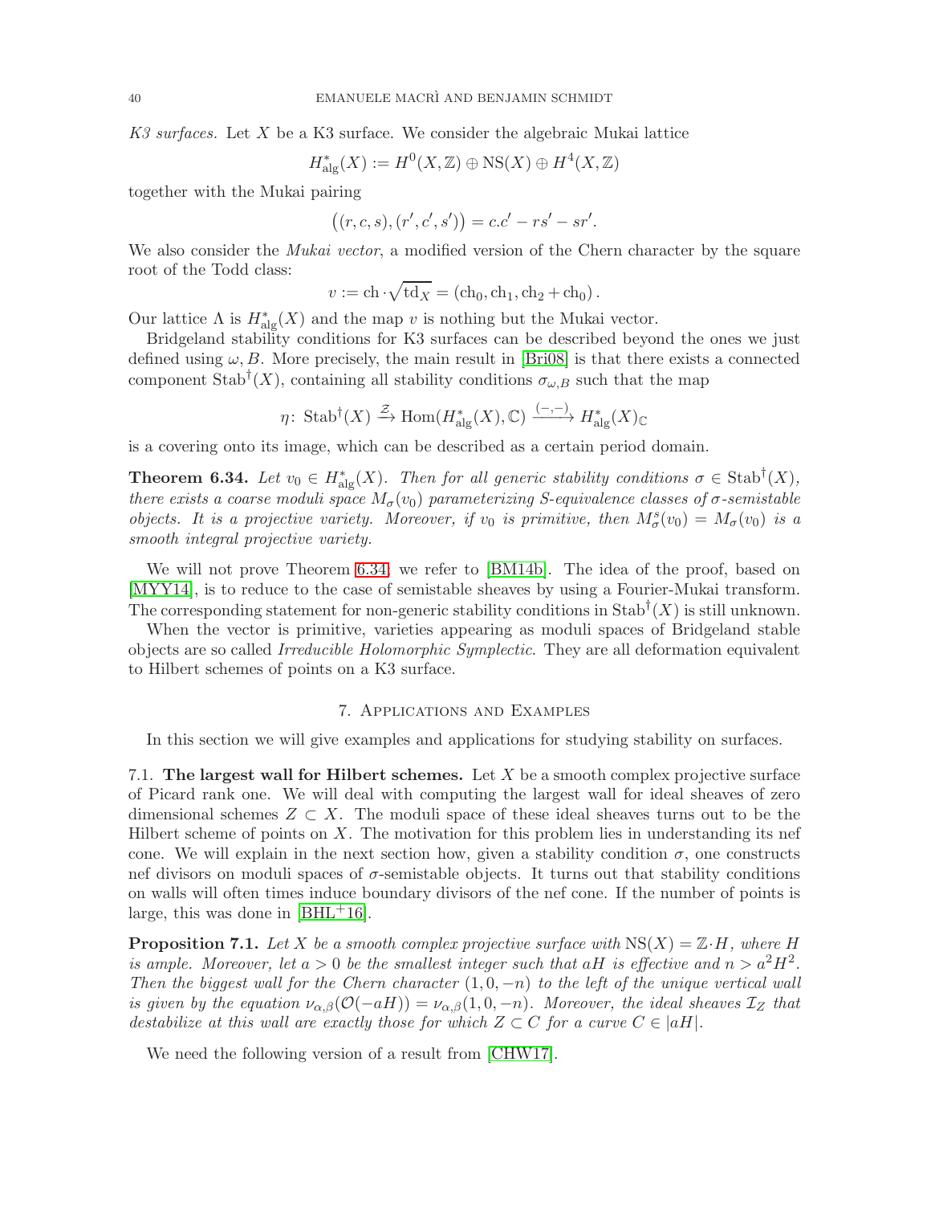*K3 surfaces.* Let $X$ be a K3 surface. We consider the algebraic Mukai lattice

$$H^*_{\mathrm{alg}}(X) := H^0(X, \mathbb{Z}) \oplus \mathrm{NS}(X) \oplus H^4(X, \mathbb{Z})$$

together with the Mukai pairing

$$\big((r, c, s), (r', c', s')\big) = c.c' - rs' - sr'.$$

We also consider the *Mukai vector*, a modified version of the Chern character by the square root of the Todd class:

$$v := \mathrm{ch} \cdot \sqrt{\mathrm{td}_X} = (\mathrm{ch}_0, \mathrm{ch}_1, \mathrm{ch}_2 + \mathrm{ch}_0).$$

Our lattice $\Lambda$ is $H^*_{\mathrm{alg}}(X)$ and the map $v$ is nothing but the Mukai vector.

Bridgeland stability conditions for K3 surfaces can be described beyond the ones we just defined using $\omega, B$. More precisely, the main result in [Bri08] is that there exists a connected component $\mathrm{Stab}^\dagger(X)$, containing all stability conditions $\sigma_{\omega,B}$ such that the map

$$\eta\colon \mathrm{Stab}^\dagger(X) \xrightarrow{\mathcal{Z}} \mathrm{Hom}(H^*_{\mathrm{alg}}(X), \mathbb{C}) \xrightarrow{(-,-)} H^*_{\mathrm{alg}}(X)_{\mathbb{C}}$$

is a covering onto its image, which can be described as a certain period domain.

**Theorem 6.34.** *Let $v_0 \in H^*_{\mathrm{alg}}(X)$. Then for all generic stability conditions $\sigma \in \mathrm{Stab}^\dagger(X)$, there exists a coarse moduli space $M_\sigma(v_0)$ parameterizing S-equivalence classes of $\sigma$-semistable objects. It is a projective variety. Moreover, if $v_0$ is primitive, then $M^s_\sigma(v_0) = M_\sigma(v_0)$ is a smooth integral projective variety.*

We will not prove Theorem 6.34; we refer to [BM14b]. The idea of the proof, based on [MYY14], is to reduce to the case of semistable sheaves by using a Fourier-Mukai transform. The corresponding statement for non-generic stability conditions in $\mathrm{Stab}^\dagger(X)$ is still unknown.

When the vector is primitive, varieties appearing as moduli spaces of Bridgeland stable objects are so called *Irreducible Holomorphic Symplectic*. They are all deformation equivalent to Hilbert schemes of points on a K3 surface.

## 7. Applications and Examples

In this section we will give examples and applications for studying stability on surfaces.

### 7.1. The largest wall for Hilbert schemes.

Let $X$ be a smooth complex projective surface of Picard rank one. We will deal with computing the largest wall for ideal sheaves of zero dimensional schemes $Z \subset X$. The moduli space of these ideal sheaves turns out to be the Hilbert scheme of points on $X$. The motivation for this problem lies in understanding its nef cone. We will explain in the next section how, given a stability condition $\sigma$, one constructs nef divisors on moduli spaces of $\sigma$-semistable objects. It turns out that stability conditions on walls will often times induce boundary divisors of the nef cone. If the number of points is large, this was done in [BHL+16].

**Proposition 7.1.** *Let $X$ be a smooth complex projective surface with $\mathrm{NS}(X) = \mathbb{Z} \cdot H$, where $H$ is ample. Moreover, let $a > 0$ be the smallest integer such that $aH$ is effective and $n > a^2H^2$. Then the biggest wall for the Chern character $(1, 0, -n)$ to the left of the unique vertical wall is given by the equation $\nu_{\alpha,\beta}(\mathcal{O}(-aH)) = \nu_{\alpha,\beta}(1, 0, -n)$. Moreover, the ideal sheaves $\mathcal{I}_Z$ that destabilize at this wall are exactly those for which $Z \subset C$ for a curve $C \in |aH|$.*

We need the following version of a result from [CHW17].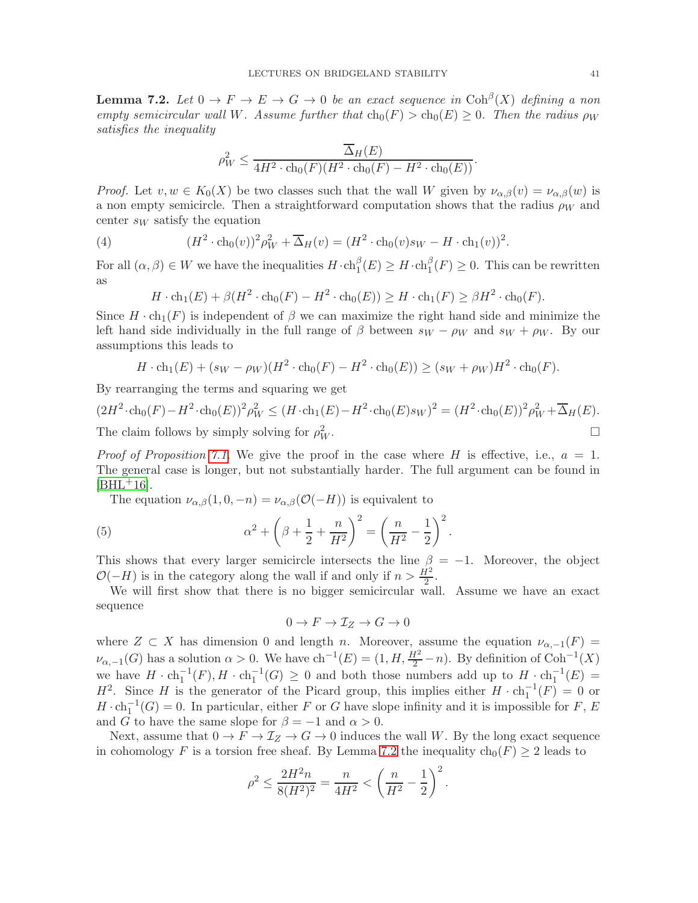**Lemma 7.2.** *Let $0 \to F \to E \to G \to 0$ be an exact sequence in $\mathrm{Coh}^\beta(X)$ defining a non empty semicircular wall $W$. Assume further that $\mathrm{ch}_0(F) > \mathrm{ch}_0(E) \geq 0$. Then the radius $\rho_W$ satisfies the inequality*

$$\rho_W^2 \leq \frac{\overline{\Delta}_H(E)}{4H^2 \cdot \mathrm{ch}_0(F)(H^2 \cdot \mathrm{ch}_0(F) - H^2 \cdot \mathrm{ch}_0(E))}.$$

*Proof.* Let $v, w \in K_0(X)$ be two classes such that the wall $W$ given by $\nu_{\alpha,\beta}(v) = \nu_{\alpha,\beta}(w)$ is a non empty semicircle. Then a straightforward computation shows that the radius $\rho_W$ and center $s_W$ satisfy the equation

$$(H^2 \cdot \mathrm{ch}_0(v))^2 \rho_W^2 + \overline{\Delta}_H(v) = (H^2 \cdot \mathrm{ch}_0(v) s_W - H \cdot \mathrm{ch}_1(v))^2. \tag{4}$$

For all $(\alpha, \beta) \in W$ we have the inequalities $H \cdot \mathrm{ch}_1^\beta(E) \geq H \cdot \mathrm{ch}_1^\beta(F) \geq 0$. This can be rewritten as

$$H \cdot \mathrm{ch}_1(E) + \beta(H^2 \cdot \mathrm{ch}_0(F) - H^2 \cdot \mathrm{ch}_0(E)) \geq H \cdot \mathrm{ch}_1(F) \geq \beta H^2 \cdot \mathrm{ch}_0(F).$$

Since $H \cdot \mathrm{ch}_1(F)$ is independent of $\beta$ we can maximize the right hand side and minimize the left hand side individually in the full range of $\beta$ between $s_W - \rho_W$ and $s_W + \rho_W$. By our assumptions this leads to

$$H \cdot \mathrm{ch}_1(E) + (s_W - \rho_W)(H^2 \cdot \mathrm{ch}_0(F) - H^2 \cdot \mathrm{ch}_0(E)) \geq (s_W + \rho_W) H^2 \cdot \mathrm{ch}_0(F).$$

By rearranging the terms and squaring we get

$$(2H^2 \cdot \mathrm{ch}_0(F) - H^2 \cdot \mathrm{ch}_0(E))^2 \rho_W^2 \leq (H \cdot \mathrm{ch}_1(E) - H^2 \cdot \mathrm{ch}_0(E) s_W)^2 = (H^2 \cdot \mathrm{ch}_0(E))^2 \rho_W^2 + \overline{\Delta}_H(E).$$

The claim follows by simply solving for $\rho_W^2$. $\square$

*Proof of Proposition 7.1.* We give the proof in the case where $H$ is effective, i.e., $a = 1$. The general case is longer, but not substantially harder. The full argument can be found in [BHL+16].

The equation $\nu_{\alpha,\beta}(1, 0, -n) = \nu_{\alpha,\beta}(\mathcal{O}(-H))$ is equivalent to

$$\alpha^2 + \left(\beta + \frac{1}{2} + \frac{n}{H^2}\right)^2 = \left(\frac{n}{H^2} - \frac{1}{2}\right)^2. \tag{5}$$

This shows that every larger semicircle intersects the line $\beta = -1$. Moreover, the object $\mathcal{O}(-H)$ is in the category along the wall if and only if $n > \frac{H^2}{2}$.

We will first show that there is no bigger semicircular wall. Assume we have an exact sequence

$$0 \to F \to \mathcal{I}_Z \to G \to 0$$

where $Z \subset X$ has dimension 0 and length $n$. Moreover, assume the equation $\nu_{\alpha,-1}(F) = \nu_{\alpha,-1}(G)$ has a solution $\alpha > 0$. We have $\mathrm{ch}^{-1}(E) = (1, H, \frac{H^2}{2} - n)$. By definition of $\mathrm{Coh}^{-1}(X)$ we have $H \cdot \mathrm{ch}_1^{-1}(F), H \cdot \mathrm{ch}_1^{-1}(G) \geq 0$ and both those numbers add up to $H \cdot \mathrm{ch}_1^{-1}(E) = H^2$. Since $H$ is the generator of the Picard group, this implies either $H \cdot \mathrm{ch}_1^{-1}(F) = 0$ or $H \cdot \mathrm{ch}_1^{-1}(G) = 0$. In particular, either $F$ or $G$ have slope infinity and it is impossible for $F$, $E$ and $G$ to have the same slope for $\beta = -1$ and $\alpha > 0$.

Next, assume that $0 \to F \to \mathcal{I}_Z \to G \to 0$ induces the wall $W$. By the long exact sequence in cohomology $F$ is a torsion free sheaf. By Lemma 7.2 the inequality $\mathrm{ch}_0(F) \geq 2$ leads to

$$\rho^2 \leq \frac{2H^2 n}{8(H^2)^2} = \frac{n}{4H^2} < \left(\frac{n}{H^2} - \frac{1}{2}\right)^2.$$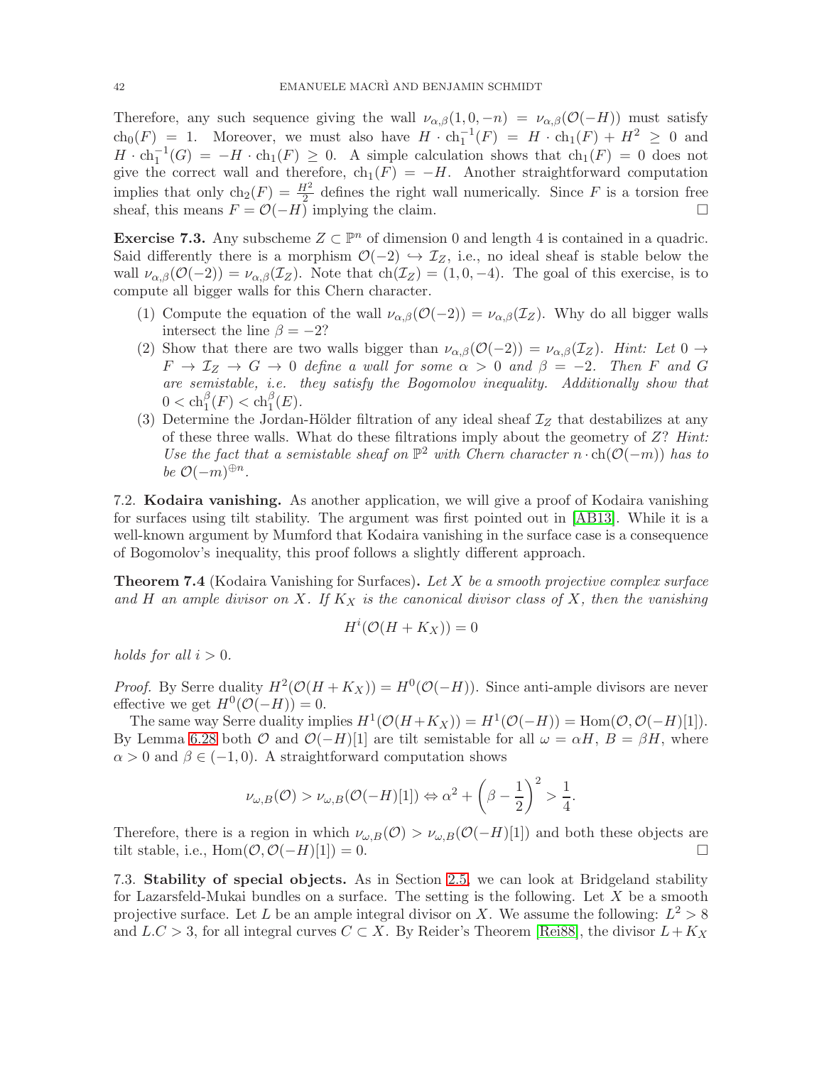Therefore, any such sequence giving the wall $\nu_{\alpha,\beta}(1,0,-n) = \nu_{\alpha,\beta}(\mathcal{O}(-H))$ must satisfy $\mathrm{ch}_0(F) = 1$. Moreover, we must also have $H \cdot \mathrm{ch}_1^{-1}(F) = H \cdot \mathrm{ch}_1(F) + H^2 \geq 0$ and $H \cdot \mathrm{ch}_1^{-1}(G) = -H \cdot \mathrm{ch}_1(F) \geq 0$. A simple calculation shows that $\mathrm{ch}_1(F) = 0$ does not give the correct wall and therefore, $\mathrm{ch}_1(F) = -H$. Another straightforward computation implies that only $\mathrm{ch}_2(F) = \frac{H^2}{2}$ defines the right wall numerically. Since $F$ is a torsion free sheaf, this means $F = \mathcal{O}(-H)$ implying the claim. □

**Exercise 7.3.** Any subscheme $Z \subset \mathbb{P}^n$ of dimension 0 and length 4 is contained in a quadric. Said differently there is a morphism $\mathcal{O}(-2) \hookrightarrow \mathcal{I}_Z$, i.e., no ideal sheaf is stable below the wall $\nu_{\alpha,\beta}(\mathcal{O}(-2)) = \nu_{\alpha,\beta}(\mathcal{I}_Z)$. Note that $\mathrm{ch}(\mathcal{I}_Z) = (1, 0, -4)$. The goal of this exercise, is to compute all bigger walls for this Chern character.

1. Compute the equation of the wall $\nu_{\alpha,\beta}(\mathcal{O}(-2)) = \nu_{\alpha,\beta}(\mathcal{I}_Z)$. Why do all bigger walls intersect the line $\beta = -2$?
2. Show that there are two walls bigger than $\nu_{\alpha,\beta}(\mathcal{O}(-2)) = \nu_{\alpha,\beta}(\mathcal{I}_Z)$. *Hint: Let $0 \to F \to \mathcal{I}_Z \to G \to 0$ define a wall for some $\alpha > 0$ and $\beta = -2$. Then $F$ and $G$ are semistable, i.e. they satisfy the Bogomolov inequality. Additionally show that $0 < \mathrm{ch}_1^\beta(F) < \mathrm{ch}_1^\beta(E)$.*
3. Determine the Jordan-Hölder filtration of any ideal sheaf $\mathcal{I}_Z$ that destabilizes at any of these three walls. What do these filtrations imply about the geometry of $Z$? *Hint: Use the fact that a semistable sheaf on $\mathbb{P}^2$ with Chern character $n \cdot \mathrm{ch}(\mathcal{O}(-m))$ has to be $\mathcal{O}(-m)^{\oplus n}$.*

## 7.2. Kodaira vanishing.

As another application, we will give a proof of Kodaira vanishing for surfaces using tilt stability. The argument was first pointed out in [AB13]. While it is a well-known argument by Mumford that Kodaira vanishing in the surface case is a consequence of Bogomolov's inequality, this proof follows a slightly different approach.

**Theorem 7.4** (Kodaira Vanishing for Surfaces)**.** *Let $X$ be a smooth projective complex surface and $H$ an ample divisor on $X$. If $K_X$ is the canonical divisor class of $X$, then the vanishing*

$$H^i(\mathcal{O}(H + K_X)) = 0$$

*holds for all $i > 0$.*

*Proof.* By Serre duality $H^2(\mathcal{O}(H + K_X)) = H^0(\mathcal{O}(-H))$. Since anti-ample divisors are never effective we get $H^0(\mathcal{O}(-H)) = 0$.

The same way Serre duality implies $H^1(\mathcal{O}(H+K_X)) = H^1(\mathcal{O}(-H)) = \mathrm{Hom}(\mathcal{O}, \mathcal{O}(-H)[1])$. By Lemma 6.28 both $\mathcal{O}$ and $\mathcal{O}(-H)[1]$ are tilt semistable for all $\omega = \alpha H$, $B = \beta H$, where $\alpha > 0$ and $\beta \in (-1, 0)$. A straightforward computation shows

$$\nu_{\omega,B}(\mathcal{O}) > \nu_{\omega,B}(\mathcal{O}(-H)[1]) \Leftrightarrow \alpha^2 + \left(\beta - \frac{1}{2}\right)^2 > \frac{1}{4}.$$

Therefore, there is a region in which $\nu_{\omega,B}(\mathcal{O}) > \nu_{\omega,B}(\mathcal{O}(-H)[1])$ and both these objects are tilt stable, i.e., $\mathrm{Hom}(\mathcal{O}, \mathcal{O}(-H)[1]) = 0$. □

## 7.3. Stability of special objects.

As in Section 2.5, we can look at Bridgeland stability for Lazarsfeld-Mukai bundles on a surface. The setting is the following. Let $X$ be a smooth projective surface. Let $L$ be an ample integral divisor on $X$. We assume the following: $L^2 > 8$ and $L.C > 3$, for all integral curves $C \subset X$. By Reider's Theorem [Rei88], the divisor $L + K_X$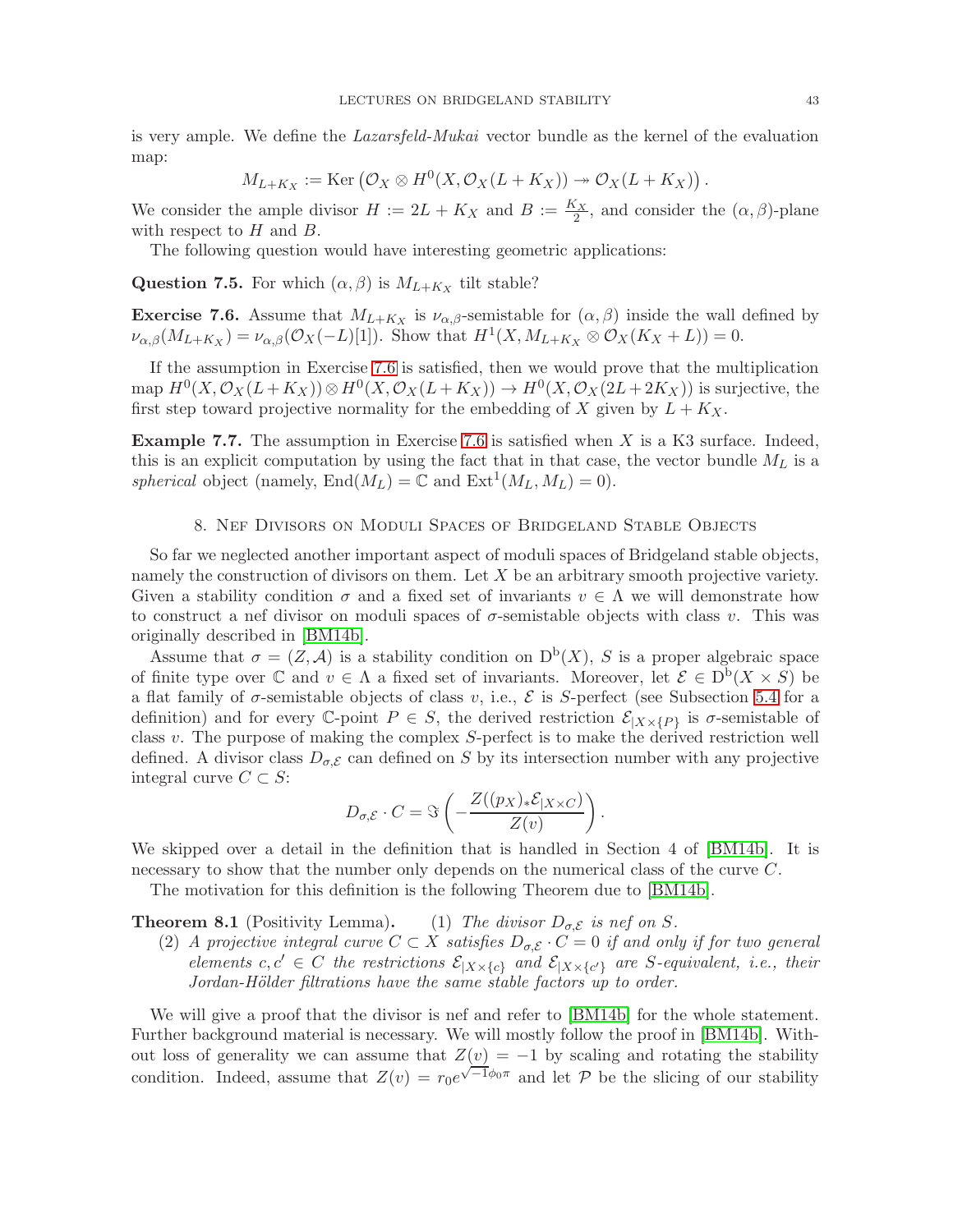is very ample. We define the *Lazarsfeld-Mukai* vector bundle as the kernel of the evaluation map:

$$M_{L+K_X} := \operatorname{Ker}\left(\mathcal{O}_X \otimes H^0(X, \mathcal{O}_X(L+K_X)) \twoheadrightarrow \mathcal{O}_X(L+K_X)\right).$$

We consider the ample divisor $H := 2L + K_X$ and $B := \frac{K_X}{2}$, and consider the $(\alpha, \beta)$-plane with respect to $H$ and $B$.

The following question would have interesting geometric applications:

**Question 7.5.** For which $(\alpha, \beta)$ is $M_{L+K_X}$ tilt stable?

**Exercise 7.6.** Assume that $M_{L+K_X}$ is $\nu_{\alpha,\beta}$-semistable for $(\alpha, \beta)$ inside the wall defined by $\nu_{\alpha,\beta}(M_{L+K_X}) = \nu_{\alpha,\beta}(\mathcal{O}_X(-L)[1])$. Show that $H^1(X, M_{L+K_X} \otimes \mathcal{O}_X(K_X + L)) = 0$.

If the assumption in Exercise 7.6 is satisfied, then we would prove that the multiplication map $H^0(X, \mathcal{O}_X(L+K_X)) \otimes H^0(X, \mathcal{O}_X(L+K_X)) \to H^0(X, \mathcal{O}_X(2L+2K_X))$ is surjective, the first step toward projective normality for the embedding of $X$ given by $L + K_X$.

**Example 7.7.** The assumption in Exercise 7.6 is satisfied when $X$ is a K3 surface. Indeed, this is an explicit computation by using the fact that in that case, the vector bundle $M_L$ is a *spherical* object (namely, $\operatorname{End}(M_L) = \mathbb{C}$ and $\operatorname{Ext}^1(M_L, M_L) = 0$).

## 8. Nef Divisors on Moduli Spaces of Bridgeland Stable Objects

So far we neglected another important aspect of moduli spaces of Bridgeland stable objects, namely the construction of divisors on them. Let $X$ be an arbitrary smooth projective variety. Given a stability condition $\sigma$ and a fixed set of invariants $v \in \Lambda$ we will demonstrate how to construct a nef divisor on moduli spaces of $\sigma$-semistable objects with class $v$. This was originally described in [BM14b].

Assume that $\sigma = (Z, \mathcal{A})$ is a stability condition on $\mathrm{D}^{\mathrm{b}}(X)$, $S$ is a proper algebraic space of finite type over $\mathbb{C}$ and $v \in \Lambda$ a fixed set of invariants. Moreover, let $\mathcal{E} \in \mathrm{D}^{\mathrm{b}}(X \times S)$ be a flat family of $\sigma$-semistable objects of class $v$, i.e., $\mathcal{E}$ is $S$-perfect (see Subsection 5.4 for a definition) and for every $\mathbb{C}$-point $P \in S$, the derived restriction $\mathcal{E}_{|X \times \{P\}}$ is $\sigma$-semistable of class $v$. The purpose of making the complex $S$-perfect is to make the derived restriction well defined. A divisor class $D_{\sigma,\mathcal{E}}$ can defined on $S$ by its intersection number with any projective integral curve $C \subset S$:

$$D_{\sigma,\mathcal{E}} \cdot C = \Im\left(-\frac{Z((p_X)_* \mathcal{E}_{|X \times C})}{Z(v)}\right).$$

We skipped over a detail in the definition that is handled in Section 4 of [BM14b]. It is necessary to show that the number only depends on the numerical class of the curve $C$.

The motivation for this definition is the following Theorem due to [BM14b].

**Theorem 8.1** (Positivity Lemma)**.**
1. *The divisor $D_{\sigma,\mathcal{E}}$ is nef on $S$.*
2. *A projective integral curve $C \subset X$ satisfies $D_{\sigma,\mathcal{E}} \cdot C = 0$ if and only if for two general elements $c, c' \in C$ the restrictions $\mathcal{E}_{|X \times \{c\}}$ and $\mathcal{E}_{|X \times \{c'\}}$ are $S$-equivalent, i.e., their Jordan-Hölder filtrations have the same stable factors up to order.*

We will give a proof that the divisor is nef and refer to [BM14b] for the whole statement. Further background material is necessary. We will mostly follow the proof in [BM14b]. Without loss of generality we can assume that $Z(v) = -1$ by scaling and rotating the stability condition. Indeed, assume that $Z(v) = r_0 e^{\sqrt{-1}\phi_0 \pi}$ and let $\mathcal{P}$ be the slicing of our stability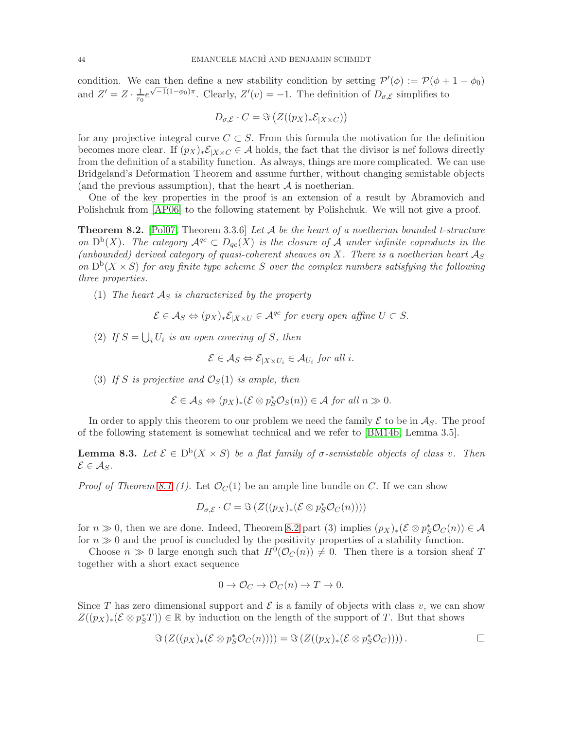condition. We can then define a new stability condition by setting $\mathcal{P}'(\phi) := \mathcal{P}(\phi + 1 - \phi_0)$ and $Z' = Z \cdot \frac{1}{r_0} e^{\sqrt{-1}(1-\phi_0)\pi}$. Clearly, $Z'(v) = -1$. The definition of $D_{\sigma,\mathcal{E}}$ simplifies to

$$D_{\sigma,\mathcal{E}} \cdot C = \Im\left(Z((p_X)_* \mathcal{E}_{|X \times C})\right)$$

for any projective integral curve $C \subset S$. From this formula the motivation for the definition becomes more clear. If $(p_X)_* \mathcal{E}_{|X \times C} \in \mathcal{A}$ holds, the fact that the divisor is nef follows directly from the definition of a stability function. As always, things are more complicated. We can use Bridgeland's Deformation Theorem and assume further, without changing semistable objects (and the previous assumption), that the heart $\mathcal{A}$ is noetherian.

One of the key properties in the proof is an extension of a result by Abramovich and Polishchuk from [AP06] to the following statement by Polishchuk. We will not give a proof.

**Theorem 8.2.** [Pol07, Theorem 3.3.6] *Let $\mathcal{A}$ be the heart of a noetherian bounded t-structure on $\mathrm{D}^{\mathrm{b}}(X)$. The category $\mathcal{A}^{qc} \subset D_{qc}(X)$ is the closure of $\mathcal{A}$ under infinite coproducts in the (unbounded) derived category of quasi-coherent sheaves on $X$. There is a noetherian heart $\mathcal{A}_S$ on $\mathrm{D}^{\mathrm{b}}(X \times S)$ for any finite type scheme $S$ over the complex numbers satisfying the following three properties.*

1. *The heart $\mathcal{A}_S$ is characterized by the property*
$$\mathcal{E} \in \mathcal{A}_S \Leftrightarrow (p_X)_* \mathcal{E}_{|X \times U} \in \mathcal{A}^{qc} \text{ for every open affine } U \subset S.$$
2. *If $S = \bigcup_i U_i$ is an open covering of $S$, then*
$$\mathcal{E} \in \mathcal{A}_S \Leftrightarrow \mathcal{E}_{|X \times U_i} \in \mathcal{A}_{U_i} \text{ for all } i.$$
3. *If $S$ is projective and $\mathcal{O}_S(1)$ is ample, then*
$$\mathcal{E} \in \mathcal{A}_S \Leftrightarrow (p_X)_*(\mathcal{E} \otimes p_S^* \mathcal{O}_S(n)) \in \mathcal{A} \text{ for all } n \gg 0.$$

In order to apply this theorem to our problem we need the family $\mathcal{E}$ to be in $\mathcal{A}_S$. The proof of the following statement is somewhat technical and we refer to [BM14b, Lemma 3.5].

**Lemma 8.3.** *Let $\mathcal{E} \in \mathrm{D}^{\mathrm{b}}(X \times S)$ be a flat family of $\sigma$-semistable objects of class $v$. Then $\mathcal{E} \in \mathcal{A}_S$.*

*Proof of Theorem 8.1 (1).* Let $\mathcal{O}_C(1)$ be an ample line bundle on $C$. If we can show

$$D_{\sigma,\mathcal{E}} \cdot C = \Im\left(Z((p_X)_*(\mathcal{E} \otimes p_S^* \mathcal{O}_C(n)))\right)$$

for $n \gg 0$, then we are done. Indeed, Theorem 8.2 part (3) implies $(p_X)_*(\mathcal{E} \otimes p_S^* \mathcal{O}_C(n)) \in \mathcal{A}$ for $n \gg 0$ and the proof is concluded by the positivity properties of a stability function.

Choose $n \gg 0$ large enough such that $H^0(\mathcal{O}_C(n)) \neq 0$. Then there is a torsion sheaf $T$ together with a short exact sequence

$$0 \to \mathcal{O}_C \to \mathcal{O}_C(n) \to T \to 0.$$

Since $T$ has zero dimensional support and $\mathcal{E}$ is a family of objects with class $v$, we can show $Z((p_X)_*(\mathcal{E} \otimes p_S^* T)) \in \mathbb{R}$ by induction on the length of the support of $T$. But that shows

$$\Im\left(Z((p_X)_*(\mathcal{E} \otimes p_S^* \mathcal{O}_C(n)))\right) = \Im\left(Z((p_X)_*(\mathcal{E} \otimes p_S^* \mathcal{O}_C))\right). \qquad \square$$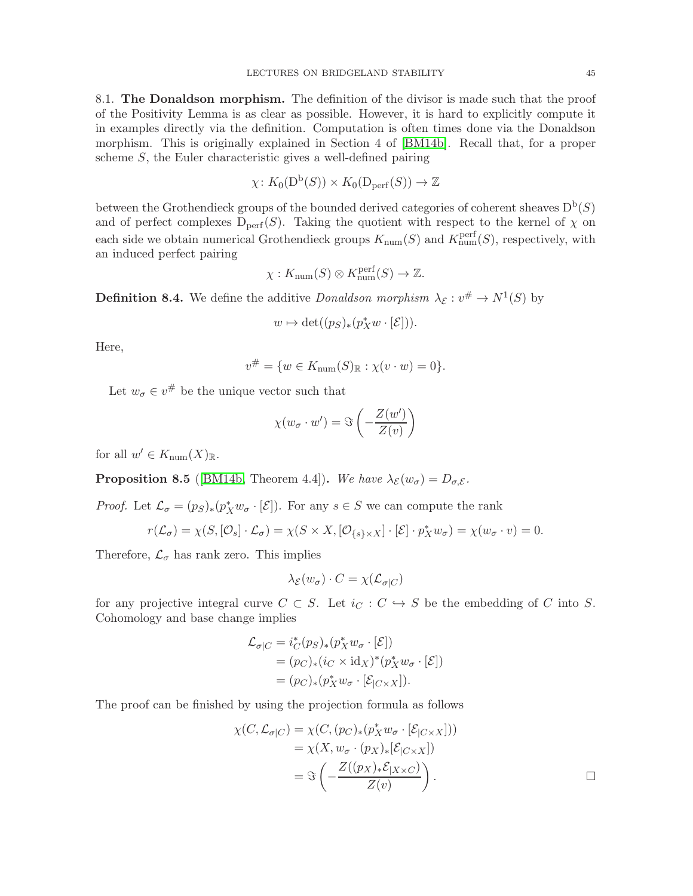8.1. **The Donaldson morphism.** The definition of the divisor is made such that the proof of the Positivity Lemma is as clear as possible. However, it is hard to explicitly compute it in examples directly via the definition. Computation is often times done via the Donaldson morphism. This is originally explained in Section 4 of [BM14b]. Recall that, for a proper scheme $S$, the Euler characteristic gives a well-defined pairing

$$\chi\colon K_0(\mathrm{D^b}(S)) \times K_0(\mathrm{D_{perf}}(S)) \to \mathbb{Z}$$

between the Grothendieck groups of the bounded derived categories of coherent sheaves $\mathrm{D^b}(S)$ and of perfect complexes $\mathrm{D_{perf}}(S)$. Taking the quotient with respect to the kernel of $\chi$ on each side we obtain numerical Grothendieck groups $K_{\mathrm{num}}(S)$ and $K_{\mathrm{num}}^{\mathrm{perf}}(S)$, respectively, with an induced perfect pairing

$$\chi : K_{\mathrm{num}}(S) \otimes K_{\mathrm{num}}^{\mathrm{perf}}(S) \to \mathbb{Z}.$$

**Definition 8.4.** We define the additive *Donaldson morphism* $\lambda_{\mathcal{E}} : v^{\#} \to N^1(S)$ by

$$w \mapsto \det((p_S)_*(p_X^* w \cdot [\mathcal{E}])).$$

Here,

$$v^{\#} = \{w \in K_{\mathrm{num}}(S)_{\mathbb{R}} : \chi(v \cdot w) = 0\}.$$

Let $w_\sigma \in v^{\#}$ be the unique vector such that

$$\chi(w_\sigma \cdot w') = \Im\left(-\frac{Z(w')}{Z(v)}\right)$$

for all $w' \in K_{\mathrm{num}}(X)_{\mathbb{R}}$.

**Proposition 8.5** ([BM14b, Theorem 4.4])**.** *We have $\lambda_{\mathcal{E}}(w_\sigma) = D_{\sigma,\mathcal{E}}$.*

*Proof.* Let $\mathcal{L}_\sigma = (p_S)_*(p_X^* w_\sigma \cdot [\mathcal{E}])$. For any $s \in S$ we can compute the rank

$$r(\mathcal{L}_\sigma) = \chi(S, [\mathcal{O}_s] \cdot \mathcal{L}_\sigma) = \chi(S \times X, [\mathcal{O}_{\{s\}\times X}] \cdot [\mathcal{E}] \cdot p_X^* w_\sigma) = \chi(w_\sigma \cdot v) = 0.$$

Therefore, $\mathcal{L}_\sigma$ has rank zero. This implies

$$\lambda_{\mathcal{E}}(w_\sigma) \cdot C = \chi(\mathcal{L}_{\sigma|C})$$

for any projective integral curve $C \subset S$. Let $i_C : C \hookrightarrow S$ be the embedding of $C$ into $S$. Cohomology and base change implies

$$\begin{aligned}
\mathcal{L}_{\sigma|C} &= i_C^*(p_S)_*(p_X^* w_\sigma \cdot [\mathcal{E}]) \\
&= (p_C)_*(i_C \times \mathrm{id}_X)^*(p_X^* w_\sigma \cdot [\mathcal{E}]) \\
&= (p_C)_*(p_X^* w_\sigma \cdot [\mathcal{E}_{|C\times X}]).
\end{aligned}$$

The proof can be finished by using the projection formula as follows

$$\begin{aligned}
\chi(C, \mathcal{L}_{\sigma|C}) &= \chi(C, (p_C)_*(p_X^* w_\sigma \cdot [\mathcal{E}_{|C\times X}])) \\
&= \chi(X, w_\sigma \cdot (p_X)_*[\mathcal{E}_{|C\times X}]) \\
&= \Im\left(-\frac{Z((p_X)_*\mathcal{E}_{|X\times C})}{Z(v)}\right).
\end{aligned}$$

$\square$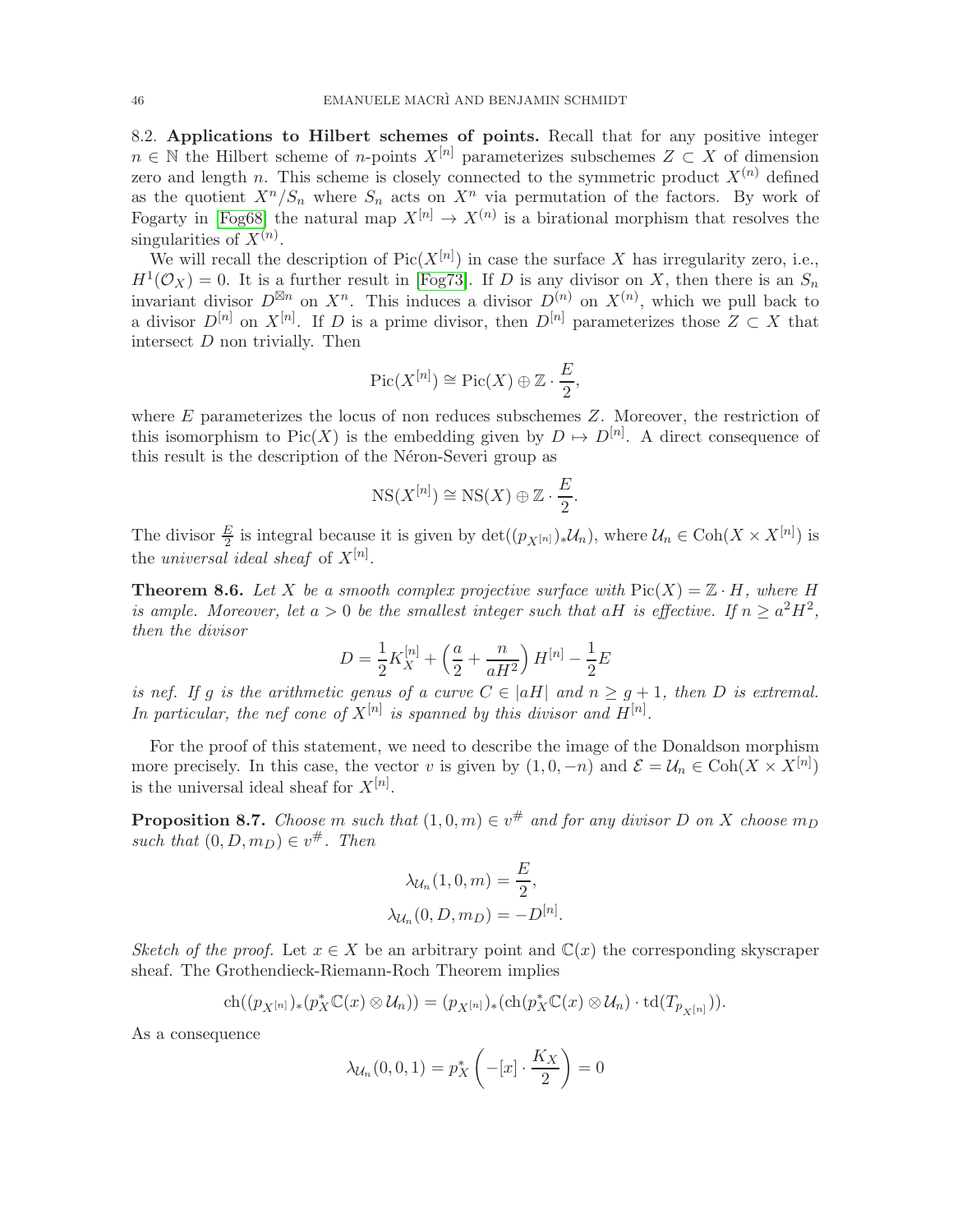8.2. **Applications to Hilbert schemes of points.** Recall that for any positive integer $n \in \mathbb{N}$ the Hilbert scheme of $n$-points $X^{[n]}$ parameterizes subschemes $Z \subset X$ of dimension zero and length $n$. This scheme is closely connected to the symmetric product $X^{(n)}$ defined as the quotient $X^n/S_n$ where $S_n$ acts on $X^n$ via permutation of the factors. By work of Fogarty in [Fog68] the natural map $X^{[n]} \to X^{(n)}$ is a birational morphism that resolves the singularities of $X^{(n)}$.

We will recall the description of $\mathrm{Pic}(X^{[n]})$ in case the surface $X$ has irregularity zero, i.e., $H^1(\mathcal{O}_X) = 0$. It is a further result in [Fog73]. If $D$ is any divisor on $X$, then there is an $S_n$ invariant divisor $D^{\boxtimes n}$ on $X^n$. This induces a divisor $D^{(n)}$ on $X^{(n)}$, which we pull back to a divisor $D^{[n]}$ on $X^{[n]}$. If $D$ is a prime divisor, then $D^{[n]}$ parameterizes those $Z \subset X$ that intersect $D$ non trivially. Then

$$\mathrm{Pic}(X^{[n]}) \cong \mathrm{Pic}(X) \oplus \mathbb{Z} \cdot \frac{E}{2},$$

where $E$ parameterizes the locus of non reduces subschemes $Z$. Moreover, the restriction of this isomorphism to $\mathrm{Pic}(X)$ is the embedding given by $D \mapsto D^{[n]}$. A direct consequence of this result is the description of the Néron-Severi group as

$$\mathrm{NS}(X^{[n]}) \cong \mathrm{NS}(X) \oplus \mathbb{Z} \cdot \frac{E}{2}.$$

The divisor $\frac{E}{2}$ is integral because it is given by $\det((p_{X^{[n]}})_* \mathcal{U}_n)$, where $\mathcal{U}_n \in \mathrm{Coh}(X \times X^{[n]})$ is the *universal ideal sheaf* of $X^{[n]}$.

**Theorem 8.6.** *Let $X$ be a smooth complex projective surface with $\mathrm{Pic}(X) = \mathbb{Z} \cdot H$, where $H$ is ample. Moreover, let $a > 0$ be the smallest integer such that $aH$ is effective. If $n \geq a^2 H^2$, then the divisor*

$$D = \frac{1}{2} K_X^{[n]} + \left( \frac{a}{2} + \frac{n}{aH^2} \right) H^{[n]} - \frac{1}{2} E$$

*is nef. If $g$ is the arithmetic genus of a curve $C \in |aH|$ and $n \geq g+1$, then $D$ is extremal. In particular, the nef cone of $X^{[n]}$ is spanned by this divisor and $H^{[n]}$.*

For the proof of this statement, we need to describe the image of the Donaldson morphism more precisely. In this case, the vector $v$ is given by $(1, 0, -n)$ and $\mathcal{E} = \mathcal{U}_n \in \mathrm{Coh}(X \times X^{[n]})$ is the universal ideal sheaf for $X^{[n]}$.

**Proposition 8.7.** *Choose $m$ such that $(1, 0, m) \in v^{\#}$ and for any divisor $D$ on $X$ choose $m_D$ such that $(0, D, m_D) \in v^{\#}$. Then*

$$\lambda_{\mathcal{U}_n}(1, 0, m) = \frac{E}{2},$$
$$\lambda_{\mathcal{U}_n}(0, D, m_D) = -D^{[n]}.$$

*Sketch of the proof.* Let $x \in X$ be an arbitrary point and $\mathbb{C}(x)$ the corresponding skyscraper sheaf. The Grothendieck-Riemann-Roch Theorem implies

$$\mathrm{ch}((p_{X^{[n]}})_*(p_X^* \mathbb{C}(x) \otimes \mathcal{U}_n)) = (p_{X^{[n]}})_*(\mathrm{ch}(p_X^* \mathbb{C}(x) \otimes \mathcal{U}_n) \cdot \mathrm{td}(T_{p_{X^{[n]}}})).$$

As a consequence

$$\lambda_{\mathcal{U}_n}(0, 0, 1) = p_X^* \left( -[x] \cdot \frac{K_X}{2} \right) = 0$$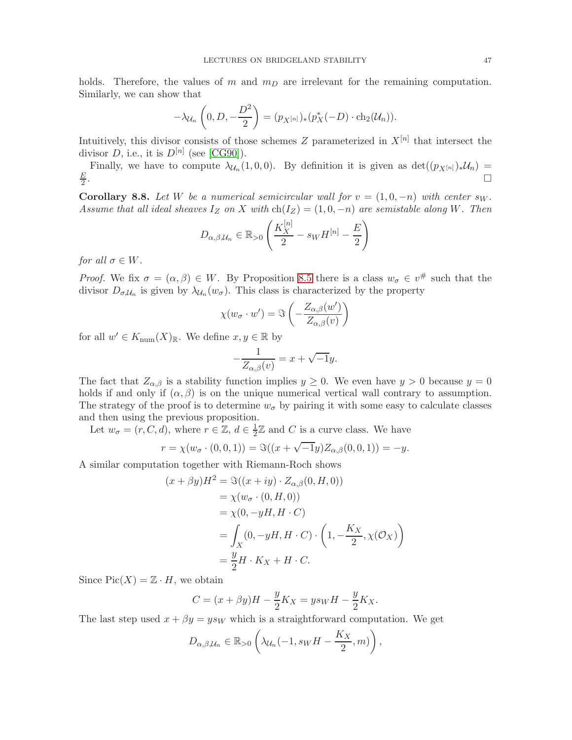holds. Therefore, the values of $m$ and $m_D$ are irrelevant for the remaining computation. Similarly, we can show that

$$-\lambda_{\mathcal{U}_n}\left(0, D, -\frac{D^2}{2}\right) = (p_{X^{[n]}})_*(p_X^*(-D) \cdot \mathrm{ch}_2(\mathcal{U}_n)).$$

Intuitively, this divisor consists of those schemes $Z$ parameterized in $X^{[n]}$ that intersect the divisor $D$, i.e., it is $D^{[n]}$ (see [CG90]).

Finally, we have to compute $\lambda_{\mathcal{U}_n}(1,0,0)$. By definition it is given as $\det((p_{X^{[n]}})_*\mathcal{U}_n) = \frac{E}{2}$. $\square$

**Corollary 8.8.** *Let $W$ be a numerical semicircular wall for $v = (1, 0, -n)$ with center $s_W$. Assume that all ideal sheaves $I_Z$ on $X$ with $\mathrm{ch}(I_Z) = (1, 0, -n)$ are semistable along $W$. Then*

$$D_{\alpha,\beta,\mathcal{U}_n} \in \mathbb{R}_{>0}\left(\frac{K_X^{[n]}}{2} - s_W H^{[n]} - \frac{E}{2}\right)$$

*for all $\sigma \in W$.*

*Proof.* We fix $\sigma = (\alpha, \beta) \in W$. By Proposition 8.5 there is a class $w_\sigma \in v^\#$ such that the divisor $D_{\sigma,\mathcal{U}_n}$ is given by $\lambda_{\mathcal{U}_n}(w_\sigma)$. This class is characterized by the property

$$\chi(w_\sigma \cdot w') = \Im\left(-\frac{Z_{\alpha,\beta}(w')}{Z_{\alpha,\beta}(v)}\right)$$

for all $w' \in K_{\mathrm{num}}(X)_\mathbb{R}$. We define $x, y \in \mathbb{R}$ by

$$-\frac{1}{Z_{\alpha,\beta}(v)} = x + \sqrt{-1}y.$$

The fact that $Z_{\alpha,\beta}$ is a stability function implies $y \geq 0$. We even have $y > 0$ because $y = 0$ holds if and only if $(\alpha, \beta)$ is on the unique numerical vertical wall contrary to assumption. The strategy of the proof is to determine $w_\sigma$ by pairing it with some easy to calculate classes and then using the previous proposition.

Let $w_\sigma = (r, C, d)$, where $r \in \mathbb{Z}$, $d \in \frac{1}{2}\mathbb{Z}$ and $C$ is a curve class. We have

$$r = \chi(w_\sigma \cdot (0,0,1)) = \Im((x + \sqrt{-1}y)Z_{\alpha,\beta}(0,0,1)) = -y.$$

A similar computation together with Riemann-Roch shows

$$\begin{aligned}
(x + \beta y)H^2 &= \Im((x+iy) \cdot Z_{\alpha,\beta}(0, H, 0)) \\
&= \chi(w_\sigma \cdot (0, H, 0)) \\
&= \chi(0, -yH, H \cdot C) \\
&= \int_X (0, -yH, H \cdot C) \cdot \left(1, -\frac{K_X}{2}, \chi(\mathcal{O}_X)\right) \\
&= \frac{y}{2} H \cdot K_X + H \cdot C.
\end{aligned}$$

Since $\mathrm{Pic}(X) = \mathbb{Z} \cdot H$, we obtain

$$C = (x + \beta y)H - \frac{y}{2}K_X = y s_W H - \frac{y}{2}K_X.$$

The last step used $x + \beta y = y s_W$ which is a straightforward computation. We get

$$D_{\alpha,\beta,\mathcal{U}_n} \in \mathbb{R}_{>0}\left(\lambda_{\mathcal{U}_n}(-1, s_W H - \frac{K_X}{2}, m)\right),$$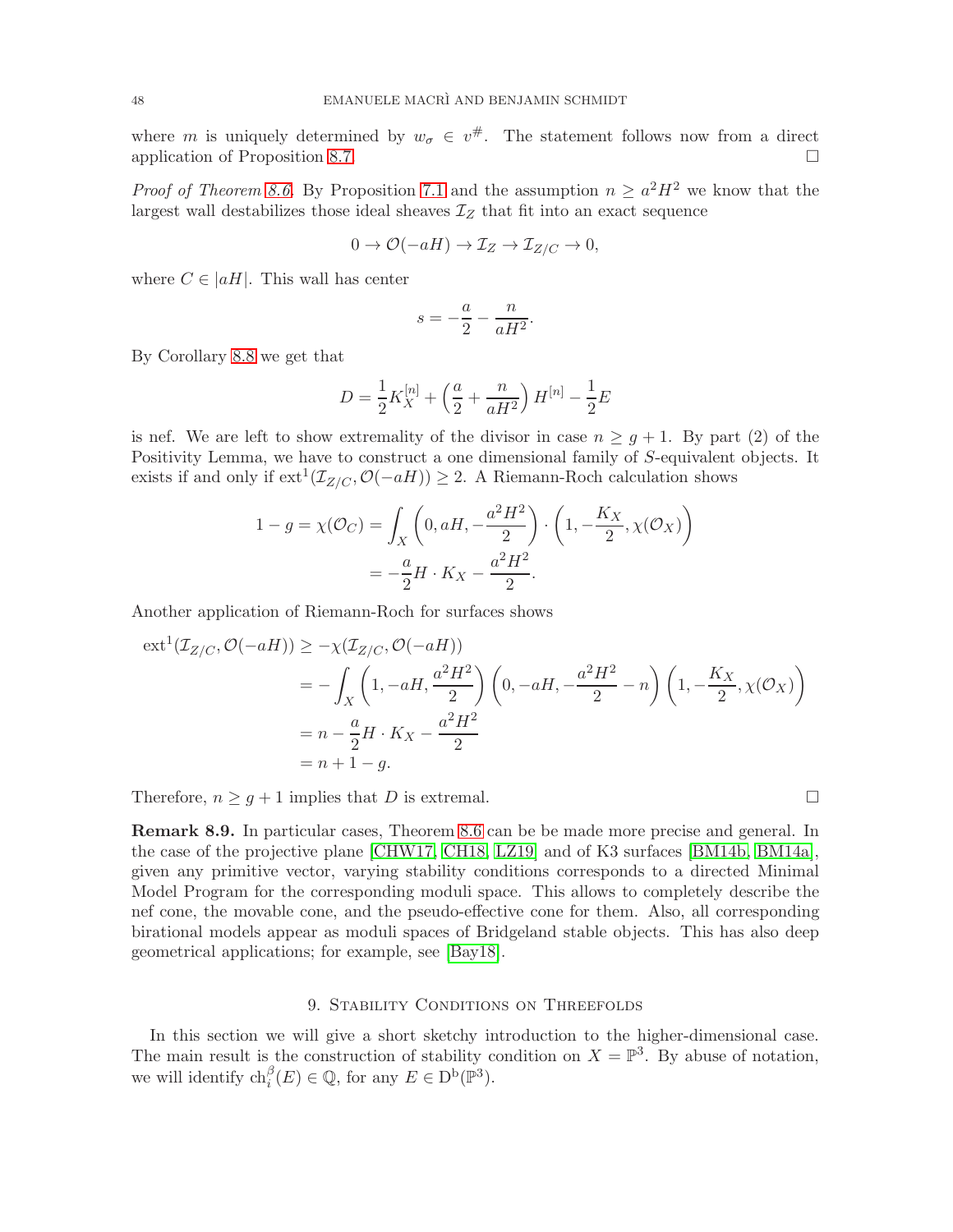where $m$ is uniquely determined by $w_\sigma \in v^\#$. The statement follows now from a direct application of Proposition 8.7. □

*Proof of Theorem 8.6.* By Proposition 7.1 and the assumption $n \geq a^2H^2$ we know that the largest wall destabilizes those ideal sheaves $\mathcal{I}_Z$ that fit into an exact sequence

$$0 \to \mathcal{O}(-aH) \to \mathcal{I}_Z \to \mathcal{I}_{Z/C} \to 0,$$

where $C \in |aH|$. This wall has center

$$s = -\frac{a}{2} - \frac{n}{aH^2}.$$

By Corollary 8.8 we get that

$$D = \frac{1}{2}K_X^{[n]} + \left(\frac{a}{2} + \frac{n}{aH^2}\right) H^{[n]} - \frac{1}{2}E$$

is nef. We are left to show extremality of the divisor in case $n \geq g+1$. By part (2) of the Positivity Lemma, we have to construct a one dimensional family of $S$-equivalent objects. It exists if and only if $\mathrm{ext}^1(\mathcal{I}_{Z/C}, \mathcal{O}(-aH)) \geq 2$. A Riemann-Roch calculation shows

$$\begin{aligned}
1 - g = \chi(\mathcal{O}_C) &= \int_X \left(0, aH, -\frac{a^2H^2}{2}\right) \cdot \left(1, -\frac{K_X}{2}, \chi(\mathcal{O}_X)\right) \\
&= -\frac{a}{2} H \cdot K_X - \frac{a^2H^2}{2}.
\end{aligned}$$

Another application of Riemann-Roch for surfaces shows

$$\begin{aligned}
\mathrm{ext}^1(\mathcal{I}_{Z/C}, \mathcal{O}(-aH)) &\geq -\chi(\mathcal{I}_{Z/C}, \mathcal{O}(-aH)) \\
&= -\int_X \left(1, -aH, \frac{a^2H^2}{2}\right) \left(0, -aH, -\frac{a^2H^2}{2} - n\right) \left(1, -\frac{K_X}{2}, \chi(\mathcal{O}_X)\right) \\
&= n - \frac{a}{2} H \cdot K_X - \frac{a^2H^2}{2} \\
&= n + 1 - g.
\end{aligned}$$

Therefore, $n \geq g+1$ implies that $D$ is extremal. □

**Remark 8.9.** In particular cases, Theorem 8.6 can be be made more precise and general. In the case of the projective plane [CHW17, CH18, LZ19] and of K3 surfaces [BM14b, BM14a], given any primitive vector, varying stability conditions corresponds to a directed Minimal Model Program for the corresponding moduli space. This allows to completely describe the nef cone, the movable cone, and the pseudo-effective cone for them. Also, all corresponding birational models appear as moduli spaces of Bridgeland stable objects. This has also deep geometrical applications; for example, see [Bay18].

## 9. Stability Conditions on Threefolds

In this section we will give a short sketchy introduction to the higher-dimensional case. The main result is the construction of stability condition on $X = \mathbb{P}^3$. By abuse of notation, we will identify $\mathrm{ch}_i^\beta(E) \in \mathbb{Q}$, for any $E \in \mathrm{D}^{\mathrm{b}}(\mathbb{P}^3)$.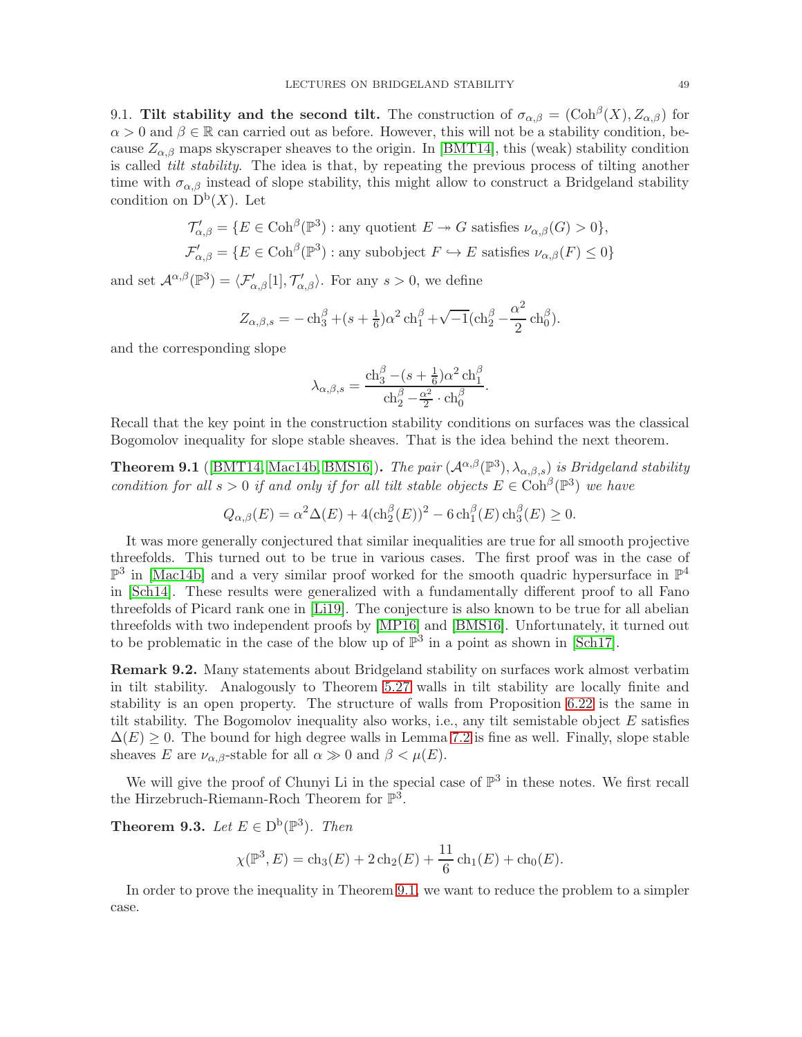9.1. **Tilt stability and the second tilt.** The construction of $\sigma_{\alpha,\beta} = (\mathrm{Coh}^\beta(X), Z_{\alpha,\beta})$ for $\alpha > 0$ and $\beta \in \mathbb{R}$ can carried out as before. However, this will not be a stability condition, because $Z_{\alpha,\beta}$ maps skyscraper sheaves to the origin. In [BMT14], this (weak) stability condition is called *tilt stability*. The idea is that, by repeating the previous process of tilting another time with $\sigma_{\alpha,\beta}$ instead of slope stability, this might allow to construct a Bridgeland stability condition on $\mathrm{D}^\mathrm{b}(X)$. Let

$$\mathcal{T}'_{\alpha,\beta} = \{E \in \mathrm{Coh}^\beta(\mathbb{P}^3) : \text{any quotient } E \twoheadrightarrow G \text{ satisfies } \nu_{\alpha,\beta}(G) > 0\},$$
$$\mathcal{F}'_{\alpha,\beta} = \{E \in \mathrm{Coh}^\beta(\mathbb{P}^3) : \text{any subobject } F \hookrightarrow E \text{ satisfies } \nu_{\alpha,\beta}(F) \leq 0\}$$

and set $\mathcal{A}^{\alpha,\beta}(\mathbb{P}^3) = \langle \mathcal{F}'_{\alpha,\beta}[1], \mathcal{T}'_{\alpha,\beta}\rangle$. For any $s > 0$, we define

$$Z_{\alpha,\beta,s} = -\mathrm{ch}_3^\beta + (s + \tfrac{1}{6})\alpha^2 \mathrm{ch}_1^\beta + \sqrt{-1}(\mathrm{ch}_2^\beta - \frac{\alpha^2}{2}\mathrm{ch}_0^\beta).$$

and the corresponding slope

$$\lambda_{\alpha,\beta,s} = \frac{\mathrm{ch}_3^\beta - (s + \frac{1}{6})\alpha^2 \mathrm{ch}_1^\beta}{\mathrm{ch}_2^\beta - \frac{\alpha^2}{2} \cdot \mathrm{ch}_0^\beta}.$$

Recall that the key point in the construction stability conditions on surfaces was the classical Bogomolov inequality for slope stable sheaves. That is the idea behind the next theorem.

**Theorem 9.1** ([BMT14, Mac14b, BMS16])**.** *The pair $(\mathcal{A}^{\alpha,\beta}(\mathbb{P}^3), \lambda_{\alpha,\beta,s})$ is Bridgeland stability condition for all $s > 0$ if and only if for all tilt stable objects $E \in \mathrm{Coh}^\beta(\mathbb{P}^3)$ we have*

$$Q_{\alpha,\beta}(E) = \alpha^2\Delta(E) + 4(\mathrm{ch}_2^\beta(E))^2 - 6\,\mathrm{ch}_1^\beta(E)\,\mathrm{ch}_3^\beta(E) \geq 0.$$

It was more generally conjectured that similar inequalities are true for all smooth projective threefolds. This turned out to be true in various cases. The first proof was in the case of $\mathbb{P}^3$ in [Mac14b] and a very similar proof worked for the smooth quadric hypersurface in $\mathbb{P}^4$ in [Sch14]. These results were generalized with a fundamentally different proof to all Fano threefolds of Picard rank one in [Li19]. The conjecture is also known to be true for all abelian threefolds with two independent proofs by [MP16] and [BMS16]. Unfortunately, it turned out to be problematic in the case of the blow up of $\mathbb{P}^3$ in a point as shown in [Sch17].

**Remark 9.2.** Many statements about Bridgeland stability on surfaces work almost verbatim in tilt stability. Analogously to Theorem 5.27 walls in tilt stability are locally finite and stability is an open property. The structure of walls from Proposition 6.22 is the same in tilt stability. The Bogomolov inequality also works, i.e., any tilt semistable object $E$ satisfies $\Delta(E) \geq 0$. The bound for high degree walls in Lemma 7.2 is fine as well. Finally, slope stable sheaves $E$ are $\nu_{\alpha,\beta}$-stable for all $\alpha \gg 0$ and $\beta < \mu(E)$.

We will give the proof of Chunyi Li in the special case of $\mathbb{P}^3$ in these notes. We first recall the Hirzebruch-Riemann-Roch Theorem for $\mathbb{P}^3$.

**Theorem 9.3.** *Let $E \in \mathrm{D}^\mathrm{b}(\mathbb{P}^3)$. Then*

$$\chi(\mathbb{P}^3, E) = \mathrm{ch}_3(E) + 2\,\mathrm{ch}_2(E) + \frac{11}{6}\mathrm{ch}_1(E) + \mathrm{ch}_0(E).$$

In order to prove the inequality in Theorem 9.1, we want to reduce the problem to a simpler case.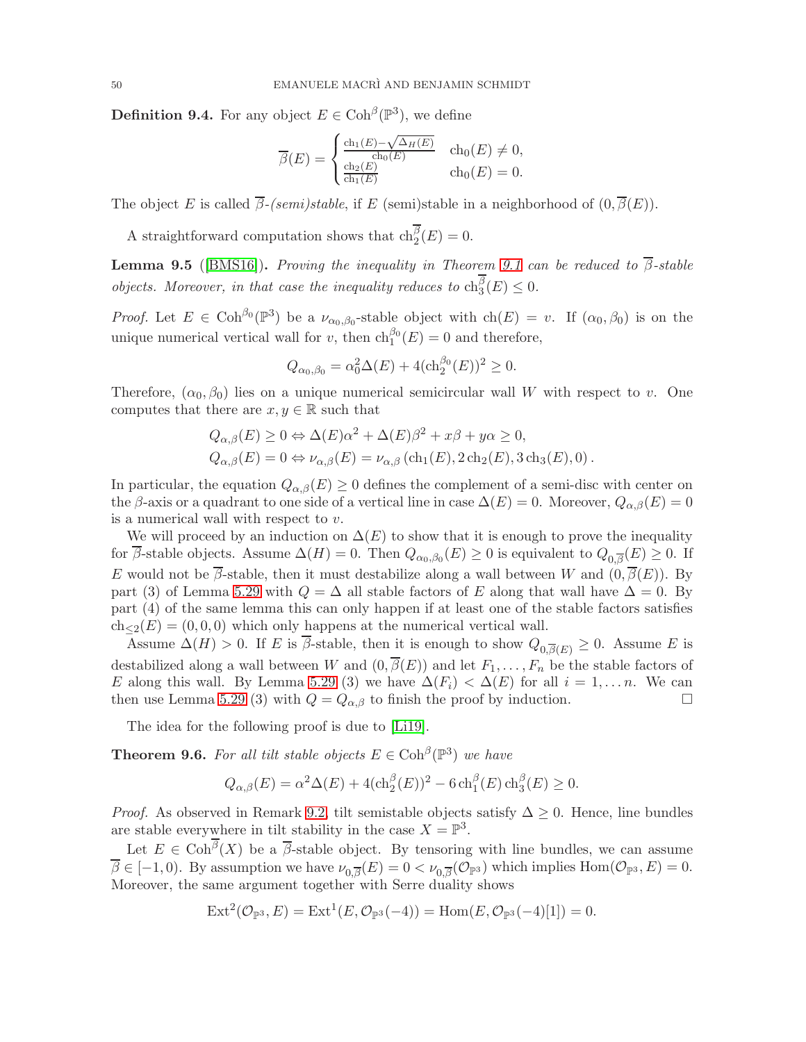**Definition 9.4.** For any object $E \in \mathrm{Coh}^{\beta}(\mathbb{P}^3)$, we define

$$\overline{\beta}(E) = \begin{cases} \frac{\mathrm{ch}_1(E) - \sqrt{\Delta_H(E)}}{\mathrm{ch}_0(E)} & \mathrm{ch}_0(E) \neq 0, \\ \frac{\mathrm{ch}_2(E)}{\mathrm{ch}_1(E)} & \mathrm{ch}_0(E) = 0. \end{cases}$$

The object $E$ is called $\overline{\beta}$-*(semi)stable*, if $E$ (semi)stable in a neighborhood of $(0, \overline{\beta}(E))$.

A straightforward computation shows that $\mathrm{ch}_2^{\overline{\beta}}(E) = 0$.

**Lemma 9.5** ([BMS16]). *Proving the inequality in Theorem 9.1 can be reduced to $\overline{\beta}$-stable objects. Moreover, in that case the inequality reduces to $\mathrm{ch}_3^{\overline{\beta}}(E) \leq 0$.*

*Proof.* Let $E \in \mathrm{Coh}^{\beta_0}(\mathbb{P}^3)$ be a $\nu_{\alpha_0,\beta_0}$-stable object with $\mathrm{ch}(E) = v$. If $(\alpha_0, \beta_0)$ is on the unique numerical vertical wall for $v$, then $\mathrm{ch}_1^{\beta_0}(E) = 0$ and therefore,

$$Q_{\alpha_0,\beta_0} = \alpha_0^2 \Delta(E) + 4(\mathrm{ch}_2^{\beta_0}(E))^2 \geq 0.$$

Therefore, $(\alpha_0, \beta_0)$ lies on a unique numerical semicircular wall $W$ with respect to $v$. One computes that there are $x, y \in \mathbb{R}$ such that

$$\begin{aligned} Q_{\alpha,\beta}(E) \geq 0 &\Leftrightarrow \Delta(E)\alpha^2 + \Delta(E)\beta^2 + x\beta + y\alpha \geq 0, \\ Q_{\alpha,\beta}(E) = 0 &\Leftrightarrow \nu_{\alpha,\beta}(E) = \nu_{\alpha,\beta}\left(\mathrm{ch}_1(E), 2\,\mathrm{ch}_2(E), 3\,\mathrm{ch}_3(E), 0\right). \end{aligned}$$

In particular, the equation $Q_{\alpha,\beta}(E) \geq 0$ defines the complement of a semi-disc with center on the $\beta$-axis or a quadrant to one side of a vertical line in case $\Delta(E) = 0$. Moreover, $Q_{\alpha,\beta}(E) = 0$ is a numerical wall with respect to $v$.

We will proceed by an induction on $\Delta(E)$ to show that it is enough to prove the inequality for $\overline{\beta}$-stable objects. Assume $\Delta(H) = 0$. Then $Q_{\alpha_0,\beta_0}(E) \geq 0$ is equivalent to $Q_{0,\overline{\beta}}(E) \geq 0$. If $E$ would not be $\overline{\beta}$-stable, then it must destabilize along a wall between $W$ and $(0, \overline{\beta}(E))$. By part (3) of Lemma 5.29 with $Q = \Delta$ all stable factors of $E$ along that wall have $\Delta = 0$. By part (4) of the same lemma this can only happen if at least one of the stable factors satisfies $\mathrm{ch}_{\leq 2}(E) = (0,0,0)$ which only happens at the numerical vertical wall.

Assume $\Delta(H) > 0$. If $E$ is $\overline{\beta}$-stable, then it is enough to show $Q_{0,\overline{\beta}(E)} \geq 0$. Assume $E$ is destabilized along a wall between $W$ and $(0, \overline{\beta}(E))$ and let $F_1, \ldots, F_n$ be the stable factors of $E$ along this wall. By Lemma 5.29 (3) we have $\Delta(F_i) < \Delta(E)$ for all $i = 1, \ldots n$. We can then use Lemma 5.29 (3) with $Q = Q_{\alpha,\beta}$ to finish the proof by induction. $\square$

The idea for the following proof is due to [Li19].

**Theorem 9.6.** *For all tilt stable objects $E \in \mathrm{Coh}^{\beta}(\mathbb{P}^3)$ we have*

$$Q_{\alpha,\beta}(E) = \alpha^2 \Delta(E) + 4(\mathrm{ch}_2^{\beta}(E))^2 - 6\,\mathrm{ch}_1^{\beta}(E)\,\mathrm{ch}_3^{\beta}(E) \geq 0.$$

*Proof.* As observed in Remark 9.2, tilt semistable objects satisfy $\Delta \geq 0$. Hence, line bundles are stable everywhere in tilt stability in the case $X = \mathbb{P}^3$.

Let $E \in \mathrm{Coh}^{\overline{\beta}}(X)$ be a $\overline{\beta}$-stable object. By tensoring with line bundles, we can assume $\overline{\beta} \in [-1, 0)$. By assumption we have $\nu_{0,\overline{\beta}}(E) = 0 < \nu_{0,\overline{\beta}}(\mathcal{O}_{\mathbb{P}^3})$ which implies $\mathrm{Hom}(\mathcal{O}_{\mathbb{P}^3}, E) = 0$. Moreover, the same argument together with Serre duality shows

$$\mathrm{Ext}^2(\mathcal{O}_{\mathbb{P}^3}, E) = \mathrm{Ext}^1(E, \mathcal{O}_{\mathbb{P}^3}(-4)) = \mathrm{Hom}(E, \mathcal{O}_{\mathbb{P}^3}(-4)[1]) = 0.$$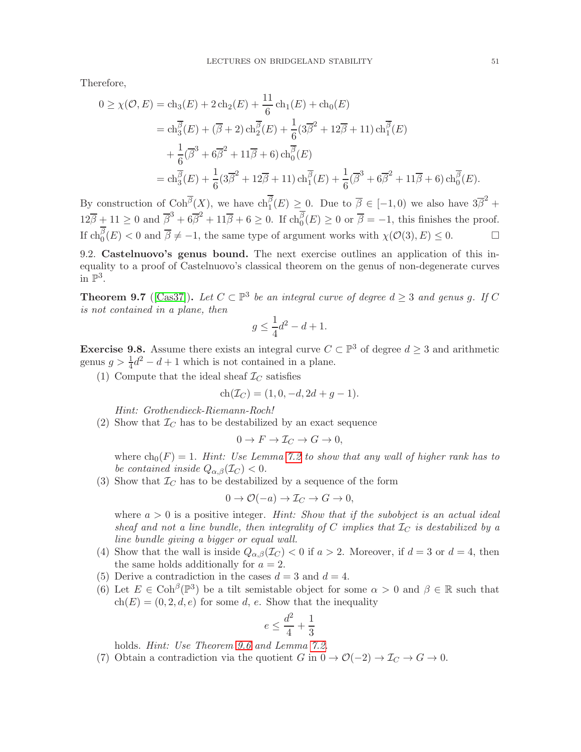Therefore,

$$
\begin{aligned}
0 \geq \chi(\mathcal{O}, E) &= \mathrm{ch}_3(E) + 2\,\mathrm{ch}_2(E) + \frac{11}{6}\mathrm{ch}_1(E) + \mathrm{ch}_0(E) \\
&= \mathrm{ch}_3^{\overline{\beta}}(E) + (\overline{\beta} + 2)\,\mathrm{ch}_2^{\overline{\beta}}(E) + \frac{1}{6}(3\overline{\beta}^2 + 12\overline{\beta} + 11)\,\mathrm{ch}_1^{\overline{\beta}}(E) \\
&\quad + \frac{1}{6}(\overline{\beta}^3 + 6\overline{\beta}^2 + 11\overline{\beta} + 6)\,\mathrm{ch}_0^{\overline{\beta}}(E) \\
&= \mathrm{ch}_3^{\overline{\beta}}(E) + \frac{1}{6}(3\overline{\beta}^2 + 12\overline{\beta} + 11)\,\mathrm{ch}_1^{\overline{\beta}}(E) + \frac{1}{6}(\overline{\beta}^3 + 6\overline{\beta}^2 + 11\overline{\beta} + 6)\,\mathrm{ch}_0^{\overline{\beta}}(E).
\end{aligned}
$$

By construction of $\mathrm{Coh}^{\overline{\beta}}(X)$, we have $\mathrm{ch}_1^{\overline{\beta}}(E) \geq 0$. Due to $\overline{\beta} \in [-1, 0)$ we also have $3\overline{\beta}^2 + 12\overline{\beta} + 11 \geq 0$ and $\overline{\beta}^3 + 6\overline{\beta}^2 + 11\overline{\beta} + 6 \geq 0$. If $\mathrm{ch}_0^{\overline{\beta}}(E) \geq 0$ or $\overline{\beta} = -1$, this finishes the proof. If $\mathrm{ch}_0^{\overline{\beta}}(E) < 0$ and $\overline{\beta} \neq -1$, the same type of argument works with $\chi(\mathcal{O}(3), E) \leq 0$. ∎

## 9.2. Castelnuovo's genus bound.

The next exercise outlines an application of this inequality to a proof of Castelnuovo's classical theorem on the genus of non-degenerate curves in $\mathbb{P}^3$.

**Theorem 9.7** ([Cas37]). *Let $C \subset \mathbb{P}^3$ be an integral curve of degree $d \geq 3$ and genus $g$. If $C$ is not contained in a plane, then*

$$g \leq \frac{1}{4}d^2 - d + 1.$$

**Exercise 9.8.** Assume there exists an integral curve $C \subset \mathbb{P}^3$ of degree $d \geq 3$ and arithmetic genus $g > \frac{1}{4}d^2 - d + 1$ which is not contained in a plane.

1. Compute that the ideal sheaf $\mathcal{I}_C$ satisfies
$$\mathrm{ch}(\mathcal{I}_C) = (1, 0, -d, 2d + g - 1).$$
*Hint: Grothendieck-Riemann-Roch!*
2. Show that $\mathcal{I}_C$ has to be destabilized by an exact sequence
$$0 \to F \to \mathcal{I}_C \to G \to 0,$$
where $\mathrm{ch}_0(F) = 1$. *Hint: Use Lemma 7.2 to show that any wall of higher rank has to be contained inside $Q_{\alpha,\beta}(\mathcal{I}_C) < 0$.*
3. Show that $\mathcal{I}_C$ has to be destabilized by a sequence of the form
$$0 \to \mathcal{O}(-a) \to \mathcal{I}_C \to G \to 0,$$
where $a > 0$ is a positive integer. *Hint: Show that if the subobject is an actual ideal sheaf and not a line bundle, then integrality of $C$ implies that $\mathcal{I}_C$ is destabilized by a line bundle giving a bigger or equal wall.*
4. Show that the wall is inside $Q_{\alpha,\beta}(\mathcal{I}_C) < 0$ if $a > 2$. Moreover, if $d = 3$ or $d = 4$, then the same holds additionally for $a = 2$.
5. Derive a contradiction in the cases $d = 3$ and $d = 4$.
6. Let $E \in \mathrm{Coh}^\beta(\mathbb{P}^3)$ be a tilt semistable object for some $\alpha > 0$ and $\beta \in \mathbb{R}$ such that $\mathrm{ch}(E) = (0, 2, d, e)$ for some $d$, $e$. Show that the inequality
$$e \leq \frac{d^2}{4} + \frac{1}{3}$$
holds. *Hint: Use Theorem 9.6 and Lemma 7.2.*
7. Obtain a contradiction via the quotient $G$ in $0 \to \mathcal{O}(-2) \to \mathcal{I}_C \to G \to 0$.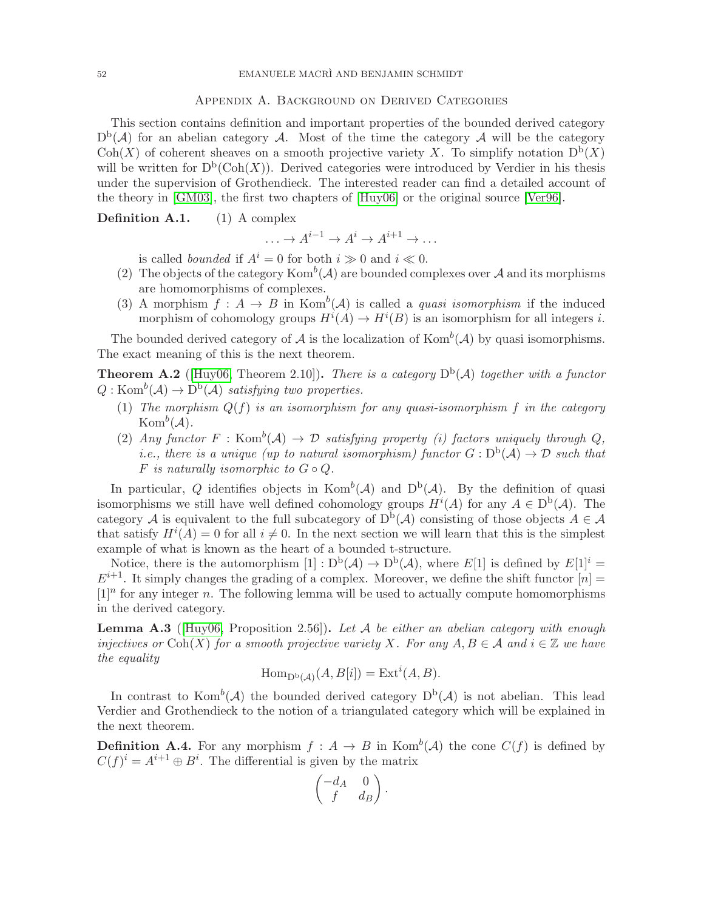## Appendix A. Background on Derived Categories

This section contains definition and important properties of the bounded derived category $\mathrm{D^b}(\mathcal{A})$ for an abelian category $\mathcal{A}$. Most of the time the category $\mathcal{A}$ will be the category $\mathrm{Coh}(X)$ of coherent sheaves on a smooth projective variety $X$. To simplify notation $\mathrm{D^b}(X)$ will be written for $\mathrm{D^b}(\mathrm{Coh}(X))$. Derived categories were introduced by Verdier in his thesis under the supervision of Grothendieck. The interested reader can find a detailed account of the theory in [GM03], the first two chapters of [Huy06] or the original source [Ver96].

**Definition A.1.**

(1) A complex

$$\ldots \to A^{i-1} \to A^i \to A^{i+1} \to \ldots$$

is called *bounded* if $A^i = 0$ for both $i \gg 0$ and $i \ll 0$.

(2) The objects of the category $\mathrm{Kom}^b(\mathcal{A})$ are bounded complexes over $\mathcal{A}$ and its morphisms are homomorphisms of complexes.

(3) A morphism $f : A \to B$ in $\mathrm{Kom}^b(\mathcal{A})$ is called a *quasi isomorphism* if the induced morphism of cohomology groups $H^i(A) \to H^i(B)$ is an isomorphism for all integers $i$.

The bounded derived category of $\mathcal{A}$ is the localization of $\mathrm{Kom}^b(\mathcal{A})$ by quasi isomorphisms. The exact meaning of this is the next theorem.

**Theorem A.2** ([Huy06, Theorem 2.10])**.** *There is a category $\mathrm{D^b}(\mathcal{A})$ together with a functor $Q : \mathrm{Kom}^b(\mathcal{A}) \to \mathrm{D^b}(\mathcal{A})$ satisfying two properties.*

(1) *The morphism $Q(f)$ is an isomorphism for any quasi-isomorphism $f$ in the category $\mathrm{Kom}^b(\mathcal{A})$.*

(2) *Any functor $F : \mathrm{Kom}^b(\mathcal{A}) \to \mathcal{D}$ satisfying property (i) factors uniquely through $Q$, i.e., there is a unique (up to natural isomorphism) functor $G : \mathrm{D^b}(\mathcal{A}) \to \mathcal{D}$ such that $F$ is naturally isomorphic to $G \circ Q$.*

In particular, $Q$ identifies objects in $\mathrm{Kom}^b(\mathcal{A})$ and $\mathrm{D^b}(\mathcal{A})$. By the definition of quasi isomorphisms we still have well defined cohomology groups $H^i(A)$ for any $A \in \mathrm{D^b}(\mathcal{A})$. The category $\mathcal{A}$ is equivalent to the full subcategory of $\mathrm{D^b}(\mathcal{A})$ consisting of those objects $A \in \mathcal{A}$ that satisfy $H^i(A) = 0$ for all $i \neq 0$. In the next section we will learn that this is the simplest example of what is known as the heart of a bounded t-structure.

Notice, there is the automorphism $[1] : \mathrm{D^b}(\mathcal{A}) \to \mathrm{D^b}(\mathcal{A})$, where $E[1]$ is defined by $E[1]^i = E^{i+1}$. It simply changes the grading of a complex. Moreover, we define the shift functor $[n] = [1]^n$ for any integer $n$. The following lemma will be used to actually compute homomorphisms in the derived category.

**Lemma A.3** ([Huy06, Proposition 2.56])**.** *Let $\mathcal{A}$ be either an abelian category with enough injectives or $\mathrm{Coh}(X)$ for a smooth projective variety $X$. For any $A, B \in \mathcal{A}$ and $i \in \mathbb{Z}$ we have the equality*

$$\mathrm{Hom}_{\mathrm{D^b}(\mathcal{A})}(A, B[i]) = \mathrm{Ext}^i(A, B).$$

In contrast to $\mathrm{Kom}^b(\mathcal{A})$ the bounded derived category $\mathrm{D^b}(\mathcal{A})$ is not abelian. This lead Verdier and Grothendieck to the notion of a triangulated category which will be explained in the next theorem.

**Definition A.4.** For any morphism $f : A \to B$ in $\mathrm{Kom}^b(\mathcal{A})$ the cone $C(f)$ is defined by $C(f)^i = A^{i+1} \oplus B^i$. The differential is given by the matrix

$$\begin{pmatrix} -d_A & 0 \\ f & d_B \end{pmatrix}.$$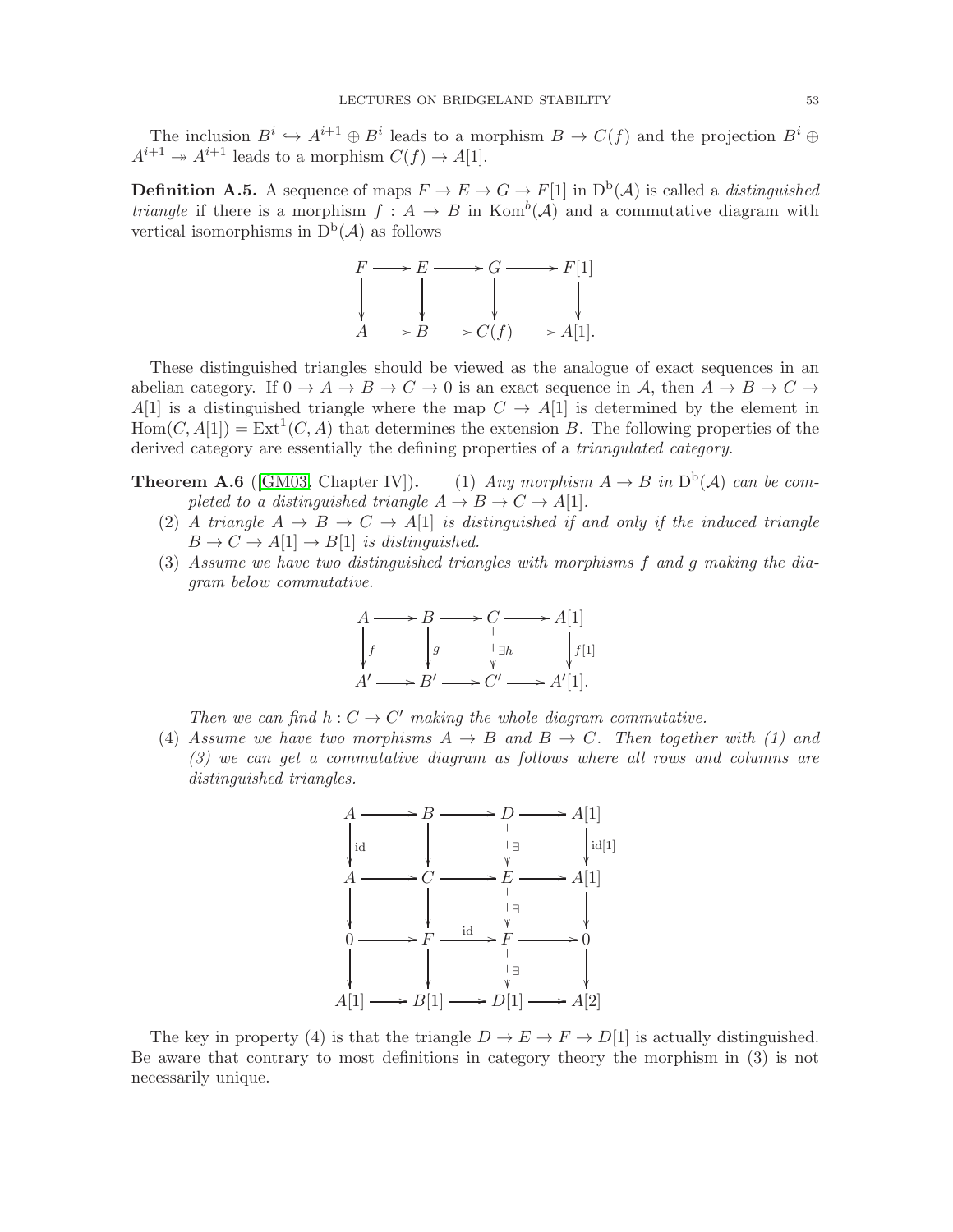The inclusion $B^i \hookrightarrow A^{i+1} \oplus B^i$ leads to a morphism $B \to C(f)$ and the projection $B^i \oplus A^{i+1} \twoheadrightarrow A^{i+1}$ leads to a morphism $C(f) \to A[1]$.

**Definition A.5.** A sequence of maps $F \to E \to G \to F[1]$ in $\mathrm{D}^{\mathrm{b}}(\mathcal{A})$ is called a *distinguished triangle* if there is a morphism $f : A \to B$ in $\mathrm{Kom}^b(\mathcal{A})$ and a commutative diagram with vertical isomorphisms in $\mathrm{D}^{\mathrm{b}}(\mathcal{A})$ as follows

$$\begin{array}{ccccccc}
F & \longrightarrow & E & \longrightarrow & G & \longrightarrow & F[1] \\
\downarrow & & \downarrow & & \downarrow & & \downarrow \\
A & \longrightarrow & B & \longrightarrow & C(f) & \longrightarrow & A[1].
\end{array}$$

These distinguished triangles should be viewed as the analogue of exact sequences in an abelian category. If $0 \to A \to B \to C \to 0$ is an exact sequence in $\mathcal{A}$, then $A \to B \to C \to A[1]$ is a distinguished triangle where the map $C \to A[1]$ is determined by the element in $\mathrm{Hom}(C, A[1]) = \mathrm{Ext}^1(C, A)$ that determines the extension $B$. The following properties of the derived category are essentially the defining properties of a *triangulated category*.

**Theorem A.6** ([GM03, Chapter IV])**.**

1. *Any morphism $A \to B$ in $\mathrm{D}^{\mathrm{b}}(\mathcal{A})$ can be completed to a distinguished triangle $A \to B \to C \to A[1]$.*
2. *A triangle $A \to B \to C \to A[1]$ is distinguished if and only if the induced triangle $B \to C \to A[1] \to B[1]$ is distinguished.*
3. *Assume we have two distinguished triangles with morphisms $f$ and $g$ making the diagram below commutative.*

$$\begin{array}{ccccccc}
A & \longrightarrow & B & \longrightarrow & C & \longrightarrow & A[1] \\
\downarrow f & & \downarrow g & & \downarrow \exists h & & \downarrow f[1] \\
A' & \longrightarrow & B' & \longrightarrow & C' & \longrightarrow & A'[1].
\end{array}$$

*Then we can find $h : C \to C'$ making the whole diagram commutative.*

4. *Assume we have two morphisms $A \to B$ and $B \to C$. Then together with (1) and (3) we can get a commutative diagram as follows where all rows and columns are distinguished triangles.*

$$\begin{array}{ccccccc}
A & \longrightarrow & B & \longrightarrow & D & \longrightarrow & A[1] \\
\downarrow \mathrm{id} & & \downarrow & & \downarrow \exists & & \downarrow \mathrm{id}[1] \\
A & \longrightarrow & C & \longrightarrow & E & \longrightarrow & A[1] \\
\downarrow & & \downarrow & & \downarrow \exists & & \downarrow \\
0 & \longrightarrow & F & \xrightarrow{\mathrm{id}} & F & \longrightarrow & 0 \\
\downarrow & & \downarrow & & \downarrow \exists & & \downarrow \\
A[1] & \longrightarrow & B[1] & \longrightarrow & D[1] & \longrightarrow & A[2]
\end{array}$$

The key in property (4) is that the triangle $D \to E \to F \to D[1]$ is actually distinguished. Be aware that contrary to most definitions in category theory the morphism in (3) is not necessarily unique.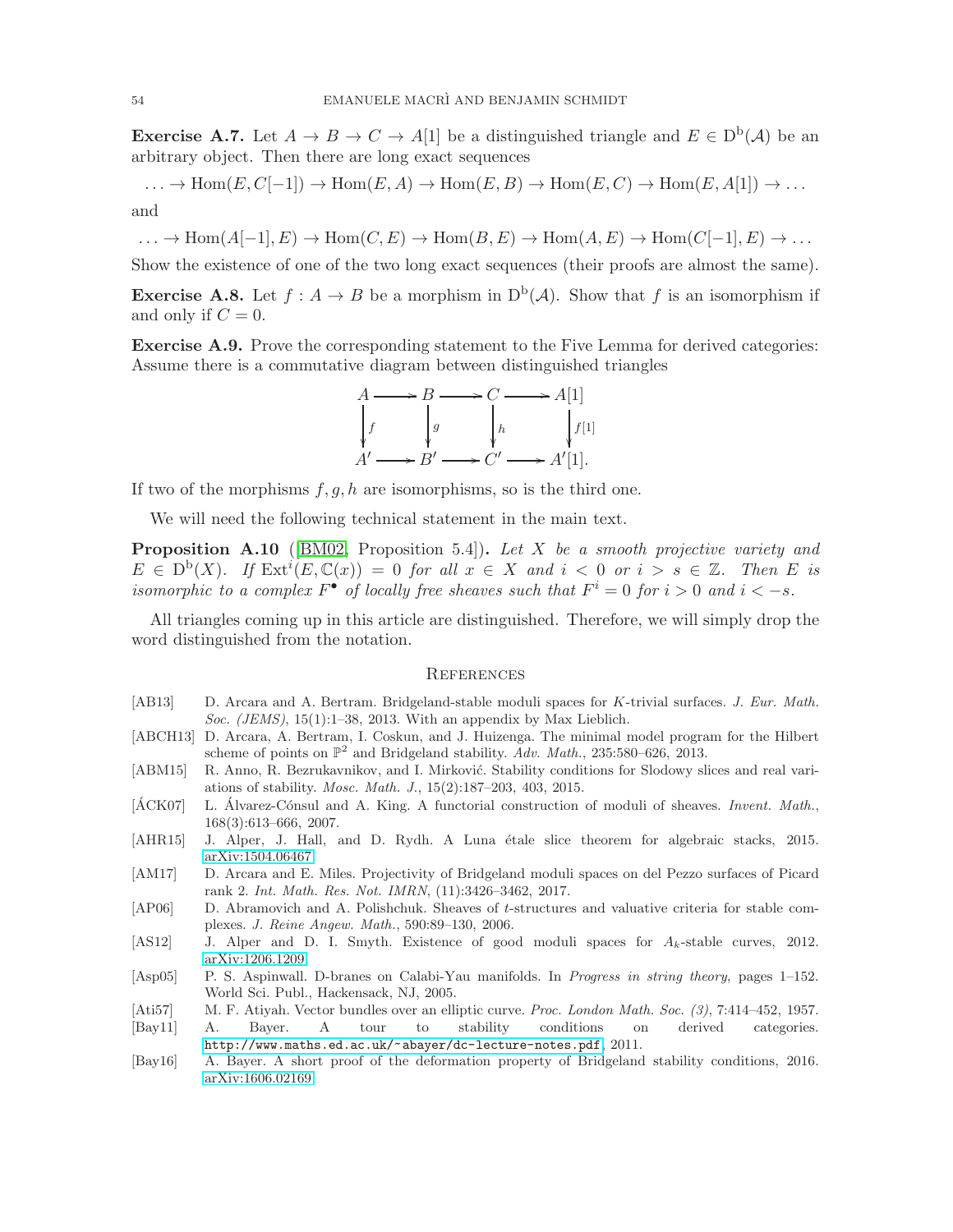**Exercise A.7.** Let $A \to B \to C \to A[1]$ be a distinguished triangle and $E \in \mathrm{D}^{\mathrm{b}}(\mathcal{A})$ be an arbitrary object. Then there are long exact sequences

$$\ldots \to \mathrm{Hom}(E, C[-1]) \to \mathrm{Hom}(E, A) \to \mathrm{Hom}(E, B) \to \mathrm{Hom}(E, C) \to \mathrm{Hom}(E, A[1]) \to \ldots$$

and

$$\ldots \to \mathrm{Hom}(A[-1], E) \to \mathrm{Hom}(C, E) \to \mathrm{Hom}(B, E) \to \mathrm{Hom}(A, E) \to \mathrm{Hom}(C[-1], E) \to \ldots$$

Show the existence of one of the two long exact sequences (their proofs are almost the same).

**Exercise A.8.** Let $f : A \to B$ be a morphism in $\mathrm{D}^{\mathrm{b}}(\mathcal{A})$. Show that $f$ is an isomorphism if and only if $C = 0$.

**Exercise A.9.** Prove the corresponding statement to the Five Lemma for derived categories: Assume there is a commutative diagram between distinguished triangles

$$\begin{array}{ccccccc}
A & \longrightarrow & B & \longrightarrow & C & \longrightarrow & A[1] \\
\downarrow{\scriptstyle f} & & \downarrow{\scriptstyle g} & & \downarrow{\scriptstyle h} & & \downarrow{\scriptstyle f[1]} \\
A' & \longrightarrow & B' & \longrightarrow & C' & \longrightarrow & A'[1].
\end{array}$$

If two of the morphisms $f, g, h$ are isomorphisms, so is the third one.

We will need the following technical statement in the main text.

**Proposition A.10** ([BM02, Proposition 5.4])**.** *Let $X$ be a smooth projective variety and $E \in \mathrm{D}^{\mathrm{b}}(X)$. If $\mathrm{Ext}^i(E, \mathbb{C}(x)) = 0$ for all $x \in X$ and $i < 0$ or $i > s \in \mathbb{Z}$. Then $E$ is isomorphic to a complex $F^{\bullet}$ of locally free sheaves such that $F^i = 0$ for $i > 0$ and $i < -s$.*

All triangles coming up in this article are distinguished. Therefore, we will simply drop the word distinguished from the notation.

## References

[AB13] D. Arcara and A. Bertram. Bridgeland-stable moduli spaces for $K$-trivial surfaces. *J. Eur. Math. Soc. (JEMS)*, 15(1):1–38, 2013. With an appendix by Max Lieblich.

[ABCH13] D. Arcara, A. Bertram, I. Coskun, and J. Huizenga. The minimal model program for the Hilbert scheme of points on $\mathbb{P}^2$ and Bridgeland stability. *Adv. Math.*, 235:580–626, 2013.

[ABM15] R. Anno, R. Bezrukavnikov, and I. Mirković. Stability conditions for Slodowy slices and real variations of stability. *Mosc. Math. J.*, 15(2):187–203, 403, 2015.

[ÁCK07] L. Álvarez-Cónsul and A. King. A functorial construction of moduli of sheaves. *Invent. Math.*, 168(3):613–666, 2007.

[AHR15] J. Alper, J. Hall, and D. Rydh. A Luna étale slice theorem for algebraic stacks, 2015. arXiv:1504.06467.

[AM17] D. Arcara and E. Miles. Projectivity of Bridgeland moduli spaces on del Pezzo surfaces of Picard rank 2. *Int. Math. Res. Not. IMRN*, (11):3426–3462, 2017.

[AP06] D. Abramovich and A. Polishchuk. Sheaves of $t$-structures and valuative criteria for stable complexes. *J. Reine Angew. Math.*, 590:89–130, 2006.

[AS12] J. Alper and D. I. Smyth. Existence of good moduli spaces for $A_k$-stable curves, 2012. arXiv:1206.1209.

[Asp05] P. S. Aspinwall. D-branes on Calabi-Yau manifolds. In *Progress in string theory*, pages 1–152. World Sci. Publ., Hackensack, NJ, 2005.

[Ati57] M. F. Atiyah. Vector bundles over an elliptic curve. *Proc. London Math. Soc. (3)*, 7:414–452, 1957.

[Bay11] A. Bayer. A tour to stability conditions on derived categories. http://www.maths.ed.ac.uk/~abayer/dc-lecture-notes.pdf, 2011.

[Bay16] A. Bayer. A short proof of the deformation property of Bridgeland stability conditions, 2016. arXiv:1606.02169.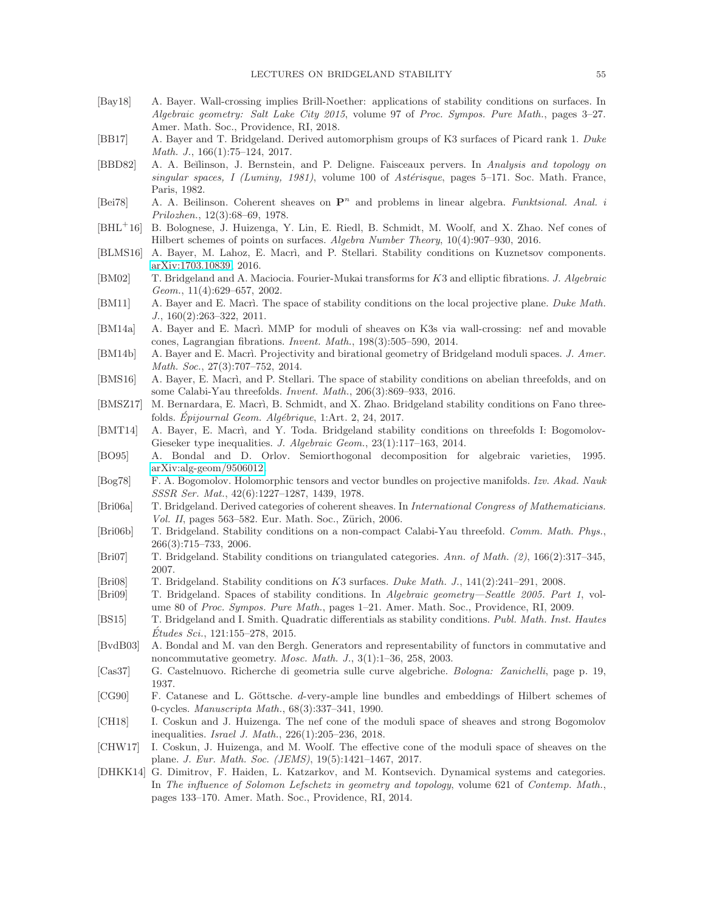[Bay18] A. Bayer. Wall-crossing implies Brill-Noether: applications of stability conditions on surfaces. In *Algebraic geometry: Salt Lake City 2015*, volume 97 of *Proc. Sympos. Pure Math.*, pages 3–27. Amer. Math. Soc., Providence, RI, 2018.

[BB17] A. Bayer and T. Bridgeland. Derived automorphism groups of K3 surfaces of Picard rank 1. *Duke Math. J.*, 166(1):75–124, 2017.

[BBD82] A. A. Beĭlinson, J. Bernstein, and P. Deligne. Faisceaux pervers. In *Analysis and topology on singular spaces, I (Luminy, 1981)*, volume 100 of *Astérisque*, pages 5–171. Soc. Math. France, Paris, 1982.

[Bei78] A. A. Beilinson. Coherent sheaves on $\mathbf{P}^n$ and problems in linear algebra. *Funktsional. Anal. i Prilozhen.*, 12(3):68–69, 1978.

[BHL+16] B. Bolognese, J. Huizenga, Y. Lin, E. Riedl, B. Schmidt, M. Woolf, and X. Zhao. Nef cones of Hilbert schemes of points on surfaces. *Algebra Number Theory*, 10(4):907–930, 2016.

[BLMS16] A. Bayer, M. Lahoz, E. Macrì, and P. Stellari. Stability conditions on Kuznetsov components. arXiv:1703.10839, 2016.

[BM02] T. Bridgeland and A. Maciocia. Fourier-Mukai transforms for $K3$ and elliptic fibrations. *J. Algebraic Geom.*, 11(4):629–657, 2002.

[BM11] A. Bayer and E. Macrì. The space of stability conditions on the local projective plane. *Duke Math. J.*, 160(2):263–322, 2011.

[BM14a] A. Bayer and E. Macrì. MMP for moduli of sheaves on K3s via wall-crossing: nef and movable cones, Lagrangian fibrations. *Invent. Math.*, 198(3):505–590, 2014.

[BM14b] A. Bayer and E. Macrì. Projectivity and birational geometry of Bridgeland moduli spaces. *J. Amer. Math. Soc.*, 27(3):707–752, 2014.

[BMS16] A. Bayer, E. Macrì, and P. Stellari. The space of stability conditions on abelian threefolds, and on some Calabi-Yau threefolds. *Invent. Math.*, 206(3):869–933, 2016.

[BMSZ17] M. Bernardara, E. Macrì, B. Schmidt, and X. Zhao. Bridgeland stability conditions on Fano threefolds. *Épijournal Geom. Algébrique*, 1:Art. 2, 24, 2017.

[BMT14] A. Bayer, E. Macrì, and Y. Toda. Bridgeland stability conditions on threefolds I: Bogomolov-Gieseker type inequalities. *J. Algebraic Geom.*, 23(1):117–163, 2014.

[BO95] A. Bondal and D. Orlov. Semiorthogonal decomposition for algebraic varieties, 1995. arXiv:alg-geom/9506012.

[Bog78] F. A. Bogomolov. Holomorphic tensors and vector bundles on projective manifolds. *Izv. Akad. Nauk SSSR Ser. Mat.*, 42(6):1227–1287, 1439, 1978.

[Bri06a] T. Bridgeland. Derived categories of coherent sheaves. In *International Congress of Mathematicians. Vol. II*, pages 563–582. Eur. Math. Soc., Zürich, 2006.

[Bri06b] T. Bridgeland. Stability conditions on a non-compact Calabi-Yau threefold. *Comm. Math. Phys.*, 266(3):715–733, 2006.

[Bri07] T. Bridgeland. Stability conditions on triangulated categories. *Ann. of Math. (2)*, 166(2):317–345, 2007.

[Bri08] T. Bridgeland. Stability conditions on $K3$ surfaces. *Duke Math. J.*, 141(2):241–291, 2008.

[Bri09] T. Bridgeland. Spaces of stability conditions. In *Algebraic geometry—Seattle 2005. Part 1*, volume 80 of *Proc. Sympos. Pure Math.*, pages 1–21. Amer. Math. Soc., Providence, RI, 2009.

[BS15] T. Bridgeland and I. Smith. Quadratic differentials as stability conditions. *Publ. Math. Inst. Hautes Études Sci.*, 121:155–278, 2015.

[BvdB03] A. Bondal and M. van den Bergh. Generators and representability of functors in commutative and noncommutative geometry. *Mosc. Math. J.*, 3(1):1–36, 258, 2003.

[Cas37] G. Castelnuovo. Richerche di geometria sulle curve algebriche. *Bologna: Zanichelli*, page p. 19, 1937.

[CG90] F. Catanese and L. Göttsche. $d$-very-ample line bundles and embeddings of Hilbert schemes of 0-cycles. *Manuscripta Math.*, 68(3):337–341, 1990.

[CH18] I. Coskun and J. Huizenga. The nef cone of the moduli space of sheaves and strong Bogomolov inequalities. *Israel J. Math.*, 226(1):205–236, 2018.

[CHW17] I. Coskun, J. Huizenga, and M. Woolf. The effective cone of the moduli space of sheaves on the plane. *J. Eur. Math. Soc. (JEMS)*, 19(5):1421–1467, 2017.

[DHKK14] G. Dimitrov, F. Haiden, L. Katzarkov, and M. Kontsevich. Dynamical systems and categories. In *The influence of Solomon Lefschetz in geometry and topology*, volume 621 of *Contemp. Math.*, pages 133–170. Amer. Math. Soc., Providence, RI, 2014.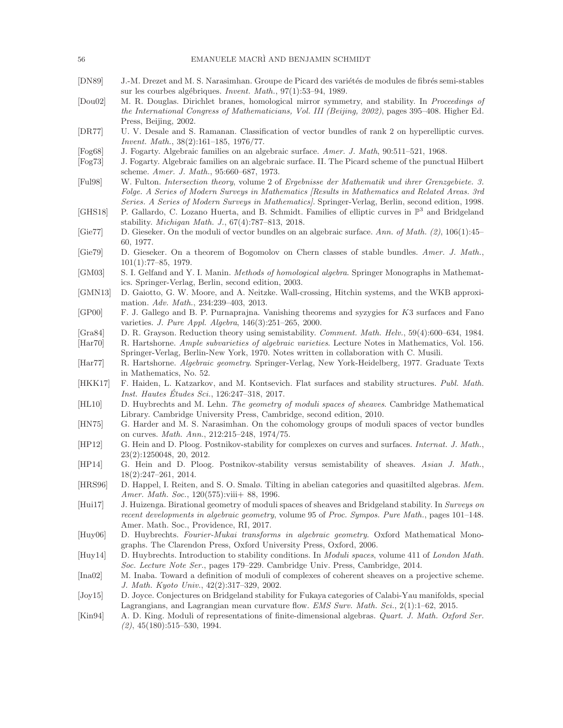[DN89] J.-M. Drezet and M. S. Narasimhan. Groupe de Picard des variétés de modules de fibrés semi-stables sur les courbes algébriques. *Invent. Math.*, 97(1):53–94, 1989.

[Dou02] M. R. Douglas. Dirichlet branes, homological mirror symmetry, and stability. In *Proceedings of the International Congress of Mathematicians, Vol. III (Beijing, 2002)*, pages 395–408. Higher Ed. Press, Beijing, 2002.

[DR77] U. V. Desale and S. Ramanan. Classification of vector bundles of rank 2 on hyperelliptic curves. *Invent. Math.*, 38(2):161–185, 1976/77.

[Fog68] J. Fogarty. Algebraic families on an algebraic surface. *Amer. J. Math*, 90:511–521, 1968.

[Fog73] J. Fogarty. Algebraic families on an algebraic surface. II. The Picard scheme of the punctual Hilbert scheme. *Amer. J. Math.*, 95:660–687, 1973.

[Ful98] W. Fulton. *Intersection theory*, volume 2 of *Ergebnisse der Mathematik und ihrer Grenzgebiete. 3. Folge. A Series of Modern Surveys in Mathematics [Results in Mathematics and Related Areas. 3rd Series. A Series of Modern Surveys in Mathematics]*. Springer-Verlag, Berlin, second edition, 1998.

[GHS18] P. Gallardo, C. Lozano Huerta, and B. Schmidt. Families of elliptic curves in $\mathbb{P}^3$ and Bridgeland stability. *Michigan Math. J.*, 67(4):787–813, 2018.

[Gie77] D. Gieseker. On the moduli of vector bundles on an algebraic surface. *Ann. of Math. (2)*, 106(1):45–60, 1977.

[Gie79] D. Gieseker. On a theorem of Bogomolov on Chern classes of stable bundles. *Amer. J. Math.*, 101(1):77–85, 1979.

[GM03] S. I. Gelfand and Y. I. Manin. *Methods of homological algebra*. Springer Monographs in Mathematics. Springer-Verlag, Berlin, second edition, 2003.

[GMN13] D. Gaiotto, G. W. Moore, and A. Neitzke. Wall-crossing, Hitchin systems, and the WKB approximation. *Adv. Math.*, 234:239–403, 2013.

[GP00] F. J. Gallego and B. P. Purnaprajna. Vanishing theorems and syzygies for $K3$ surfaces and Fano varieties. *J. Pure Appl. Algebra*, 146(3):251–265, 2000.

[Gra84] D. R. Grayson. Reduction theory using semistability. *Comment. Math. Helv.*, 59(4):600–634, 1984.

[Har70] R. Hartshorne. *Ample subvarieties of algebraic varieties*. Lecture Notes in Mathematics, Vol. 156. Springer-Verlag, Berlin-New York, 1970. Notes written in collaboration with C. Musili.

[Har77] R. Hartshorne. *Algebraic geometry*. Springer-Verlag, New York-Heidelberg, 1977. Graduate Texts in Mathematics, No. 52.

[HKK17] F. Haiden, L. Katzarkov, and M. Kontsevich. Flat surfaces and stability structures. *Publ. Math. Inst. Hautes Études Sci.*, 126:247–318, 2017.

[HL10] D. Huybrechts and M. Lehn. *The geometry of moduli spaces of sheaves*. Cambridge Mathematical Library. Cambridge University Press, Cambridge, second edition, 2010.

[HN75] G. Harder and M. S. Narasimhan. On the cohomology groups of moduli spaces of vector bundles on curves. *Math. Ann.*, 212:215–248, 1974/75.

[HP12] G. Hein and D. Ploog. Postnikov-stability for complexes on curves and surfaces. *Internat. J. Math.*, 23(2):1250048, 20, 2012.

[HP14] G. Hein and D. Ploog. Postnikov-stability versus semistability of sheaves. *Asian J. Math.*, 18(2):247–261, 2014.

[HRS96] D. Happel, I. Reiten, and S. O. Smalø. Tilting in abelian categories and quasitilted algebras. *Mem. Amer. Math. Soc.*, 120(575):viii+ 88, 1996.

[Hui17] J. Huizenga. Birational geometry of moduli spaces of sheaves and Bridgeland stability. In *Surveys on recent developments in algebraic geometry*, volume 95 of *Proc. Sympos. Pure Math.*, pages 101–148. Amer. Math. Soc., Providence, RI, 2017.

[Huy06] D. Huybrechts. *Fourier-Mukai transforms in algebraic geometry*. Oxford Mathematical Monographs. The Clarendon Press, Oxford University Press, Oxford, 2006.

[Huy14] D. Huybrechts. Introduction to stability conditions. In *Moduli spaces*, volume 411 of *London Math. Soc. Lecture Note Ser.*, pages 179–229. Cambridge Univ. Press, Cambridge, 2014.

[Ina02] M. Inaba. Toward a definition of moduli of complexes of coherent sheaves on a projective scheme. *J. Math. Kyoto Univ.*, 42(2):317–329, 2002.

[Joy15] D. Joyce. Conjectures on Bridgeland stability for Fukaya categories of Calabi-Yau manifolds, special Lagrangians, and Lagrangian mean curvature flow. *EMS Surv. Math. Sci.*, 2(1):1–62, 2015.

[Kin94] A. D. King. Moduli of representations of finite-dimensional algebras. *Quart. J. Math. Oxford Ser. (2)*, 45(180):515–530, 1994.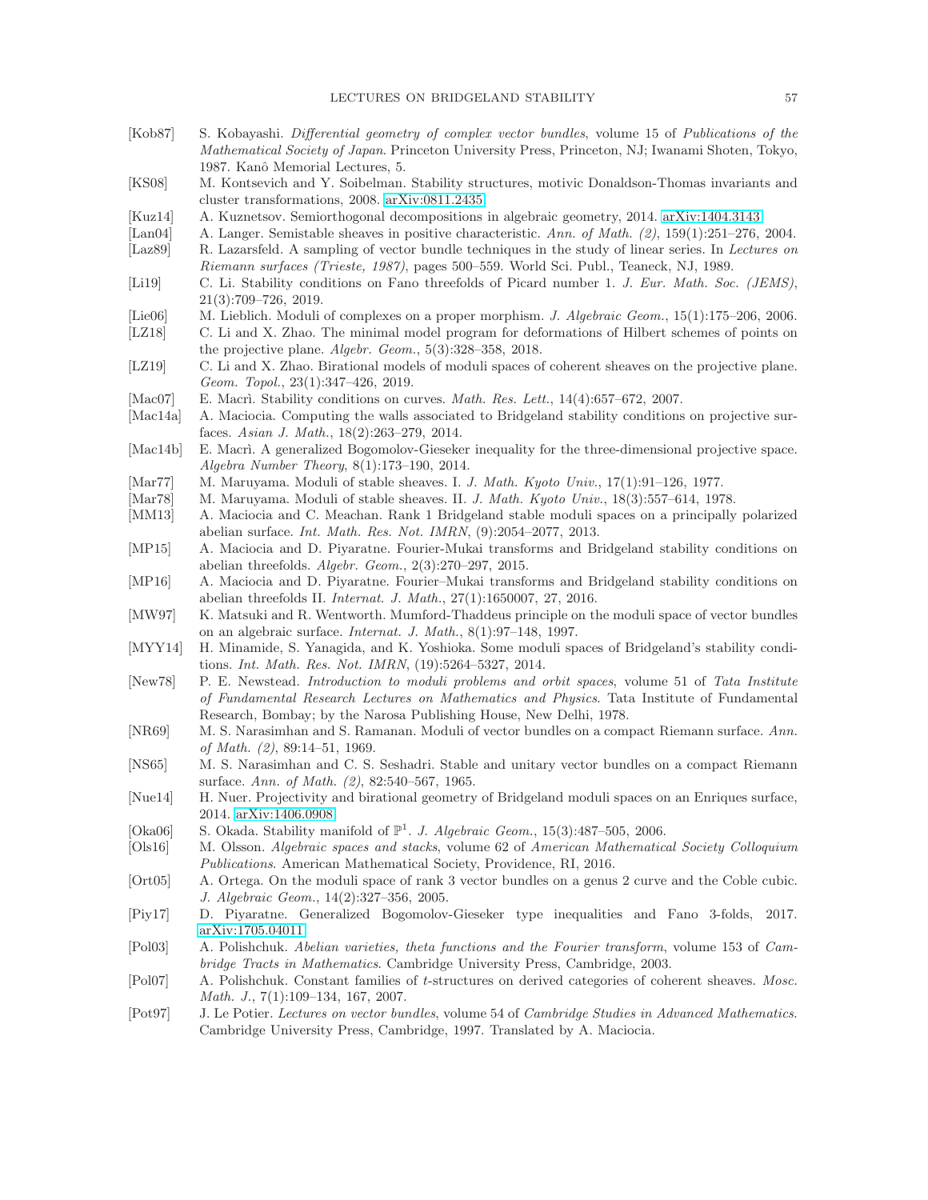[Kob87] S. Kobayashi. *Differential geometry of complex vector bundles*, volume 15 of *Publications of the Mathematical Society of Japan*. Princeton University Press, Princeton, NJ; Iwanami Shoten, Tokyo, 1987. Kanô Memorial Lectures, 5.

[KS08] M. Kontsevich and Y. Soibelman. Stability structures, motivic Donaldson-Thomas invariants and cluster transformations, 2008. arXiv:0811.2435.

[Kuz14] A. Kuznetsov. Semiorthogonal decompositions in algebraic geometry, 2014. arXiv:1404.3143.

[Lan04] A. Langer. Semistable sheaves in positive characteristic. *Ann. of Math. (2)*, 159(1):251–276, 2004.

[Laz89] R. Lazarsfeld. A sampling of vector bundle techniques in the study of linear series. In *Lectures on Riemann surfaces (Trieste, 1987)*, pages 500–559. World Sci. Publ., Teaneck, NJ, 1989.

[Li19] C. Li. Stability conditions on Fano threefolds of Picard number 1. *J. Eur. Math. Soc. (JEMS)*, 21(3):709–726, 2019.

[Lie06] M. Lieblich. Moduli of complexes on a proper morphism. *J. Algebraic Geom.*, 15(1):175–206, 2006.

[LZ18] C. Li and X. Zhao. The minimal model program for deformations of Hilbert schemes of points on the projective plane. *Algebr. Geom.*, 5(3):328–358, 2018.

[LZ19] C. Li and X. Zhao. Birational models of moduli spaces of coherent sheaves on the projective plane. *Geom. Topol.*, 23(1):347–426, 2019.

[Mac07] E. Macrì. Stability conditions on curves. *Math. Res. Lett.*, 14(4):657–672, 2007.

[Mac14a] A. Maciocia. Computing the walls associated to Bridgeland stability conditions on projective surfaces. *Asian J. Math.*, 18(2):263–279, 2014.

[Mac14b] E. Macrì. A generalized Bogomolov-Gieseker inequality for the three-dimensional projective space. *Algebra Number Theory*, 8(1):173–190, 2014.

[Mar77] M. Maruyama. Moduli of stable sheaves. I. *J. Math. Kyoto Univ.*, 17(1):91–126, 1977.

[Mar78] M. Maruyama. Moduli of stable sheaves. II. *J. Math. Kyoto Univ.*, 18(3):557–614, 1978.

[MM13] A. Maciocia and C. Meachan. Rank 1 Bridgeland stable moduli spaces on a principally polarized abelian surface. *Int. Math. Res. Not. IMRN*, (9):2054–2077, 2013.

[MP15] A. Maciocia and D. Piyaratne. Fourier-Mukai transforms and Bridgeland stability conditions on abelian threefolds. *Algebr. Geom.*, 2(3):270–297, 2015.

[MP16] A. Maciocia and D. Piyaratne. Fourier–Mukai transforms and Bridgeland stability conditions on abelian threefolds II. *Internat. J. Math.*, 27(1):1650007, 27, 2016.

[MW97] K. Matsuki and R. Wentworth. Mumford-Thaddeus principle on the moduli space of vector bundles on an algebraic surface. *Internat. J. Math.*, 8(1):97–148, 1997.

[MYY14] H. Minamide, S. Yanagida, and K. Yoshioka. Some moduli spaces of Bridgeland's stability conditions. *Int. Math. Res. Not. IMRN*, (19):5264–5327, 2014.

[New78] P. E. Newstead. *Introduction to moduli problems and orbit spaces*, volume 51 of *Tata Institute of Fundamental Research Lectures on Mathematics and Physics*. Tata Institute of Fundamental Research, Bombay; by the Narosa Publishing House, New Delhi, 1978.

[NR69] M. S. Narasimhan and S. Ramanan. Moduli of vector bundles on a compact Riemann surface. *Ann. of Math. (2)*, 89:14–51, 1969.

[NS65] M. S. Narasimhan and C. S. Seshadri. Stable and unitary vector bundles on a compact Riemann surface. *Ann. of Math. (2)*, 82:540–567, 1965.

[Nue14] H. Nuer. Projectivity and birational geometry of Bridgeland moduli spaces on an Enriques surface, 2014. arXiv:1406.0908.

[Oka06] S. Okada. Stability manifold of $\mathbb{P}^1$. *J. Algebraic Geom.*, 15(3):487–505, 2006.

[Ols16] M. Olsson. *Algebraic spaces and stacks*, volume 62 of *American Mathematical Society Colloquium Publications*. American Mathematical Society, Providence, RI, 2016.

[Ort05] A. Ortega. On the moduli space of rank 3 vector bundles on a genus 2 curve and the Coble cubic. *J. Algebraic Geom.*, 14(2):327–356, 2005.

[Piy17] D. Piyaratne. Generalized Bogomolov-Gieseker type inequalities and Fano 3-folds, 2017. arXiv:1705.04011.

[Pol03] A. Polishchuk. *Abelian varieties, theta functions and the Fourier transform*, volume 153 of *Cambridge Tracts in Mathematics*. Cambridge University Press, Cambridge, 2003.

[Pol07] A. Polishchuk. Constant families of $t$-structures on derived categories of coherent sheaves. *Mosc. Math. J.*, 7(1):109–134, 167, 2007.

[Pot97] J. Le Potier. *Lectures on vector bundles*, volume 54 of *Cambridge Studies in Advanced Mathematics*. Cambridge University Press, Cambridge, 1997. Translated by A. Maciocia.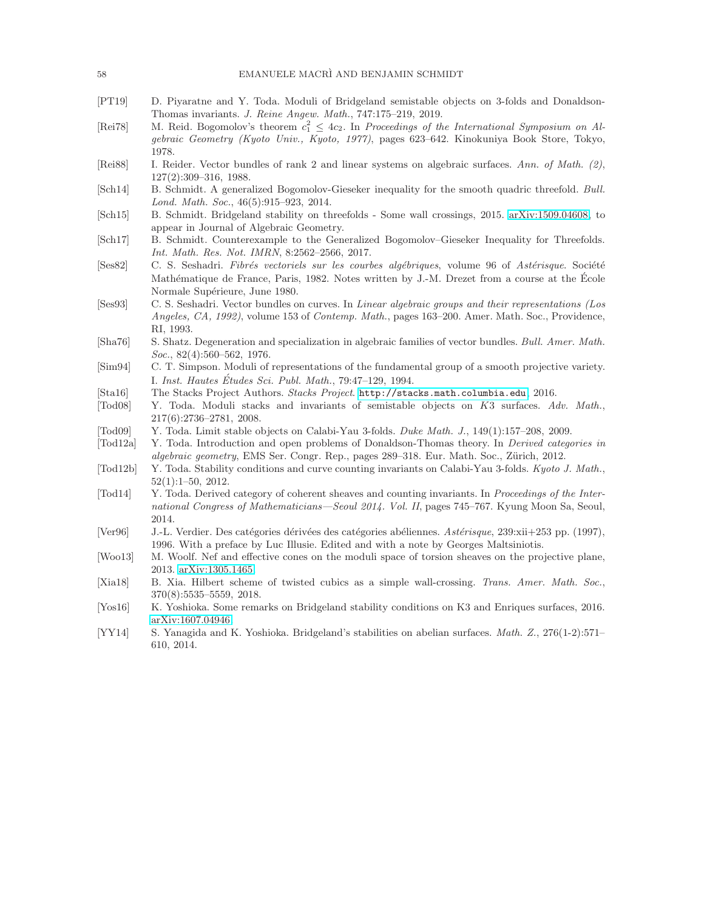[PT19] D. Piyaratne and Y. Toda. Moduli of Bridgeland semistable objects on 3-folds and Donaldson-Thomas invariants. *J. Reine Angew. Math.*, 747:175–219, 2019.

[Rei78] M. Reid. Bogomolov's theorem $c_1^2 \leq 4c_2$. In *Proceedings of the International Symposium on Algebraic Geometry (Kyoto Univ., Kyoto, 1977)*, pages 623–642. Kinokuniya Book Store, Tokyo, 1978.

[Rei88] I. Reider. Vector bundles of rank 2 and linear systems on algebraic surfaces. *Ann. of Math. (2)*, 127(2):309–316, 1988.

[Sch14] B. Schmidt. A generalized Bogomolov-Gieseker inequality for the smooth quadric threefold. *Bull. Lond. Math. Soc.*, 46(5):915–923, 2014.

[Sch15] B. Schmidt. Bridgeland stability on threefolds - Some wall crossings, 2015. arXiv:1509.04608, to appear in Journal of Algebraic Geometry.

[Sch17] B. Schmidt. Counterexample to the Generalized Bogomolov–Gieseker Inequality for Threefolds. *Int. Math. Res. Not. IMRN*, 8:2562–2566, 2017.

[Ses82] C. S. Seshadri. *Fibrés vectoriels sur les courbes algébriques*, volume 96 of *Astérisque*. Société Mathématique de France, Paris, 1982. Notes written by J.-M. Drezet from a course at the École Normale Supérieure, June 1980.

[Ses93] C. S. Seshadri. Vector bundles on curves. In *Linear algebraic groups and their representations (Los Angeles, CA, 1992)*, volume 153 of *Contemp. Math.*, pages 163–200. Amer. Math. Soc., Providence, RI, 1993.

[Sha76] S. Shatz. Degeneration and specialization in algebraic families of vector bundles. *Bull. Amer. Math. Soc.*, 82(4):560–562, 1976.

[Sim94] C. T. Simpson. Moduli of representations of the fundamental group of a smooth projective variety. I. *Inst. Hautes Études Sci. Publ. Math.*, 79:47–129, 1994.

[Sta16] The Stacks Project Authors. *Stacks Project*. `http://stacks.math.columbia.edu`, 2016.

[Tod08] Y. Toda. Moduli stacks and invariants of semistable objects on $K3$ surfaces. *Adv. Math.*, 217(6):2736–2781, 2008.

[Tod09] Y. Toda. Limit stable objects on Calabi-Yau 3-folds. *Duke Math. J.*, 149(1):157–208, 2009.

[Tod12a] Y. Toda. Introduction and open problems of Donaldson-Thomas theory. In *Derived categories in algebraic geometry*, EMS Ser. Congr. Rep., pages 289–318. Eur. Math. Soc., Zürich, 2012.

[Tod12b] Y. Toda. Stability conditions and curve counting invariants on Calabi-Yau 3-folds. *Kyoto J. Math.*, 52(1):1–50, 2012.

[Tod14] Y. Toda. Derived category of coherent sheaves and counting invariants. In *Proceedings of the International Congress of Mathematicians—Seoul 2014. Vol. II*, pages 745–767. Kyung Moon Sa, Seoul, 2014.

[Ver96] J.-L. Verdier. Des catégories dérivées des catégories abéliennes. *Astérisque*, 239:xii+253 pp. (1997), 1996. With a preface by Luc Illusie. Edited and with a note by Georges Maltsiniotis.

[Woo13] M. Woolf. Nef and effective cones on the moduli space of torsion sheaves on the projective plane, 2013. arXiv:1305.1465.

[Xia18] B. Xia. Hilbert scheme of twisted cubics as a simple wall-crossing. *Trans. Amer. Math. Soc.*, 370(8):5535–5559, 2018.

[Yos16] K. Yoshioka. Some remarks on Bridgeland stability conditions on K3 and Enriques surfaces, 2016. arXiv:1607.04946.

[YY14] S. Yanagida and K. Yoshioka. Bridgeland's stabilities on abelian surfaces. *Math. Z.*, 276(1-2):571–610, 2014.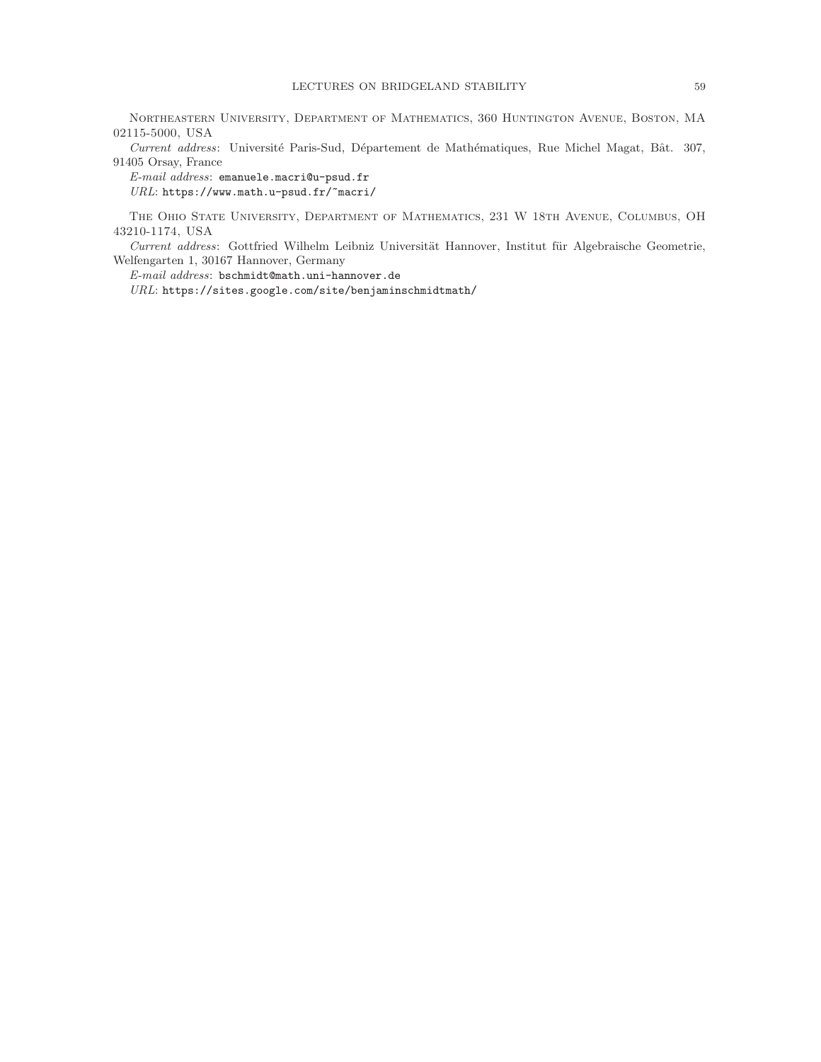Northeastern University, Department of Mathematics, 360 Huntington Avenue, Boston, MA 02115-5000, USA

*Current address*: Université Paris-Sud, Département de Mathématiques, Rue Michel Magat, Bât. 307, 91405 Orsay, France

*E-mail address*: `emanuele.macri@u-psud.fr`

*URL*: `https://www.math.u-psud.fr/~macri/`

The Ohio State University, Department of Mathematics, 231 W 18th Avenue, Columbus, OH 43210-1174, USA

*Current address*: Gottfried Wilhelm Leibniz Universität Hannover, Institut für Algebraische Geometrie, Welfengarten 1, 30167 Hannover, Germany

*E-mail address*: `bschmidt@math.uni-hannover.de`

*URL*: `https://sites.google.com/site/benjaminschmidtmath/`